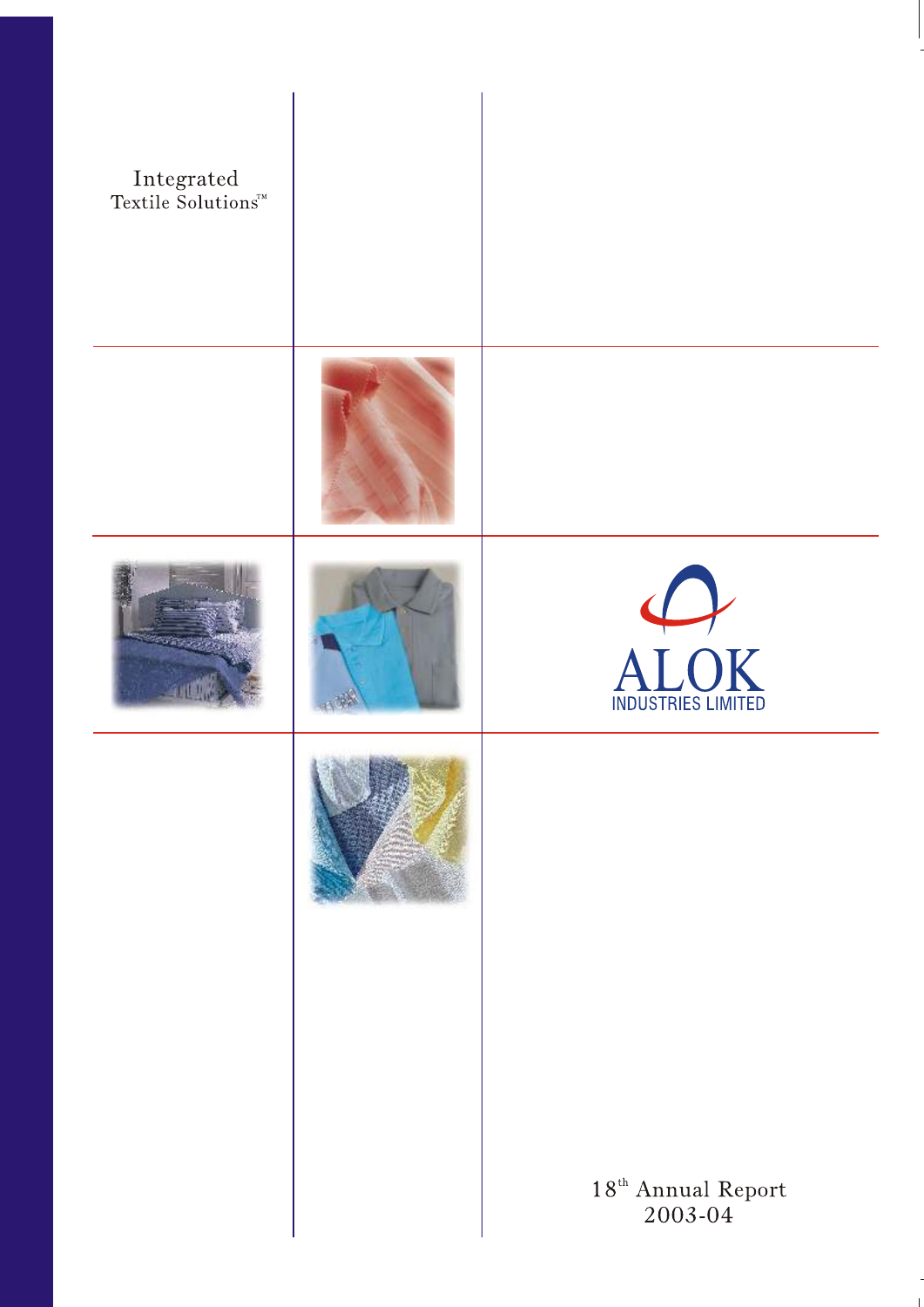Integrated
Textile Solutions™

# ALOK
INDUSTRIES LIMITED

18th Annual Report
2003-04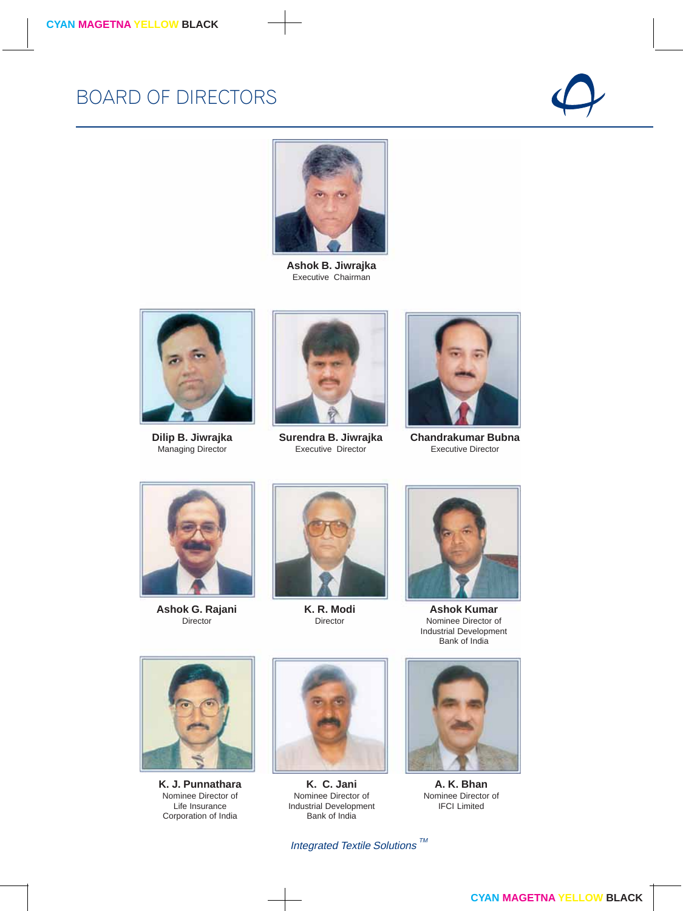# BOARD OF DIRECTORS

**Ashok B. Jiwrajka**
Executive Chairman

**Dilip B. Jiwrajka**
Managing Director

**Surendra B. Jiwrajka**
Executive Director

**Chandrakumar Bubna**
Executive Director

**Ashok G. Rajani**
Director

**K. R. Modi**
Director

**Ashok Kumar**
Nominee Director of Industrial Development Bank of India

**K. J. Punnathara**
Nominee Director of Life Insurance Corporation of India

**K. C. Jani**
Nominee Director of Industrial Development Bank of India

**A. K. Bhan**
Nominee Director of IFCI Limited

*Integrated Textile Solutions* TM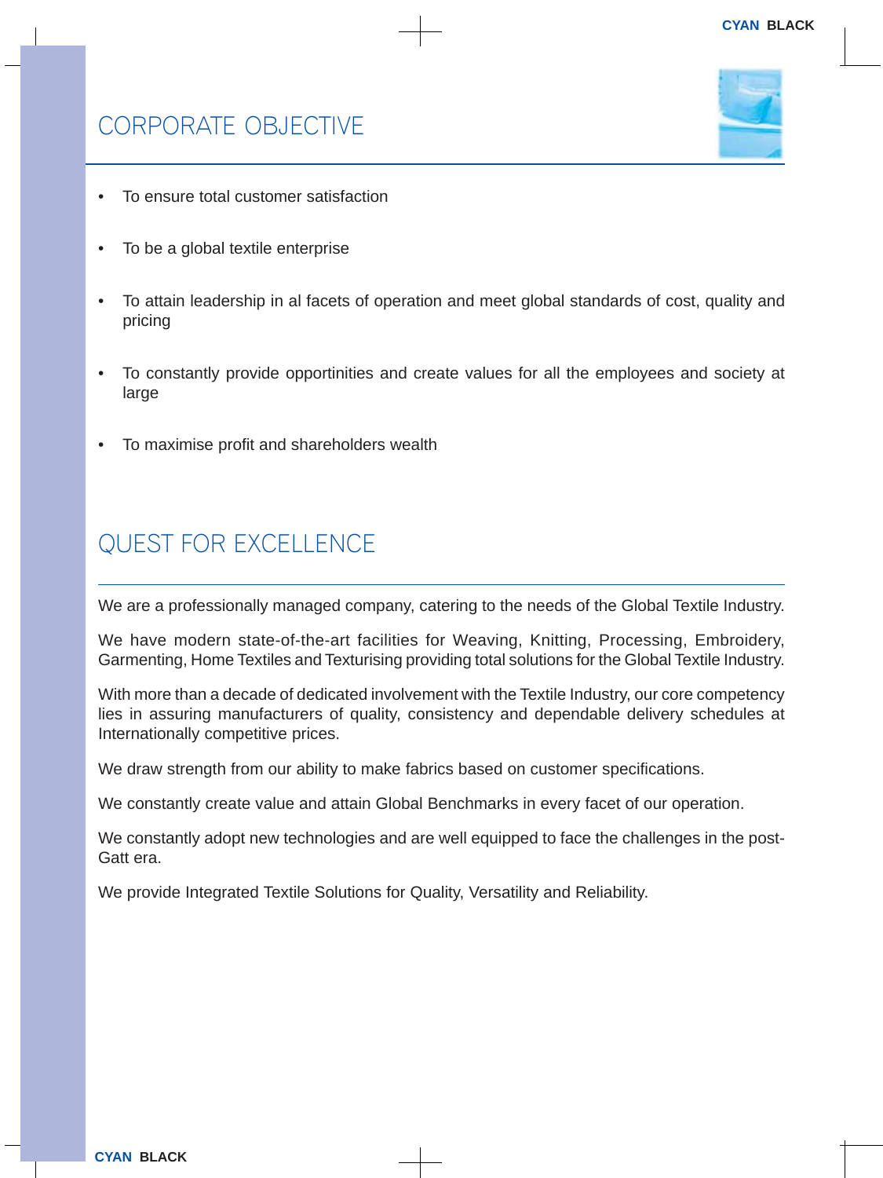## CORPORATE OBJECTIVE

- To ensure total customer satisfaction
- To be a global textile enterprise
- To attain leadership in al facets of operation and meet global standards of cost, quality and pricing
- To constantly provide opportinities and create values for all the employees and society at large
- To maximise profit and shareholders wealth

## QUEST FOR EXCELLENCE

We are a professionally managed company, catering to the needs of the Global Textile Industry.

We have modern state-of-the-art facilities for Weaving, Knitting, Processing, Embroidery, Garmenting, Home Textiles and Texturising providing total solutions for the Global Textile Industry.

With more than a decade of dedicated involvement with the Textile Industry, our core competency lies in assuring manufacturers of quality, consistency and dependable delivery schedules at Internationally competitive prices.

We draw strength from our ability to make fabrics based on customer specifications.

We constantly create value and attain Global Benchmarks in every facet of our operation.

We constantly adopt new technologies and are well equipped to face the challenges in the post-Gatt era.

We provide Integrated Textile Solutions for Quality, Versatility and Reliability.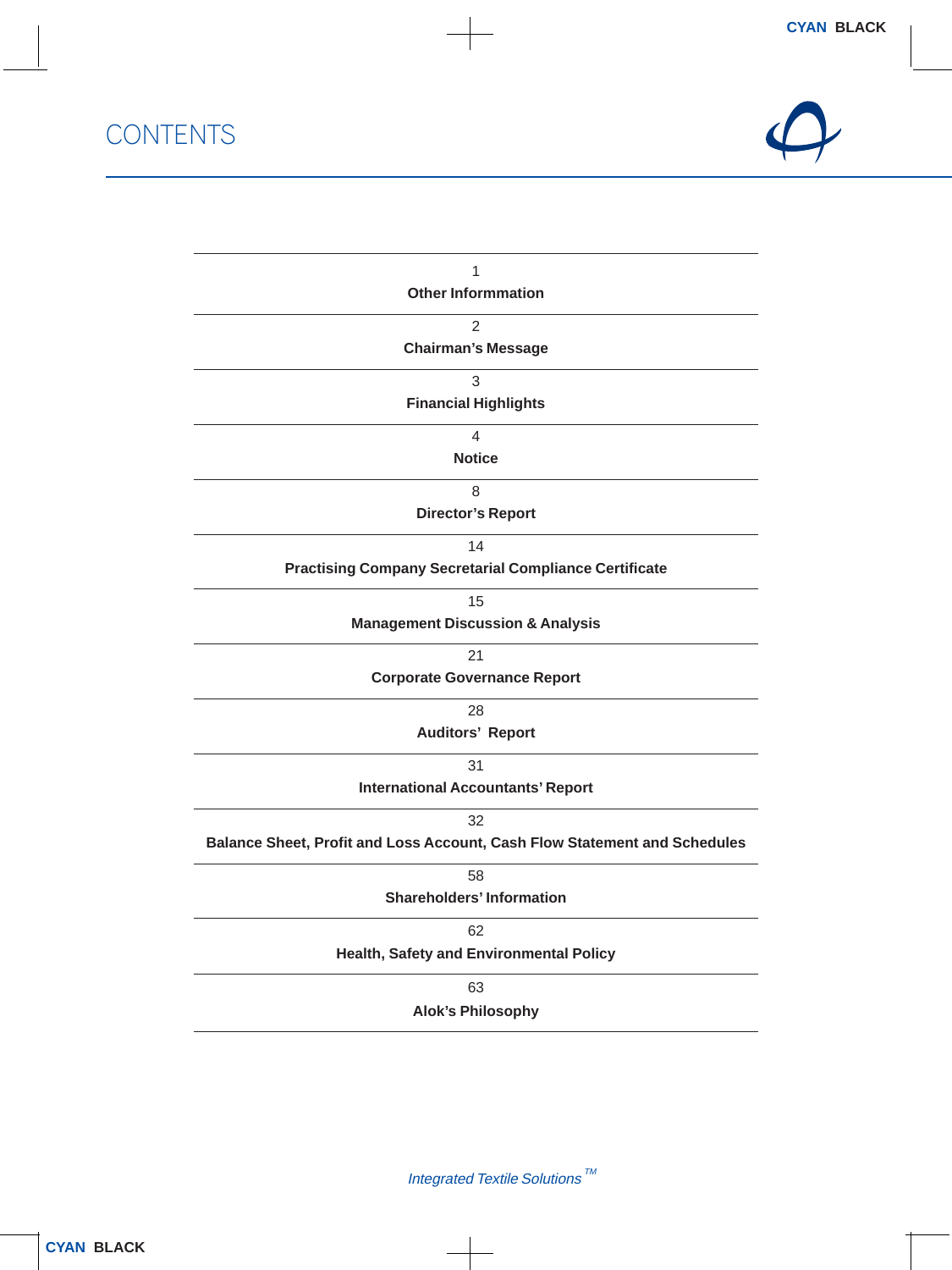# CONTENTS

| Page | Section |
|---|---|
| 1 | **Other Informmation** |
| 2 | **Chairman's Message** |
| 3 | **Financial Highlights** |
| 4 | **Notice** |
| 8 | **Director's Report** |
| 14 | **Practising Company Secretarial Compliance Certificate** |
| 15 | **Management Discussion & Analysis** |
| 21 | **Corporate Governance Report** |
| 28 | **Auditors' Report** |
| 31 | **International Accountants' Report** |
| 32 | **Balance Sheet, Profit and Loss Account, Cash Flow Statement and Schedules** |
| 58 | **Shareholders' Information** |
| 62 | **Health, Safety and Environmental Policy** |
| 63 | **Alok's Philosophy** |

*Integrated Textile Solutions* TM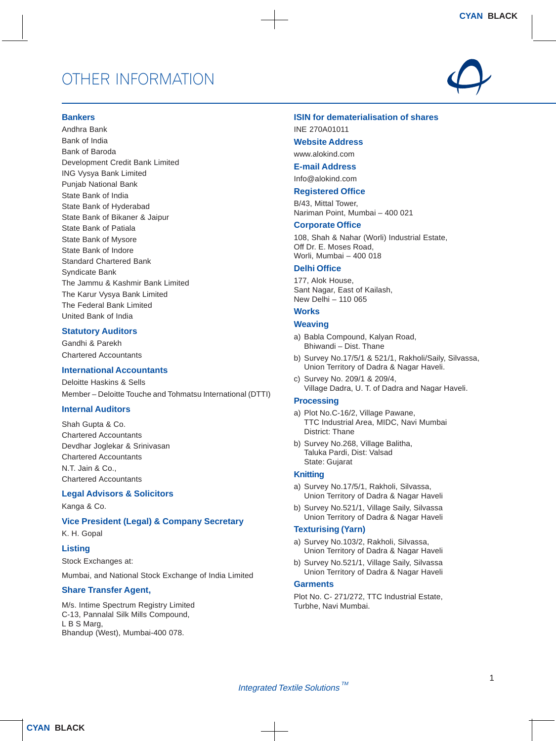# OTHER INFORMATION

## Bankers

Andhra Bank
Bank of India
Bank of Baroda
Development Credit Bank Limited
ING Vysya Bank Limited
Punjab National Bank
State Bank of India
State Bank of Hyderabad
State Bank of Bikaner & Jaipur
State Bank of Patiala
State Bank of Mysore
State Bank of Indore
Standard Chartered Bank
Syndicate Bank
The Jammu & Kashmir Bank Limited
The Karur Vysya Bank Limited
The Federal Bank Limited
United Bank of India

## Statutory Auditors

Gandhi & Parekh
Chartered Accountants

## International Accountants

Deloitte Haskins & Sells
Member – Deloitte Touche and Tohmatsu International (DTTI)

## Internal Auditors

Shah Gupta & Co.
Chartered Accountants
Devdhar Joglekar & Srinivasan
Chartered Accountants
N.T. Jain & Co.,
Chartered Accountants

## Legal Advisors & Solicitors

Kanga & Co.

## Vice President (Legal) & Company Secretary

K. H. Gopal

## Listing

Stock Exchanges at:

Mumbai, and National Stock Exchange of India Limited

## Share Transfer Agent,

M/s. Intime Spectrum Registry Limited
C-13, Pannalal Silk Mills Compound,
L B S Marg,
Bhandup (West), Mumbai-400 078.

## ISIN for dematerialisation of shares

INE 270A01011

## Website Address

www.alokind.com

## E-mail Address

Info@alokind.com

## Registered Office

B/43, Mittal Tower,
Nariman Point, Mumbai – 400 021

## Corporate Office

108, Shah & Nahar (Worli) Industrial Estate,
Off Dr. E. Moses Road,
Worli, Mumbai – 400 018

## Delhi Office

177, Alok House,
Sant Nagar, East of Kailash,
New Delhi – 110 065

## Works

### Weaving

a) Babla Compound, Kalyan Road,
Bhiwandi – Dist. Thane

b) Survey No.17/5/1 & 521/1, Rakholi/Saily, Silvassa,
Union Territory of Dadra & Nagar Haveli.

c) Survey No. 209/1 & 209/4,
Village Dadra, U. T. of Dadra and Nagar Haveli.

### Processing

a) Plot No.C-16/2, Village Pawane,
TTC Industrial Area, MIDC, Navi Mumbai
District: Thane

b) Survey No.268, Village Balitha,
Taluka Pardi, Dist: Valsad
State: Gujarat

### Knitting

a) Survey No.17/5/1, Rakholi, Silvassa,
Union Territory of Dadra & Nagar Haveli

b) Survey No.521/1, Village Saily, Silvassa
Union Territory of Dadra & Nagar Haveli

### Texturising (Yarn)

a) Survey No.103/2, Rakholi, Silvassa,
Union Territory of Dadra & Nagar Haveli

b) Survey No.521/1, Village Saily, Silvassa
Union Territory of Dadra & Nagar Haveli

### Garments

Plot No. C- 271/272, TTC Industrial Estate,
Turbhe, Navi Mumbai.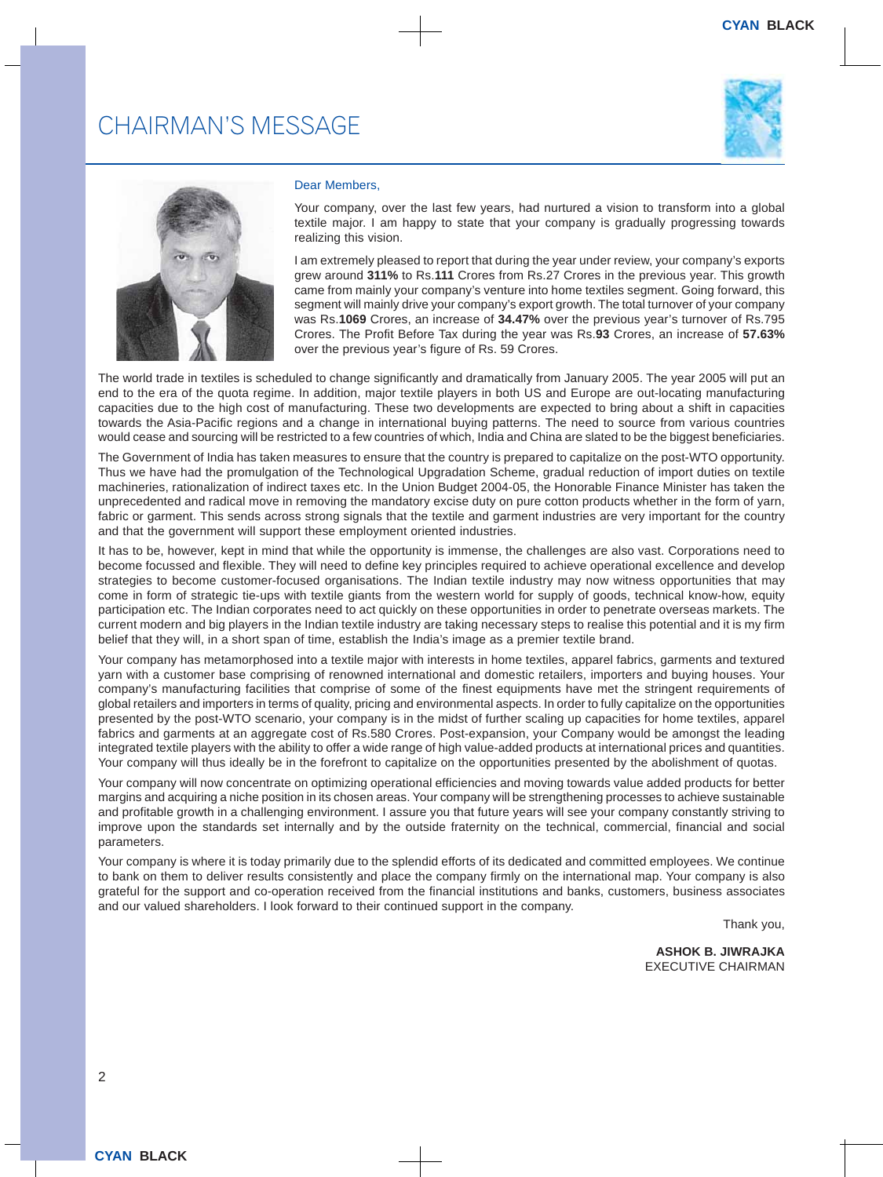# CHAIRMAN'S MESSAGE

Dear Members,

Your company, over the last few years, had nurtured a vision to transform into a global textile major. I am happy to state that your company is gradually progressing towards realizing this vision.

I am extremely pleased to report that during the year under review, your company's exports grew around **311%** to Rs.**111** Crores from Rs.27 Crores in the previous year. This growth came from mainly your company's venture into home textiles segment. Going forward, this segment will mainly drive your company's export growth. The total turnover of your company was Rs.**1069** Crores, an increase of **34.47%** over the previous year's turnover of Rs.795 Crores. The Profit Before Tax during the year was Rs.**93** Crores, an increase of **57.63%** over the previous year's figure of Rs. 59 Crores.

The world trade in textiles is scheduled to change significantly and dramatically from January 2005. The year 2005 will put an end to the era of the quota regime. In addition, major textile players in both US and Europe are out-locating manufacturing capacities due to the high cost of manufacturing. These two developments are expected to bring about a shift in capacities towards the Asia-Pacific regions and a change in international buying patterns. The need to source from various countries would cease and sourcing will be restricted to a few countries of which, India and China are slated to be the biggest beneficiaries.

The Government of India has taken measures to ensure that the country is prepared to capitalize on the post-WTO opportunity. Thus we have had the promulgation of the Technological Upgradation Scheme, gradual reduction of import duties on textile machineries, rationalization of indirect taxes etc. In the Union Budget 2004-05, the Honorable Finance Minister has taken the unprecedented and radical move in removing the mandatory excise duty on pure cotton products whether in the form of yarn, fabric or garment. This sends across strong signals that the textile and garment industries are very important for the country and that the government will support these employment oriented industries.

It has to be, however, kept in mind that while the opportunity is immense, the challenges are also vast. Corporations need to become focussed and flexible. They will need to define key principles required to achieve operational excellence and develop strategies to become customer-focused organisations. The Indian textile industry may now witness opportunities that may come in form of strategic tie-ups with textile giants from the western world for supply of goods, technical know-how, equity participation etc. The Indian corporates need to act quickly on these opportunities in order to penetrate overseas markets. The current modern and big players in the Indian textile industry are taking necessary steps to realise this potential and it is my firm belief that they will, in a short span of time, establish the India's image as a premier textile brand.

Your company has metamorphosed into a textile major with interests in home textiles, apparel fabrics, garments and textured yarn with a customer base comprising of renowned international and domestic retailers, importers and buying houses. Your company's manufacturing facilities that comprise of some of the finest equipments have met the stringent requirements of global retailers and importers in terms of quality, pricing and environmental aspects. In order to fully capitalize on the opportunities presented by the post-WTO scenario, your company is in the midst of further scaling up capacities for home textiles, apparel fabrics and garments at an aggregate cost of Rs.580 Crores. Post-expansion, your Company would be amongst the leading integrated textile players with the ability to offer a wide range of high value-added products at international prices and quantities. Your company will thus ideally be in the forefront to capitalize on the opportunities presented by the abolishment of quotas.

Your company will now concentrate on optimizing operational efficiencies and moving towards value added products for better margins and acquiring a niche position in its chosen areas. Your company will be strengthening processes to achieve sustainable and profitable growth in a challenging environment. I assure you that future years will see your company constantly striving to improve upon the standards set internally and by the outside fraternity on the technical, commercial, financial and social parameters.

Your company is where it is today primarily due to the splendid efforts of its dedicated and committed employees. We continue to bank on them to deliver results consistently and place the company firmly on the international map. Your company is also grateful for the support and co-operation received from the financial institutions and banks, customers, business associates and our valued shareholders. I look forward to their continued support in the company.

Thank you,

**ASHOK B. JIWRAJKA**
EXECUTIVE CHAIRMAN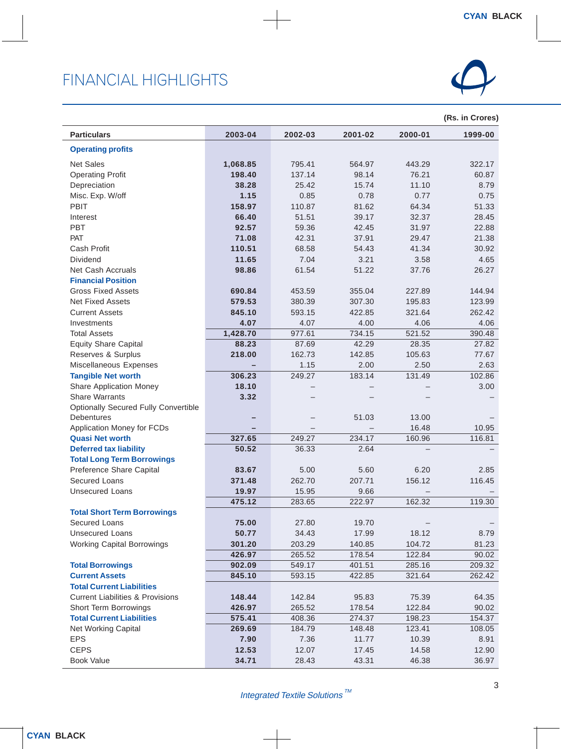# FINANCIAL HIGHLIGHTS

(Rs. in Crores)

| Particulars | 2003-04 | 2002-03 | 2001-02 | 2000-01 | 1999-00 |
|---|---|---|---|---|---|
| **Operating profits** | | | | | |
| Net Sales | **1,068.85** | 795.41 | 564.97 | 443.29 | 322.17 |
| Operating Profit | **198.40** | 137.14 | 98.14 | 76.21 | 60.87 |
| Depreciation | **38.28** | 25.42 | 15.74 | 11.10 | 8.79 |
| Misc. Exp. W/off | **1.15** | 0.85 | 0.78 | 0.77 | 0.75 |
| PBIT | **158.97** | 110.87 | 81.62 | 64.34 | 51.33 |
| Interest | **66.40** | 51.51 | 39.17 | 32.37 | 28.45 |
| PBT | **92.57** | 59.36 | 42.45 | 31.97 | 22.88 |
| PAT | **71.08** | 42.31 | 37.91 | 29.47 | 21.38 |
| Cash Profit | **110.51** | 68.58 | 54.43 | 41.34 | 30.92 |
| Dividend | **11.65** | 7.04 | 3.21 | 3.58 | 4.65 |
| Net Cash Accruals | **98.86** | 61.54 | 51.22 | 37.76 | 26.27 |
| **Financial Position** | | | | | |
| Gross Fixed Assets | **690.84** | 453.59 | 355.04 | 227.89 | 144.94 |
| Net Fixed Assets | **579.53** | 380.39 | 307.30 | 195.83 | 123.99 |
| Current Assets | **845.10** | 593.15 | 422.85 | 321.64 | 262.42 |
| Investments | **4.07** | 4.07 | 4.00 | 4.06 | 4.06 |
| Total Assets | **1,428.70** | 977.61 | 734.15 | 521.52 | 390.48 |
| Equity Share Capital | **88.23** | 87.69 | 42.29 | 28.35 | 27.82 |
| Reserves & Surplus | **218.00** | 162.73 | 142.85 | 105.63 | 77.67 |
| Miscellaneous Expenses | **–** | 1.15 | 2.00 | 2.50 | 2.63 |
| **Tangible Net worth** | **306.23** | 249.27 | 183.14 | 131.49 | 102.86 |
| Share Application Money | **18.10** | – | – | – | 3.00 |
| Share Warrants | **3.32** | – | – | – | – |
| Optionally Secured Fully Convertible Debentures | **–** | – | 51.03 | 13.00 | – |
| Application Money for FCDs | **–** | – | – | 16.48 | 10.95 |
| **Quasi Net worth** | **327.65** | 249.27 | 234.17 | 160.96 | 116.81 |
| **Deferred tax liability** | **50.52** | 36.33 | 2.64 | – | – |
| **Total Long Term Borrowings** | | | | | |
| Preference Share Capital | **83.67** | 5.00 | 5.60 | 6.20 | 2.85 |
| Secured Loans | **371.48** | 262.70 | 207.71 | 156.12 | 116.45 |
| Unsecured Loans | **19.97** | 15.95 | 9.66 | – | – |
| | **475.12** | 283.65 | 222.97 | 162.32 | 119.30 |
| **Total Short Term Borrowings** | | | | | |
| Secured Loans | **75.00** | 27.80 | 19.70 | – | – |
| Unsecured Loans | **50.77** | 34.43 | 17.99 | 18.12 | 8.79 |
| Working Capital Borrowings | **301.20** | 203.29 | 140.85 | 104.72 | 81.23 |
| | **426.97** | 265.52 | 178.54 | 122.84 | 90.02 |
| **Total Borrowings** | **902.09** | 549.17 | 401.51 | 285.16 | 209.32 |
| **Current Assets** | **845.10** | 593.15 | 422.85 | 321.64 | 262.42 |
| **Total Current Liabilities** | | | | | |
| Current Liabilities & Provisions | **148.44** | 142.84 | 95.83 | 75.39 | 64.35 |
| Short Term Borrowings | **426.97** | 265.52 | 178.54 | 122.84 | 90.02 |
| **Total Current Liabilities** | **575.41** | 408.36 | 274.37 | 198.23 | 154.37 |
| Net Working Capital | **269.69** | 184.79 | 148.48 | 123.41 | 108.05 |
| EPS | **7.90** | 7.36 | 11.77 | 10.39 | 8.91 |
| CEPS | **12.53** | 12.07 | 17.45 | 14.58 | 12.90 |
| Book Value | **34.71** | 28.43 | 43.31 | 46.38 | 36.97 |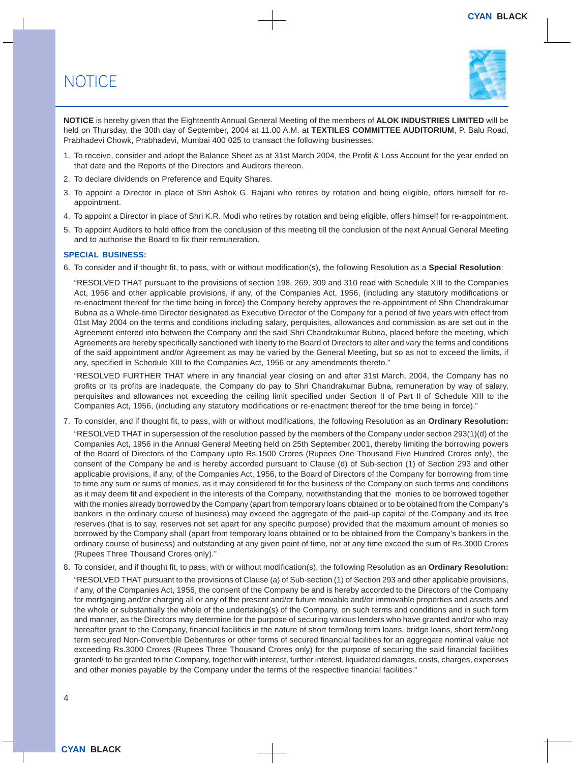# NOTICE

**NOTICE** is hereby given that the Eighteenth Annual General Meeting of the members of **ALOK INDUSTRIES LIMITED** will be held on Thursday, the 30th day of September, 2004 at 11.00 A.M. at **TEXTILES COMMITTEE AUDITORIUM**, P. Balu Road, Prabhadevi Chowk, Prabhadevi, Mumbai 400 025 to transact the following businesses.

1. To receive, consider and adopt the Balance Sheet as at 31st March 2004, the Profit & Loss Account for the year ended on that date and the Reports of the Directors and Auditors thereon.
2. To declare dividends on Preference and Equity Shares.
3. To appoint a Director in place of Shri Ashok G. Rajani who retires by rotation and being eligible, offers himself for re-appointment.
4. To appoint a Director in place of Shri K.R. Modi who retires by rotation and being eligible, offers himself for re-appointment.
5. To appoint Auditors to hold office from the conclusion of this meeting till the conclusion of the next Annual General Meeting and to authorise the Board to fix their remuneration.

**SPECIAL BUSINESS:**

6. To consider and if thought fit, to pass, with or without modification(s), the following Resolution as a **Special Resolution**:

   "RESOLVED THAT pursuant to the provisions of section 198, 269, 309 and 310 read with Schedule XIII to the Companies Act, 1956 and other applicable provisions, if any, of the Companies Act, 1956, (including any statutory modifications or re-enactment thereof for the time being in force) the Company hereby approves the re-appointment of Shri Chandrakumar Bubna as a Whole-time Director designated as Executive Director of the Company for a period of five years with effect from 01st May 2004 on the terms and conditions including salary, perquisites, allowances and commission as are set out in the Agreement entered into between the Company and the said Shri Chandrakumar Bubna, placed before the meeting, which Agreements are hereby specifically sanctioned with liberty to the Board of Directors to alter and vary the terms and conditions of the said appointment and/or Agreement as may be varied by the General Meeting, but so as not to exceed the limits, if any, specified in Schedule XIII to the Companies Act, 1956 or any amendments thereto."

   "RESOLVED FURTHER THAT where in any financial year closing on and after 31st March, 2004, the Company has no profits or its profits are inadequate, the Company do pay to Shri Chandrakumar Bubna, remuneration by way of salary, perquisites and allowances not exceeding the ceiling limit specified under Section II of Part II of Schedule XIII to the Companies Act, 1956, (including any statutory modifications or re-enactment thereof for the time being in force)."

7. To consider, and if thought fit, to pass, with or without modifications, the following Resolution as an **Ordinary Resolution:**

   "RESOLVED THAT in supersession of the resolution passed by the members of the Company under section 293(1)(d) of the Companies Act, 1956 in the Annual General Meeting held on 25th September 2001, thereby limiting the borrowing powers of the Board of Directors of the Company upto Rs.1500 Crores (Rupees One Thousand Five Hundred Crores only), the consent of the Company be and is hereby accorded pursuant to Clause (d) of Sub-section (1) of Section 293 and other applicable provisions, if any, of the Companies Act, 1956, to the Board of Directors of the Company for borrowing from time to time any sum or sums of monies, as it may considered fit for the business of the Company on such terms and conditions as it may deem fit and expedient in the interests of the Company, notwithstanding that the monies to be borrowed together with the monies already borrowed by the Company (apart from temporary loans obtained or to be obtained from the Company's bankers in the ordinary course of business) may exceed the aggregate of the paid-up capital of the Company and its free reserves (that is to say, reserves not set apart for any specific purpose) provided that the maximum amount of monies so borrowed by the Company shall (apart from temporary loans obtained or to be obtained from the Company's bankers in the ordinary course of business) and outstanding at any given point of time, not at any time exceed the sum of Rs.3000 Crores (Rupees Three Thousand Crores only)."

8. To consider, and if thought fit, to pass, with or without modification(s), the following Resolution as an **Ordinary Resolution:**

   "RESOLVED THAT pursuant to the provisions of Clause (a) of Sub-section (1) of Section 293 and other applicable provisions, if any, of the Companies Act, 1956, the consent of the Company be and is hereby accorded to the Directors of the Company for mortgaging and/or charging all or any of the present and/or future movable and/or immovable properties and assets and the whole or substantially the whole of the undertaking(s) of the Company, on such terms and conditions and in such form and manner, as the Directors may determine for the purpose of securing various lenders who have granted and/or who may hereafter grant to the Company, financial facilities in the nature of short term/long term loans, bridge loans, short term/long term secured Non-Convertible Debentures or other forms of secured financial facilities for an aggregate nominal value not exceeding Rs.3000 Crores (Rupees Three Thousand Crores only) for the purpose of securing the said financial facilities granted/ to be granted to the Company, together with interest, further interest, liquidated damages, costs, charges, expenses and other monies payable by the Company under the terms of the respective financial facilities."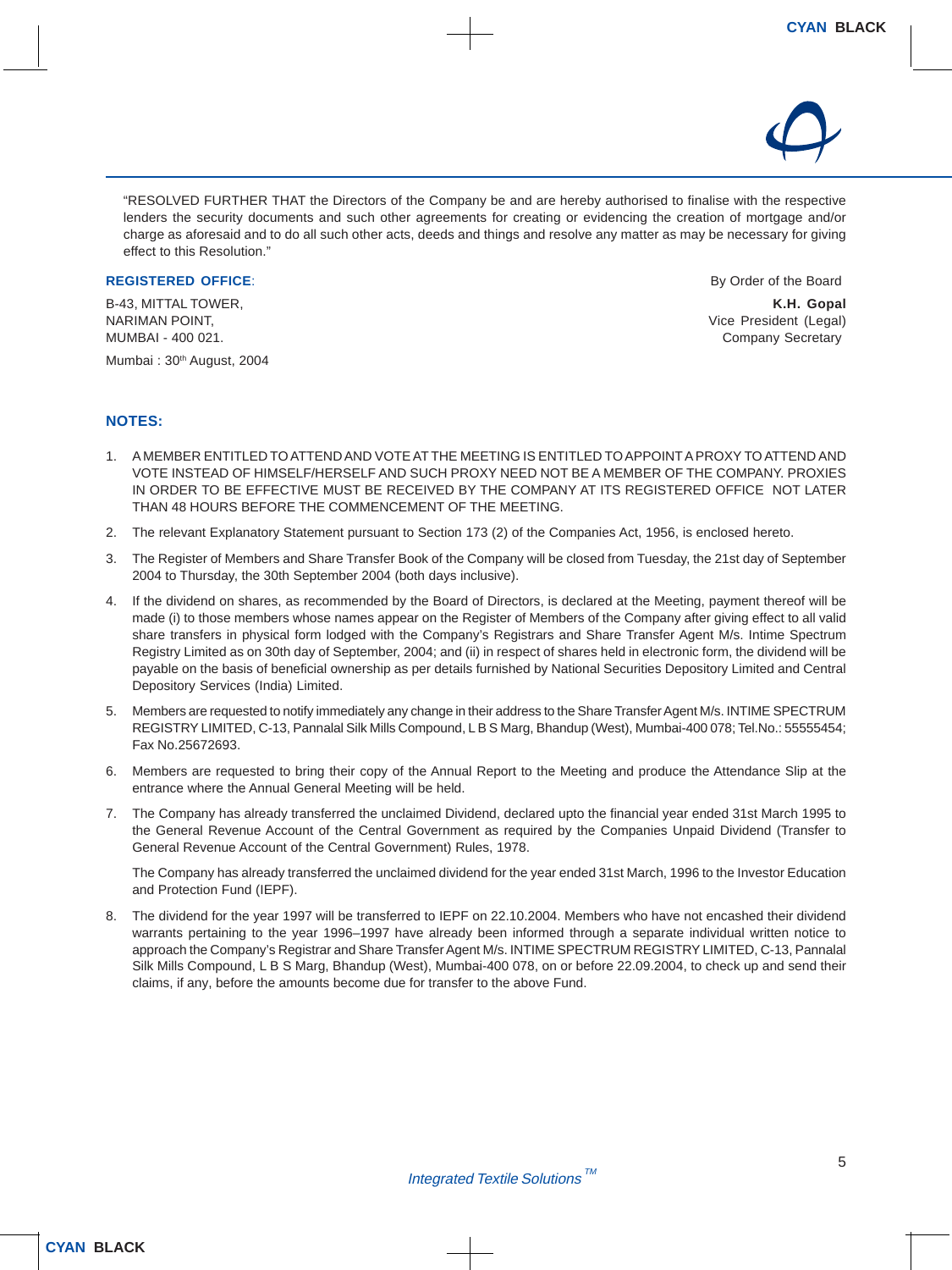"RESOLVED FURTHER THAT the Directors of the Company be and are hereby authorised to finalise with the respective lenders the security documents and such other agreements for creating or evidencing the creation of mortgage and/or charge as aforesaid and to do all such other acts, deeds and things and resolve any matter as may be necessary for giving effect to this Resolution."

**REGISTERED OFFICE**:

B-43, MITTAL TOWER,
NARIMAN POINT,
MUMBAI - 400 021.

Mumbai : 30th August, 2004

By Order of the Board

**K.H. Gopal**
Vice President (Legal)
Company Secretary

## NOTES:

1. A MEMBER ENTITLED TO ATTEND AND VOTE AT THE MEETING IS ENTITLED TO APPOINT A PROXY TO ATTEND AND VOTE INSTEAD OF HIMSELF/HERSELF AND SUCH PROXY NEED NOT BE A MEMBER OF THE COMPANY. PROXIES IN ORDER TO BE EFFECTIVE MUST BE RECEIVED BY THE COMPANY AT ITS REGISTERED OFFICE NOT LATER THAN 48 HOURS BEFORE THE COMMENCEMENT OF THE MEETING.

2. The relevant Explanatory Statement pursuant to Section 173 (2) of the Companies Act, 1956, is enclosed hereto.

3. The Register of Members and Share Transfer Book of the Company will be closed from Tuesday, the 21st day of September 2004 to Thursday, the 30th September 2004 (both days inclusive).

4. If the dividend on shares, as recommended by the Board of Directors, is declared at the Meeting, payment thereof will be made (i) to those members whose names appear on the Register of Members of the Company after giving effect to all valid share transfers in physical form lodged with the Company's Registrars and Share Transfer Agent M/s. Intime Spectrum Registry Limited as on 30th day of September, 2004; and (ii) in respect of shares held in electronic form, the dividend will be payable on the basis of beneficial ownership as per details furnished by National Securities Depository Limited and Central Depository Services (India) Limited.

5. Members are requested to notify immediately any change in their address to the Share Transfer Agent M/s. INTIME SPECTRUM REGISTRY LIMITED, C-13, Pannalal Silk Mills Compound, L B S Marg, Bhandup (West), Mumbai-400 078; Tel.No.: 55555454; Fax No.25672693.

6. Members are requested to bring their copy of the Annual Report to the Meeting and produce the Attendance Slip at the entrance where the Annual General Meeting will be held.

7. The Company has already transferred the unclaimed Dividend, declared upto the financial year ended 31st March 1995 to the General Revenue Account of the Central Government as required by the Companies Unpaid Dividend (Transfer to General Revenue Account of the Central Government) Rules, 1978.

   The Company has already transferred the unclaimed dividend for the year ended 31st March, 1996 to the Investor Education and Protection Fund (IEPF).

8. The dividend for the year 1997 will be transferred to IEPF on 22.10.2004. Members who have not encashed their dividend warrants pertaining to the year 1996–1997 have already been informed through a separate individual written notice to approach the Company's Registrar and Share Transfer Agent M/s. INTIME SPECTRUM REGISTRY LIMITED, C-13, Pannalal Silk Mills Compound, L B S Marg, Bhandup (West), Mumbai-400 078, on or before 22.09.2004, to check up and send their claims, if any, before the amounts become due for transfer to the above Fund.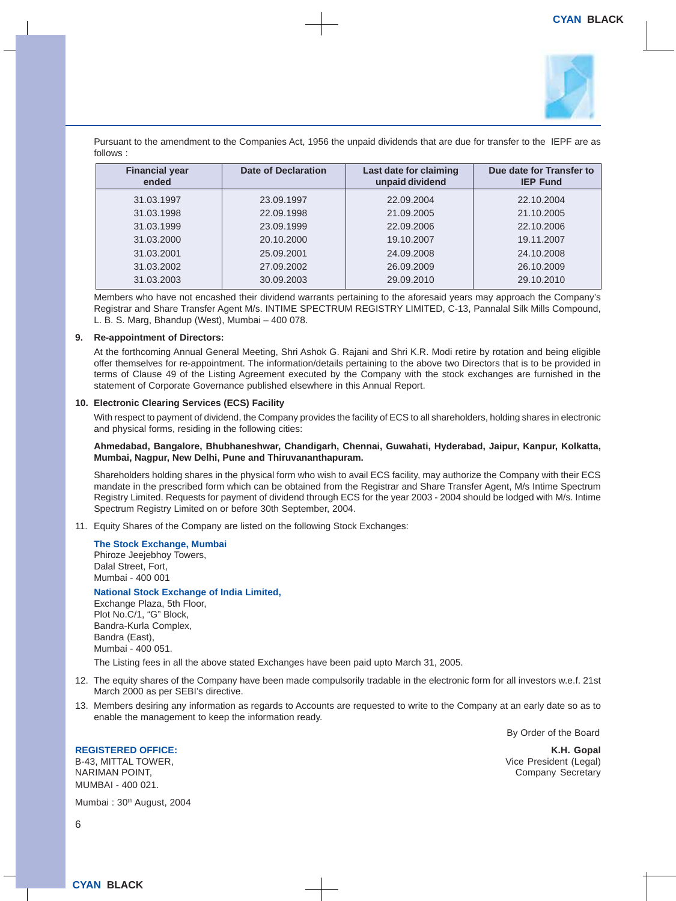Pursuant to the amendment to the Companies Act, 1956 the unpaid dividends that are due for transfer to the IEPF are as follows :

| Financial year ended | Date of Declaration | Last date for claiming unpaid dividend | Due date for Transfer to IEP Fund |
|---|---|---|---|
| 31.03.1997 | 23.09.1997 | 22.09.2004 | 22.10.2004 |
| 31.03.1998 | 22.09.1998 | 21.09.2005 | 21.10.2005 |
| 31.03.1999 | 23.09.1999 | 22.09.2006 | 22.10.2006 |
| 31.03.2000 | 20.10.2000 | 19.10.2007 | 19.11.2007 |
| 31.03.2001 | 25.09.2001 | 24.09.2008 | 24.10.2008 |
| 31.03.2002 | 27.09.2002 | 26.09.2009 | 26.10.2009 |
| 31.03.2003 | 30.09.2003 | 29.09.2010 | 29.10.2010 |

Members who have not encashed their dividend warrants pertaining to the aforesaid years may approach the Company's Registrar and Share Transfer Agent M/s. INTIME SPECTRUM REGISTRY LIMITED, C-13, Pannalal Silk Mills Compound, L. B. S. Marg, Bhandup (West), Mumbai – 400 078.

**9. Re-appointment of Directors:**

At the forthcoming Annual General Meeting, Shri Ashok G. Rajani and Shri K.R. Modi retire by rotation and being eligible offer themselves for re-appointment. The information/details pertaining to the above two Directors that is to be provided in terms of Clause 49 of the Listing Agreement executed by the Company with the stock exchanges are furnished in the statement of Corporate Governance published elsewhere in this Annual Report.

**10. Electronic Clearing Services (ECS) Facility**

With respect to payment of dividend, the Company provides the facility of ECS to all shareholders, holding shares in electronic and physical forms, residing in the following cities:

**Ahmedabad, Bangalore, Bhubhaneshwar, Chandigarh, Chennai, Guwahati, Hyderabad, Jaipur, Kanpur, Kolkatta, Mumbai, Nagpur, New Delhi, Pune and Thiruvananthapuram.**

Shareholders holding shares in the physical form who wish to avail ECS facility, may authorize the Company with their ECS mandate in the prescribed form which can be obtained from the Registrar and Share Transfer Agent, M/s Intime Spectrum Registry Limited. Requests for payment of dividend through ECS for the year 2003 - 2004 should be lodged with M/s. Intime Spectrum Registry Limited on or before 30th September, 2004.

11. Equity Shares of the Company are listed on the following Stock Exchanges:

**The Stock Exchange, Mumbai**
Phiroze Jeejebhoy Towers,
Dalal Street, Fort,
Mumbai - 400 001

**National Stock Exchange of India Limited,**
Exchange Plaza, 5th Floor,
Plot No.C/1, "G" Block,
Bandra-Kurla Complex,
Bandra (East),
Mumbai - 400 051.

The Listing fees in all the above stated Exchanges have been paid upto March 31, 2005.

12. The equity shares of the Company have been made compulsorily tradable in the electronic form for all investors w.e.f. 21st March 2000 as per SEBI's directive.

13. Members desiring any information as regards to Accounts are requested to write to the Company at an early date so as to enable the management to keep the information ready.

By Order of the Board

**REGISTERED OFFICE:**
B-43, MITTAL TOWER,
NARIMAN POINT,
MUMBAI - 400 021.

**K.H. Gopal**
Vice President (Legal)
Company Secretary

Mumbai : 30th August, 2004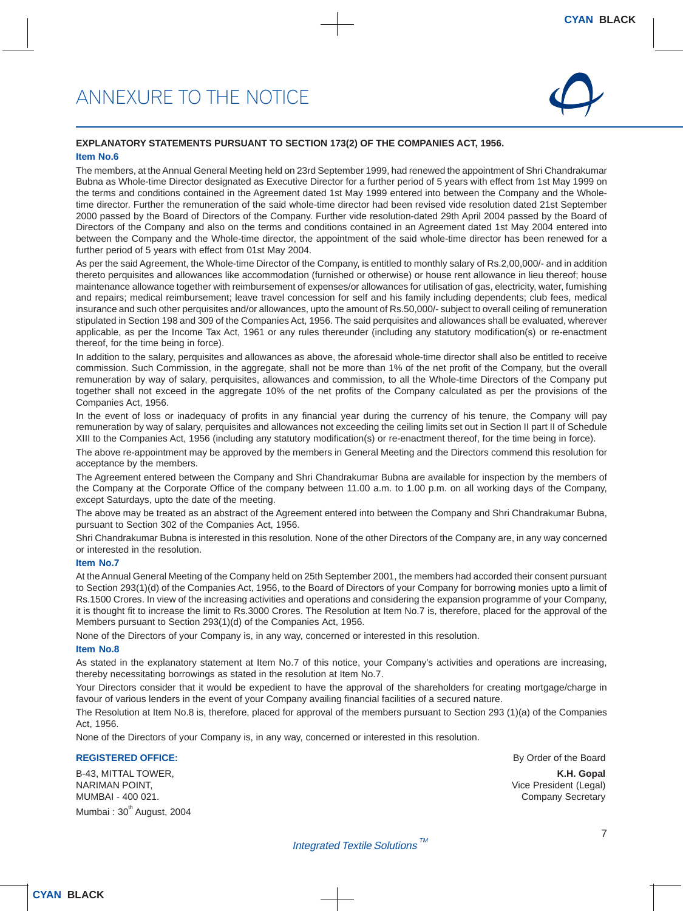# ANNEXURE TO THE NOTICE

**EXPLANATORY STATEMENTS PURSUANT TO SECTION 173(2) OF THE COMPANIES ACT, 1956.**

**Item No.6**

The members, at the Annual General Meeting held on 23rd September 1999, had renewed the appointment of Shri Chandrakumar Bubna as Whole-time Director designated as Executive Director for a further period of 5 years with effect from 1st May 1999 on the terms and conditions contained in the Agreement dated 1st May 1999 entered into between the Company and the Whole-time director. Further the remuneration of the said whole-time director had been revised vide resolution dated 21st September 2000 passed by the Board of Directors of the Company. Further vide resolution-dated 29th April 2004 passed by the Board of Directors of the Company and also on the terms and conditions contained in an Agreement dated 1st May 2004 entered into between the Company and the Whole-time director, the appointment of the said whole-time director has been renewed for a further period of 5 years with effect from 01st May 2004.

As per the said Agreement, the Whole-time Director of the Company, is entitled to monthly salary of Rs.2,00,000/- and in addition thereto perquisites and allowances like accommodation (furnished or otherwise) or house rent allowance in lieu thereof; house maintenance allowance together with reimbursement of expenses/or allowances for utilisation of gas, electricity, water, furnishing and repairs; medical reimbursement; leave travel concession for self and his family including dependents; club fees, medical insurance and such other perquisites and/or allowances, upto the amount of Rs.50,000/- subject to overall ceiling of remuneration stipulated in Section 198 and 309 of the Companies Act, 1956. The said perquisites and allowances shall be evaluated, wherever applicable, as per the Income Tax Act, 1961 or any rules thereunder (including any statutory modification(s) or re-enactment thereof, for the time being in force).

In addition to the salary, perquisites and allowances as above, the aforesaid whole-time director shall also be entitled to receive commission. Such Commission, in the aggregate, shall not be more than 1% of the net profit of the Company, but the overall remuneration by way of salary, perquisites, allowances and commission, to all the Whole-time Directors of the Company put together shall not exceed in the aggregate 10% of the net profits of the Company calculated as per the provisions of the Companies Act, 1956.

In the event of loss or inadequacy of profits in any financial year during the currency of his tenure, the Company will pay remuneration by way of salary, perquisites and allowances not exceeding the ceiling limits set out in Section II part II of Schedule XIII to the Companies Act, 1956 (including any statutory modification(s) or re-enactment thereof, for the time being in force).

The above re-appointment may be approved by the members in General Meeting and the Directors commend this resolution for acceptance by the members.

The Agreement entered between the Company and Shri Chandrakumar Bubna are available for inspection by the members of the Company at the Corporate Office of the company between 11.00 a.m. to 1.00 p.m. on all working days of the Company, except Saturdays, upto the date of the meeting.

The above may be treated as an abstract of the Agreement entered into between the Company and Shri Chandrakumar Bubna, pursuant to Section 302 of the Companies Act, 1956.

Shri Chandrakumar Bubna is interested in this resolution. None of the other Directors of the Company are, in any way concerned or interested in the resolution.

**Item No.7**

At the Annual General Meeting of the Company held on 25th September 2001, the members had accorded their consent pursuant to Section 293(1)(d) of the Companies Act, 1956, to the Board of Directors of your Company for borrowing monies upto a limit of Rs.1500 Crores. In view of the increasing activities and operations and considering the expansion programme of your Company, it is thought fit to increase the limit to Rs.3000 Crores. The Resolution at Item No.7 is, therefore, placed for the approval of the Members pursuant to Section 293(1)(d) of the Companies Act, 1956.

None of the Directors of your Company is, in any way, concerned or interested in this resolution.

**Item No.8**

As stated in the explanatory statement at Item No.7 of this notice, your Company's activities and operations are increasing, thereby necessitating borrowings as stated in the resolution at Item No.7.

Your Directors consider that it would be expedient to have the approval of the shareholders for creating mortgage/charge in favour of various lenders in the event of your Company availing financial facilities of a secured nature.

The Resolution at Item No.8 is, therefore, placed for approval of the members pursuant to Section 293 (1)(a) of the Companies Act, 1956.

None of the Directors of your Company is, in any way, concerned or interested in this resolution.

**REGISTERED OFFICE:**

B-43, MITTAL TOWER,
NARIMAN POINT,
MUMBAI - 400 021.

Mumbai : 30th August, 2004

By Order of the Board

**K.H. Gopal**
Vice President (Legal)
Company Secretary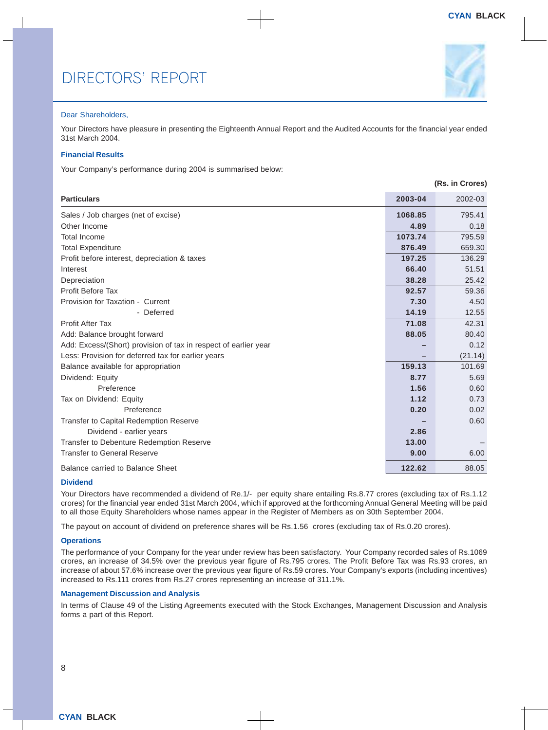# DIRECTORS' REPORT

Dear Shareholders,

Your Directors have pleasure in presenting the Eighteenth Annual Report and the Audited Accounts for the financial year ended 31st March 2004.

### Financial Results

Your Company's performance during 2004 is summarised below:

(Rs. in Crores)

| Particulars | 2003-04 | 2002-03 |
|---|---|---|
| Sales / Job charges (net of excise) | 1068.85 | 795.41 |
| Other Income | 4.89 | 0.18 |
| Total Income | 1073.74 | 795.59 |
| Total Expenditure | 876.49 | 659.30 |
| Profit before interest, depreciation & taxes | 197.25 | 136.29 |
| Interest | 66.40 | 51.51 |
| Depreciation | 38.28 | 25.42 |
| Profit Before Tax | 92.57 | 59.36 |
| Provision for Taxation - Current | 7.30 | 4.50 |
| - Deferred | 14.19 | 12.55 |
| Profit After Tax | 71.08 | 42.31 |
| Add: Balance brought forward | 88.05 | 80.40 |
| Add: Excess/(Short) provision of tax in respect of earlier year | – | 0.12 |
| Less: Provision for deferred tax for earlier years | – | (21.14) |
| Balance available for appropriation | 159.13 | 101.69 |
| Dividend: Equity | 8.77 | 5.69 |
| Preference | 1.56 | 0.60 |
| Tax on Dividend: Equity | 1.12 | 0.73 |
| Preference | 0.20 | 0.02 |
| Transfer to Capital Redemption Reserve | – | 0.60 |
| Dividend - earlier years | 2.86 | |
| Transfer to Debenture Redemption Reserve | 13.00 | – |
| Transfer to General Reserve | 9.00 | 6.00 |
| Balance carried to Balance Sheet | 122.62 | 88.05 |

### Dividend

Your Directors have recommended a dividend of Re.1/- per equity share entailing Rs.8.77 crores (excluding tax of Rs.1.12 crores) for the financial year ended 31st March 2004, which if approved at the forthcoming Annual General Meeting will be paid to all those Equity Shareholders whose names appear in the Register of Members as on 30th September 2004.

The payout on account of dividend on preference shares will be Rs.1.56 crores (excluding tax of Rs.0.20 crores).

### Operations

The performance of your Company for the year under review has been satisfactory. Your Company recorded sales of Rs.1069 crores, an increase of 34.5% over the previous year figure of Rs.795 crores. The Profit Before Tax was Rs.93 crores, an increase of about 57.6% increase over the previous year figure of Rs.59 crores. Your Company's exports (including incentives) increased to Rs.111 crores from Rs.27 crores representing an increase of 311.1%.

### Management Discussion and Analysis

In terms of Clause 49 of the Listing Agreements executed with the Stock Exchanges, Management Discussion and Analysis forms a part of this Report.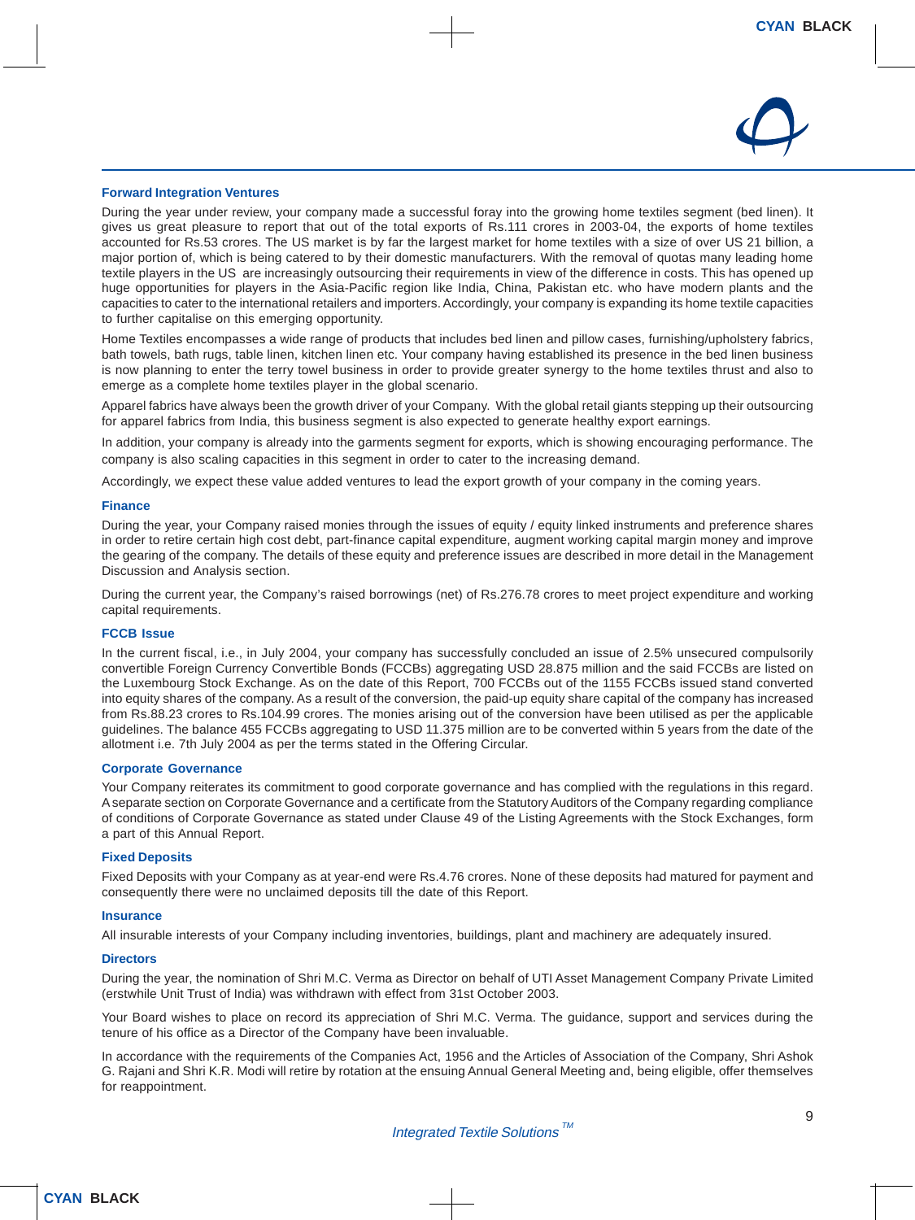### Forward Integration Ventures

During the year under review, your company made a successful foray into the growing home textiles segment (bed linen). It gives us great pleasure to report that out of the total exports of Rs.111 crores in 2003-04, the exports of home textiles accounted for Rs.53 crores. The US market is by far the largest market for home textiles with a size of over US 21 billion, a major portion of, which is being catered to by their domestic manufacturers. With the removal of quotas many leading home textile players in the US are increasingly outsourcing their requirements in view of the difference in costs. This has opened up huge opportunities for players in the Asia-Pacific region like India, China, Pakistan etc. who have modern plants and the capacities to cater to the international retailers and importers. Accordingly, your company is expanding its home textile capacities to further capitalise on this emerging opportunity.

Home Textiles encompasses a wide range of products that includes bed linen and pillow cases, furnishing/upholstery fabrics, bath towels, bath rugs, table linen, kitchen linen etc. Your company having established its presence in the bed linen business is now planning to enter the terry towel business in order to provide greater synergy to the home textiles thrust and also to emerge as a complete home textiles player in the global scenario.

Apparel fabrics have always been the growth driver of your Company. With the global retail giants stepping up their outsourcing for apparel fabrics from India, this business segment is also expected to generate healthy export earnings.

In addition, your company is already into the garments segment for exports, which is showing encouraging performance. The company is also scaling capacities in this segment in order to cater to the increasing demand.

Accordingly, we expect these value added ventures to lead the export growth of your company in the coming years.

### Finance

During the year, your Company raised monies through the issues of equity / equity linked instruments and preference shares in order to retire certain high cost debt, part-finance capital expenditure, augment working capital margin money and improve the gearing of the company. The details of these equity and preference issues are described in more detail in the Management Discussion and Analysis section.

During the current year, the Company's raised borrowings (net) of Rs.276.78 crores to meet project expenditure and working capital requirements.

### FCCB Issue

In the current fiscal, i.e., in July 2004, your company has successfully concluded an issue of 2.5% unsecured compulsorily convertible Foreign Currency Convertible Bonds (FCCBs) aggregating USD 28.875 million and the said FCCBs are listed on the Luxembourg Stock Exchange. As on the date of this Report, 700 FCCBs out of the 1155 FCCBs issued stand converted into equity shares of the company. As a result of the conversion, the paid-up equity share capital of the company has increased from Rs.88.23 crores to Rs.104.99 crores. The monies arising out of the conversion have been utilised as per the applicable guidelines. The balance 455 FCCBs aggregating to USD 11.375 million are to be converted within 5 years from the date of the allotment i.e. 7th July 2004 as per the terms stated in the Offering Circular.

### Corporate Governance

Your Company reiterates its commitment to good corporate governance and has complied with the regulations in this regard. A separate section on Corporate Governance and a certificate from the Statutory Auditors of the Company regarding compliance of conditions of Corporate Governance as stated under Clause 49 of the Listing Agreements with the Stock Exchanges, form a part of this Annual Report.

### Fixed Deposits

Fixed Deposits with your Company as at year-end were Rs.4.76 crores. None of these deposits had matured for payment and consequently there were no unclaimed deposits till the date of this Report.

### Insurance

All insurable interests of your Company including inventories, buildings, plant and machinery are adequately insured.

### Directors

During the year, the nomination of Shri M.C. Verma as Director on behalf of UTI Asset Management Company Private Limited (erstwhile Unit Trust of India) was withdrawn with effect from 31st October 2003.

Your Board wishes to place on record its appreciation of Shri M.C. Verma. The guidance, support and services during the tenure of his office as a Director of the Company have been invaluable.

In accordance with the requirements of the Companies Act, 1956 and the Articles of Association of the Company, Shri Ashok G. Rajani and Shri K.R. Modi will retire by rotation at the ensuing Annual General Meeting and, being eligible, offer themselves for reappointment.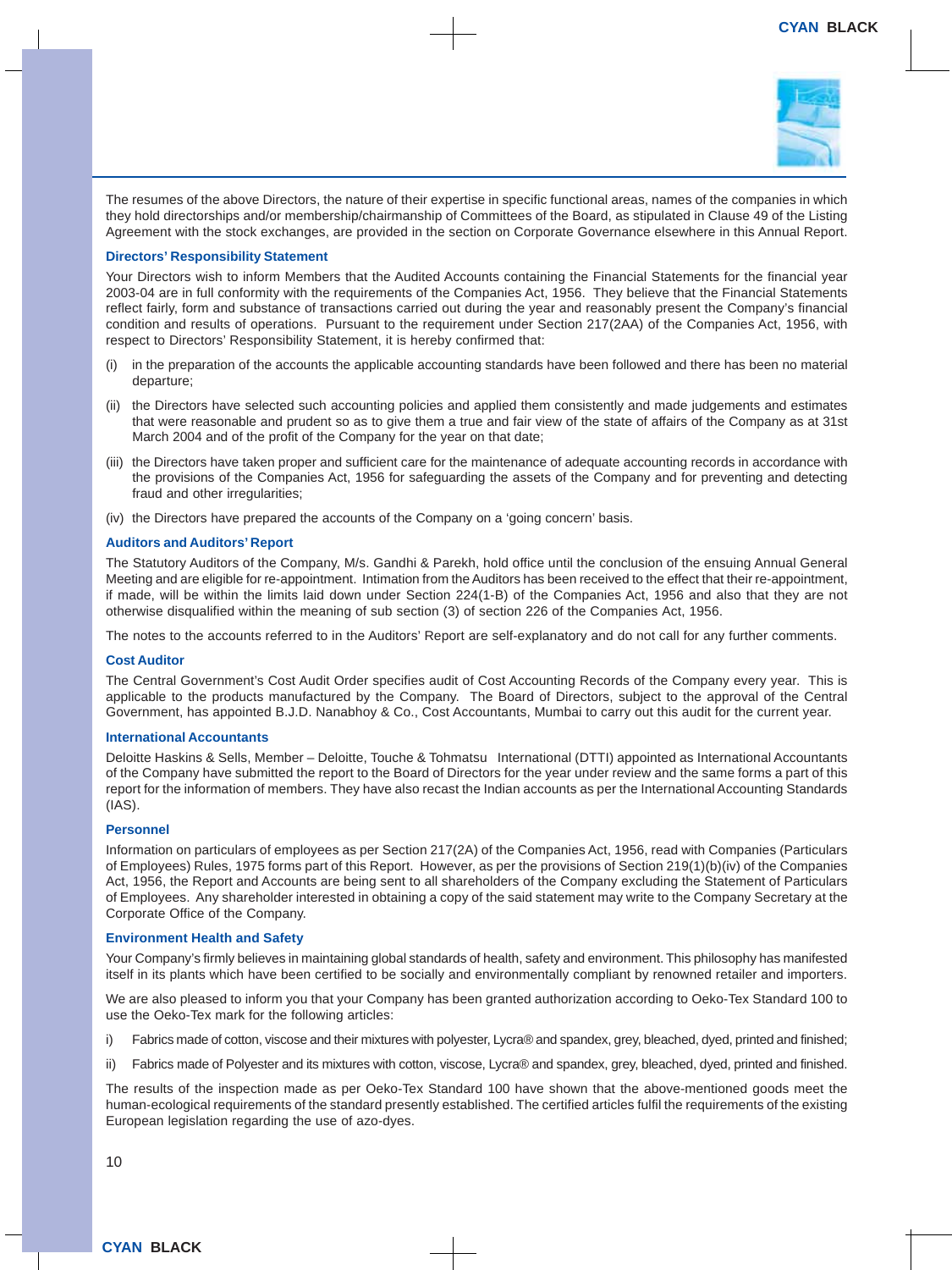The resumes of the above Directors, the nature of their expertise in specific functional areas, names of the companies in which they hold directorships and/or membership/chairmanship of Committees of the Board, as stipulated in Clause 49 of the Listing Agreement with the stock exchanges, are provided in the section on Corporate Governance elsewhere in this Annual Report.

### Directors' Responsibility Statement

Your Directors wish to inform Members that the Audited Accounts containing the Financial Statements for the financial year 2003-04 are in full conformity with the requirements of the Companies Act, 1956. They believe that the Financial Statements reflect fairly, form and substance of transactions carried out during the year and reasonably present the Company's financial condition and results of operations. Pursuant to the requirement under Section 217(2AA) of the Companies Act, 1956, with respect to Directors' Responsibility Statement, it is hereby confirmed that:

(i) in the preparation of the accounts the applicable accounting standards have been followed and there has been no material departure;

(ii) the Directors have selected such accounting policies and applied them consistently and made judgements and estimates that were reasonable and prudent so as to give them a true and fair view of the state of affairs of the Company as at 31st March 2004 and of the profit of the Company for the year on that date;

(iii) the Directors have taken proper and sufficient care for the maintenance of adequate accounting records in accordance with the provisions of the Companies Act, 1956 for safeguarding the assets of the Company and for preventing and detecting fraud and other irregularities;

(iv) the Directors have prepared the accounts of the Company on a 'going concern' basis.

### Auditors and Auditors' Report

The Statutory Auditors of the Company, M/s. Gandhi & Parekh, hold office until the conclusion of the ensuing Annual General Meeting and are eligible for re-appointment. Intimation from the Auditors has been received to the effect that their re-appointment, if made, will be within the limits laid down under Section 224(1-B) of the Companies Act, 1956 and also that they are not otherwise disqualified within the meaning of sub section (3) of section 226 of the Companies Act, 1956.

The notes to the accounts referred to in the Auditors' Report are self-explanatory and do not call for any further comments.

### Cost Auditor

The Central Government's Cost Audit Order specifies audit of Cost Accounting Records of the Company every year. This is applicable to the products manufactured by the Company. The Board of Directors, subject to the approval of the Central Government, has appointed B.J.D. Nanabhoy & Co., Cost Accountants, Mumbai to carry out this audit for the current year.

### International Accountants

Deloitte Haskins & Sells, Member – Deloitte, Touche & Tohmatsu International (DTTI) appointed as International Accountants of the Company have submitted the report to the Board of Directors for the year under review and the same forms a part of this report for the information of members. They have also recast the Indian accounts as per the International Accounting Standards (IAS).

### Personnel

Information on particulars of employees as per Section 217(2A) of the Companies Act, 1956, read with Companies (Particulars of Employees) Rules, 1975 forms part of this Report. However, as per the provisions of Section 219(1)(b)(iv) of the Companies Act, 1956, the Report and Accounts are being sent to all shareholders of the Company excluding the Statement of Particulars of Employees. Any shareholder interested in obtaining a copy of the said statement may write to the Company Secretary at the Corporate Office of the Company.

### Environment Health and Safety

Your Company's firmly believes in maintaining global standards of health, safety and environment. This philosophy has manifested itself in its plants which have been certified to be socially and environmentally compliant by renowned retailer and importers.

We are also pleased to inform you that your Company has been granted authorization according to Oeko-Tex Standard 100 to use the Oeko-Tex mark for the following articles:

i) Fabrics made of cotton, viscose and their mixtures with polyester, Lycra® and spandex, grey, bleached, dyed, printed and finished;

ii) Fabrics made of Polyester and its mixtures with cotton, viscose, Lycra® and spandex, grey, bleached, dyed, printed and finished.

The results of the inspection made as per Oeko-Tex Standard 100 have shown that the above-mentioned goods meet the human-ecological requirements of the standard presently established. The certified articles fulfil the requirements of the existing European legislation regarding the use of azo-dyes.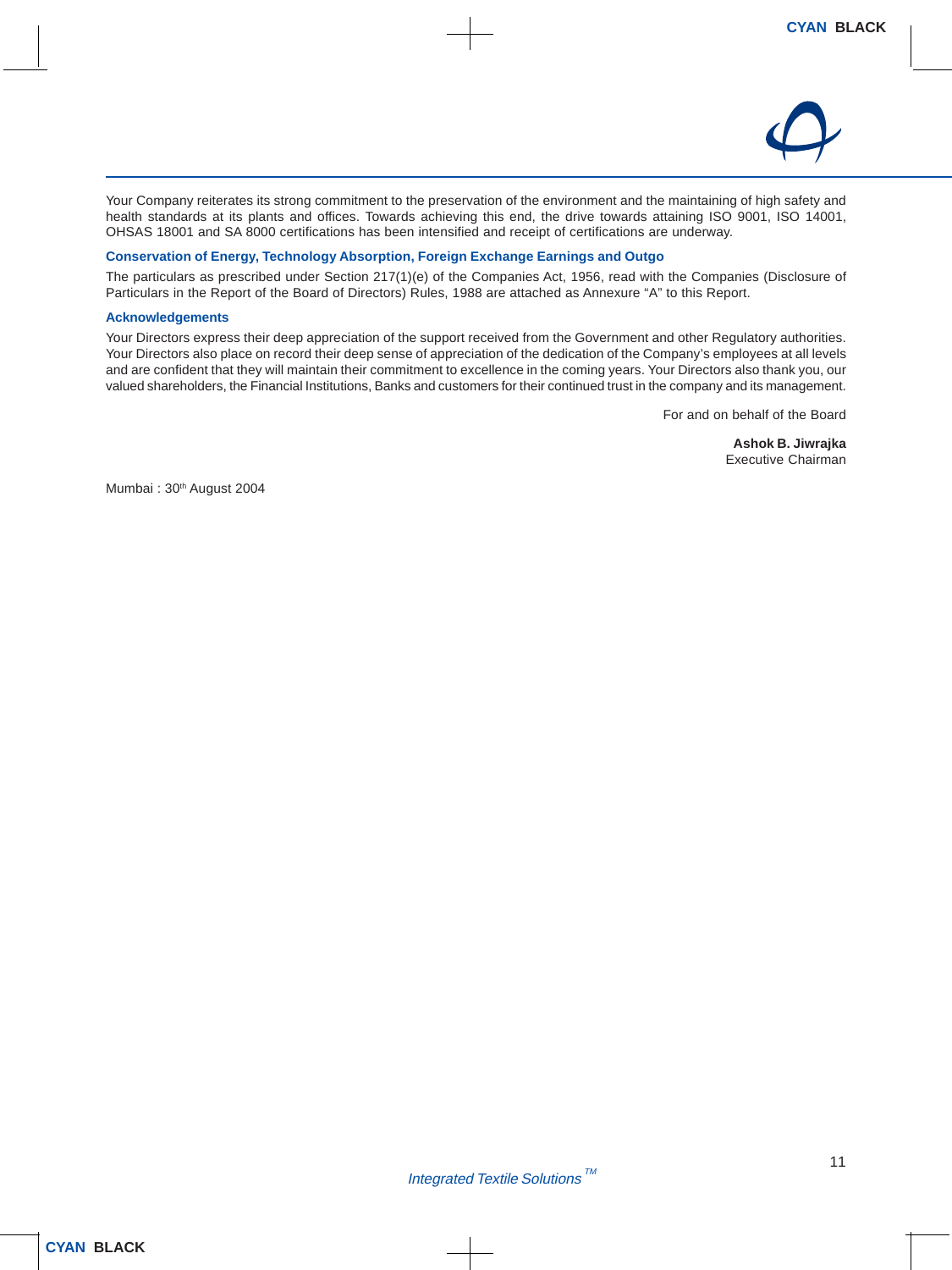Your Company reiterates its strong commitment to the preservation of the environment and the maintaining of high safety and health standards at its plants and offices. Towards achieving this end, the drive towards attaining ISO 9001, ISO 14001, OHSAS 18001 and SA 8000 certifications has been intensified and receipt of certifications are underway.

### Conservation of Energy, Technology Absorption, Foreign Exchange Earnings and Outgo

The particulars as prescribed under Section 217(1)(e) of the Companies Act, 1956, read with the Companies (Disclosure of Particulars in the Report of the Board of Directors) Rules, 1988 are attached as Annexure "A" to this Report.

### Acknowledgements

Your Directors express their deep appreciation of the support received from the Government and other Regulatory authorities. Your Directors also place on record their deep sense of appreciation of the dedication of the Company's employees at all levels and are confident that they will maintain their commitment to excellence in the coming years. Your Directors also thank you, our valued shareholders, the Financial Institutions, Banks and customers for their continued trust in the company and its management.

For and on behalf of the Board

**Ashok B. Jiwrajka**
Executive Chairman

Mumbai : 30th August 2004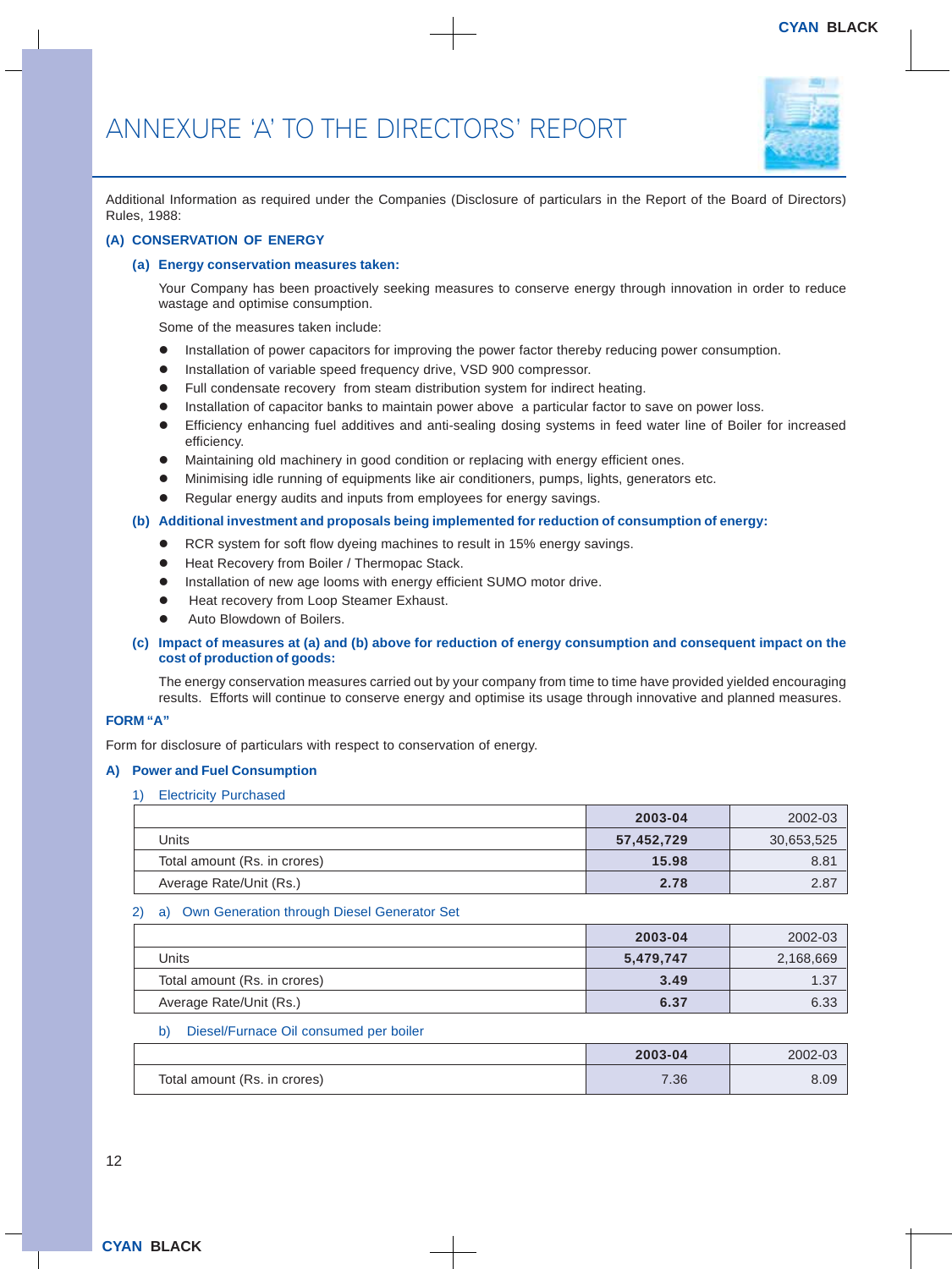# ANNEXURE 'A' TO THE DIRECTORS' REPORT

Additional Information as required under the Companies (Disclosure of particulars in the Report of the Board of Directors) Rules, 1988:

## (A) CONSERVATION OF ENERGY

### (a) Energy conservation measures taken:

Your Company has been proactively seeking measures to conserve energy through innovation in order to reduce wastage and optimise consumption.

Some of the measures taken include:

- Installation of power capacitors for improving the power factor thereby reducing power consumption.
- Installation of variable speed frequency drive, VSD 900 compressor.
- Full condensate recovery from steam distribution system for indirect heating.
- Installation of capacitor banks to maintain power above a particular factor to save on power loss.
- Efficiency enhancing fuel additives and anti-sealing dosing systems in feed water line of Boiler for increased efficiency.
- Maintaining old machinery in good condition or replacing with energy efficient ones.
- Minimising idle running of equipments like air conditioners, pumps, lights, generators etc.
- Regular energy audits and inputs from employees for energy savings.

### (b) Additional investment and proposals being implemented for reduction of consumption of energy:

- RCR system for soft flow dyeing machines to result in 15% energy savings.
- Heat Recovery from Boiler / Thermopac Stack.
- Installation of new age looms with energy efficient SUMO motor drive.
- Heat recovery from Loop Steamer Exhaust.
- Auto Blowdown of Boilers.

### (c) Impact of measures at (a) and (b) above for reduction of energy consumption and consequent impact on the cost of production of goods:

The energy conservation measures carried out by your company from time to time have provided yielded encouraging results. Efforts will continue to conserve energy and optimise its usage through innovative and planned measures.

## FORM "A"

Form for disclosure of particulars with respect to conservation of energy.

### A) Power and Fuel Consumption

1) Electricity Purchased

| | **2003-04** | 2002-03 |
|---|---|---|
| Units | **57,452,729** | 30,653,525 |
| Total amount (Rs. in crores) | **15.98** | 8.81 |
| Average Rate/Unit (Rs.) | **2.78** | 2.87 |

2) a) Own Generation through Diesel Generator Set

| | **2003-04** | 2002-03 |
|---|---|---|
| Units | **5,479,747** | 2,168,669 |
| Total amount (Rs. in crores) | **3.49** | 1.37 |
| Average Rate/Unit (Rs.) | **6.37** | 6.33 |

b) Diesel/Furnace Oil consumed per boiler

| | **2003-04** | 2002-03 |
|---|---|---|
| Total amount (Rs. in crores) | 7.36 | 8.09 |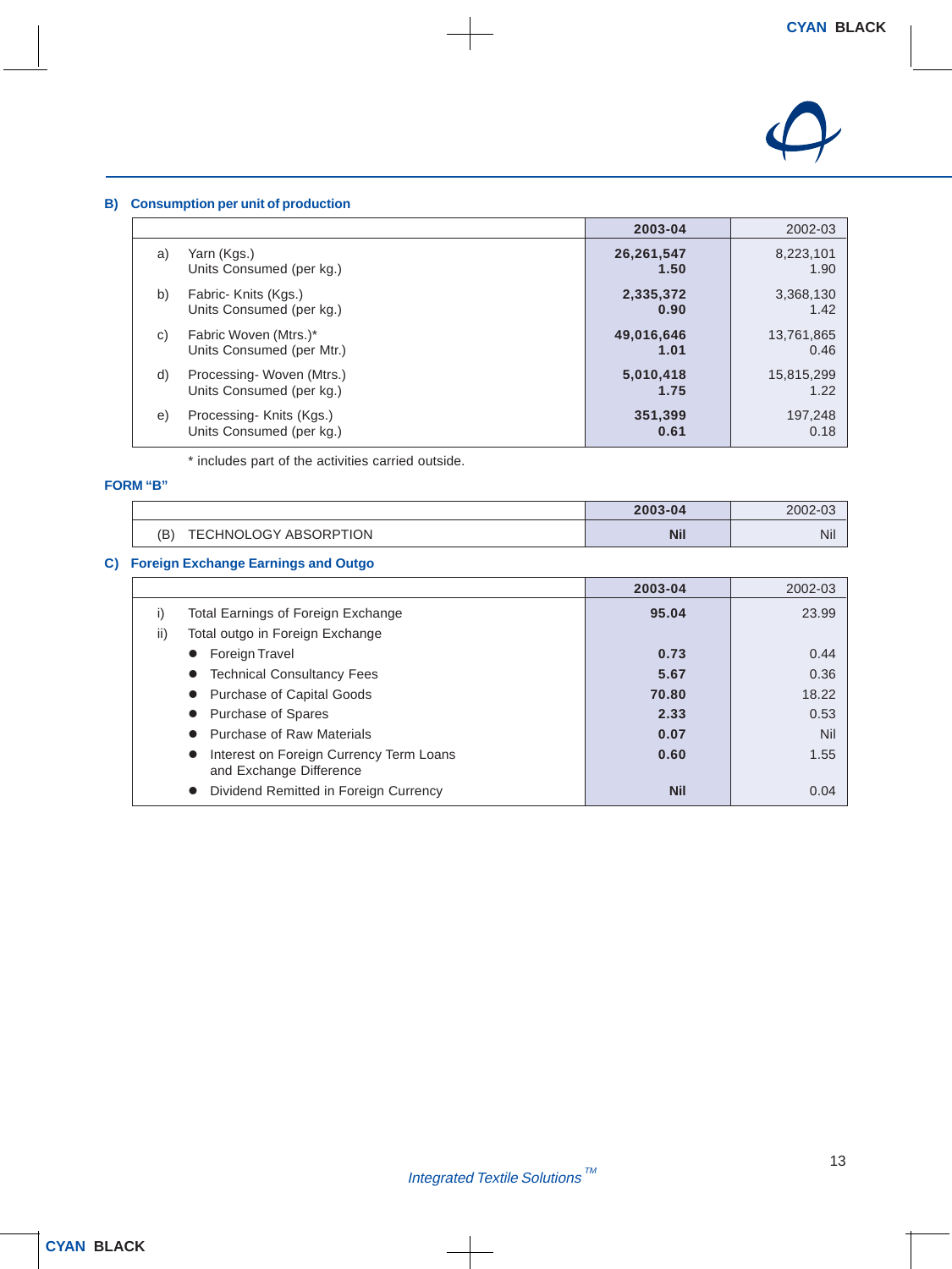### B) Consumption per unit of production

| | | 2003-04 | 2002-03 |
|---|---|---|---|
| a) | Yarn (Kgs.)<br>Units Consumed (per kg.) | **26,261,547**<br>**1.50** | 8,223,101<br>1.90 |
| b) | Fabric- Knits (Kgs.)<br>Units Consumed (per kg.) | **2,335,372**<br>**0.90** | 3,368,130<br>1.42 |
| c) | Fabric Woven (Mtrs.)*<br>Units Consumed (per Mtr.) | **49,016,646**<br>**1.01** | 13,761,865<br>0.46 |
| d) | Processing- Woven (Mtrs.)<br>Units Consumed (per kg.) | **5,010,418**<br>**1.75** | 15,815,299<br>1.22 |
| e) | Processing- Knits (Kgs.)<br>Units Consumed (per kg.) | **351,399**<br>**0.61** | 197,248<br>0.18 |

* includes part of the activities carried outside.

### FORM "B"

| | | 2003-04 | 2002-03 |
|---|---|---|---|
| (B) | TECHNOLOGY ABSORPTION | **Nil** | Nil |

### C) Foreign Exchange Earnings and Outgo

| | | 2003-04 | 2002-03 |
|---|---|---|---|
| i) | Total Earnings of Foreign Exchange | **95.04** | 23.99 |
| ii) | Total outgo in Foreign Exchange | | |
| | • Foreign Travel | **0.73** | 0.44 |
| | • Technical Consultancy Fees | **5.67** | 0.36 |
| | • Purchase of Capital Goods | **70.80** | 18.22 |
| | • Purchase of Spares | **2.33** | 0.53 |
| | • Purchase of Raw Materials | **0.07** | Nil |
| | • Interest on Foreign Currency Term Loans and Exchange Difference | **0.60** | 1.55 |
| | • Dividend Remitted in Foreign Currency | **Nil** | 0.04 |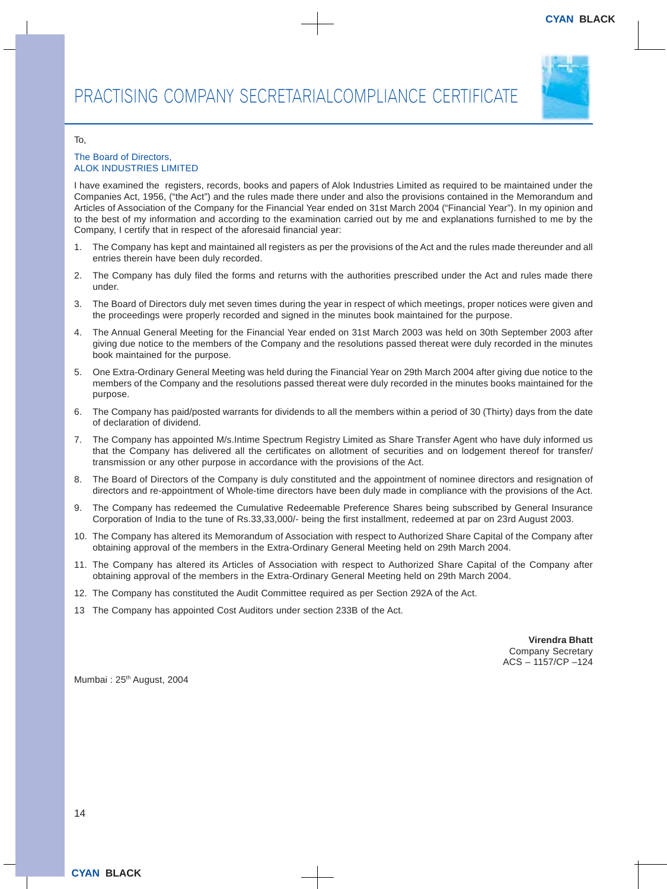# PRACTISING COMPANY SECRETARIALCOMPLIANCE CERTIFICATE

To,

The Board of Directors,
ALOK INDUSTRIES LIMITED

I have examined the registers, records, books and papers of Alok Industries Limited as required to be maintained under the Companies Act, 1956, ("the Act") and the rules made there under and also the provisions contained in the Memorandum and Articles of Association of the Company for the Financial Year ended on 31st March 2004 ("Financial Year"). In my opinion and to the best of my information and according to the examination carried out by me and explanations furnished to me by the Company, I certify that in respect of the aforesaid financial year:

1. The Company has kept and maintained all registers as per the provisions of the Act and the rules made thereunder and all entries therein have been duly recorded.
2. The Company has duly filed the forms and returns with the authorities prescribed under the Act and rules made there under.
3. The Board of Directors duly met seven times during the year in respect of which meetings, proper notices were given and the proceedings were properly recorded and signed in the minutes book maintained for the purpose.
4. The Annual General Meeting for the Financial Year ended on 31st March 2003 was held on 30th September 2003 after giving due notice to the members of the Company and the resolutions passed thereat were duly recorded in the minutes book maintained for the purpose.
5. One Extra-Ordinary General Meeting was held during the Financial Year on 29th March 2004 after giving due notice to the members of the Company and the resolutions passed thereat were duly recorded in the minutes books maintained for the purpose.
6. The Company has paid/posted warrants for dividends to all the members within a period of 30 (Thirty) days from the date of declaration of dividend.
7. The Company has appointed M/s.Intime Spectrum Registry Limited as Share Transfer Agent who have duly informed us that the Company has delivered all the certificates on allotment of securities and on lodgement thereof for transfer/ transmission or any other purpose in accordance with the provisions of the Act.
8. The Board of Directors of the Company is duly constituted and the appointment of nominee directors and resignation of directors and re-appointment of Whole-time directors have been duly made in compliance with the provisions of the Act.
9. The Company has redeemed the Cumulative Redeemable Preference Shares being subscribed by General Insurance Corporation of India to the tune of Rs.33,33,000/- being the first installment, redeemed at par on 23rd August 2003.
10. The Company has altered its Memorandum of Association with respect to Authorized Share Capital of the Company after obtaining approval of the members in the Extra-Ordinary General Meeting held on 29th March 2004.
11. The Company has altered its Articles of Association with respect to Authorized Share Capital of the Company after obtaining approval of the members in the Extra-Ordinary General Meeting held on 29th March 2004.
12. The Company has constituted the Audit Committee required as per Section 292A of the Act.
13. The Company has appointed Cost Auditors under section 233B of the Act.

**Virendra Bhatt**
Company Secretary
ACS – 1157/CP –124

Mumbai : 25th August, 2004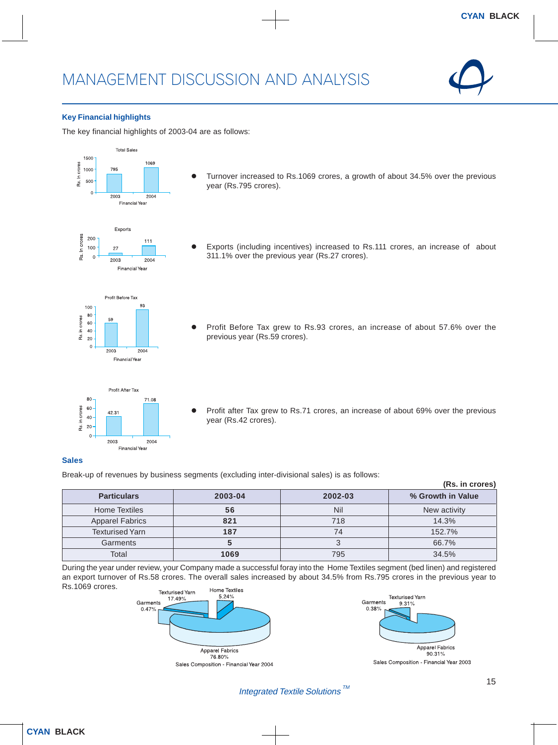# MANAGEMENT DISCUSSION AND ANALYSIS

### Key Financial highlights

The key financial highlights of 2003-04 are as follows:

- Turnover increased to Rs.1069 crores, a growth of about 34.5% over the previous year (Rs.795 crores).
- Exports (including incentives) increased to Rs.111 crores, an increase of about 311.1% over the previous year (Rs.27 crores).
- Profit Before Tax grew to Rs.93 crores, an increase of about 57.6% over the previous year (Rs.59 crores).
- Profit after Tax grew to Rs.71 crores, an increase of about 69% over the previous year (Rs.42 crores).

### Sales

Break-up of revenues by business segments (excluding inter-divisional sales) is as follows:

**(Rs. in crores)**

| Particulars | 2003-04 | 2002-03 | % Growth in Value |
|---|---|---|---|
| Home Textiles | **56** | Nil | New activity |
| Apparel Fabrics | **821** | 718 | 14.3% |
| Texturised Yarn | **187** | 74 | 152.7% |
| Garments | **5** | 3 | 66.7% |
| Total | **1069** | 795 | 34.5% |

During the year under review, your Company made a successful foray into the Home Textiles segment (bed linen) and registered an export turnover of Rs.58 crores. The overall sales increased by about 34.5% from Rs.795 crores in the previous year to Rs.1069 crores.

Sales Composition - Financial Year 2004

Sales Composition - Financial Year 2003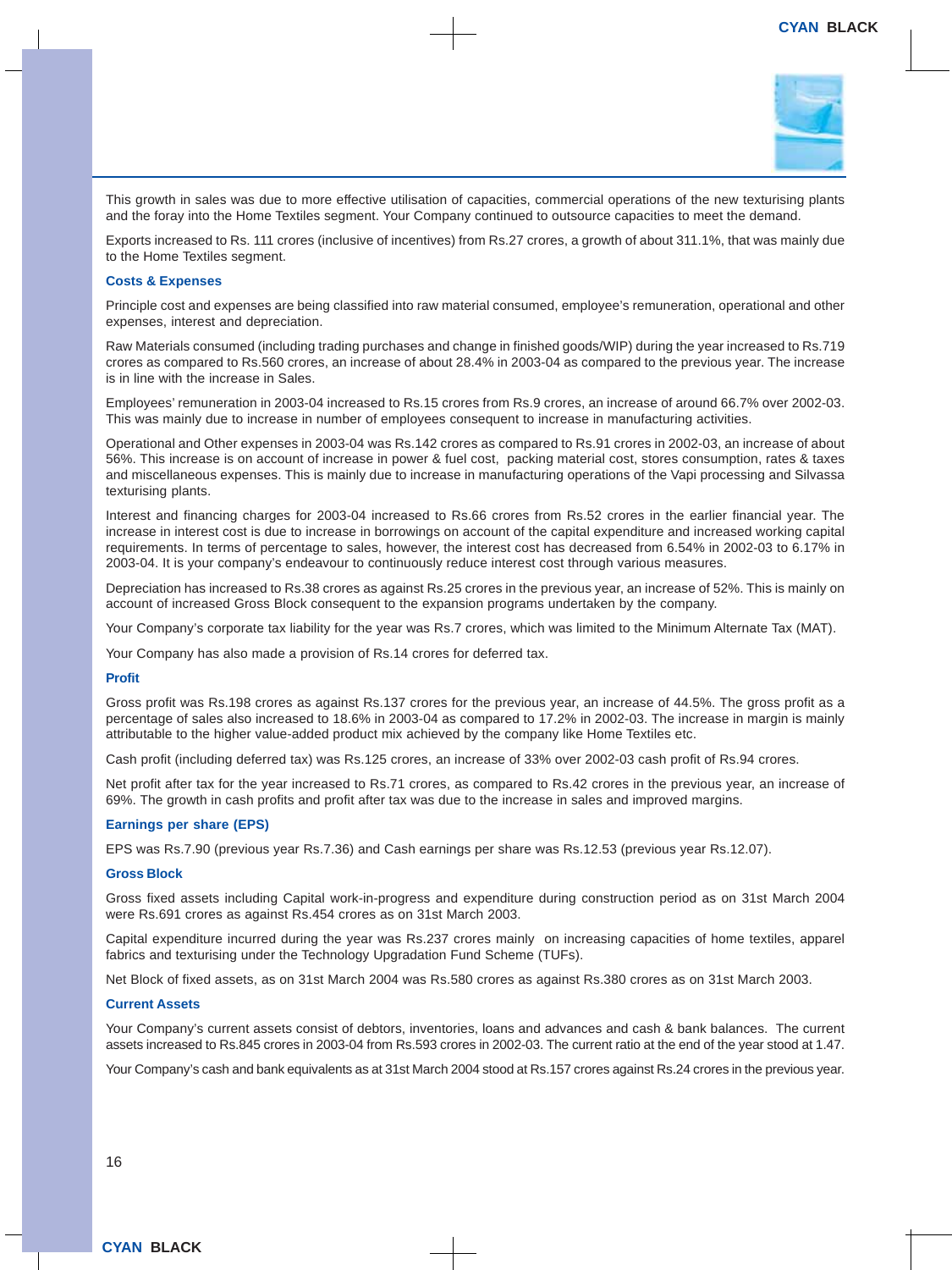This growth in sales was due to more effective utilisation of capacities, commercial operations of the new texturising plants and the foray into the Home Textiles segment. Your Company continued to outsource capacities to meet the demand.

Exports increased to Rs. 111 crores (inclusive of incentives) from Rs.27 crores, a growth of about 311.1%, that was mainly due to the Home Textiles segment.

### Costs & Expenses

Principle cost and expenses are being classified into raw material consumed, employee's remuneration, operational and other expenses, interest and depreciation.

Raw Materials consumed (including trading purchases and change in finished goods/WIP) during the year increased to Rs.719 crores as compared to Rs.560 crores, an increase of about 28.4% in 2003-04 as compared to the previous year. The increase is in line with the increase in Sales.

Employees' remuneration in 2003-04 increased to Rs.15 crores from Rs.9 crores, an increase of around 66.7% over 2002-03. This was mainly due to increase in number of employees consequent to increase in manufacturing activities.

Operational and Other expenses in 2003-04 was Rs.142 crores as compared to Rs.91 crores in 2002-03, an increase of about 56%. This increase is on account of increase in power & fuel cost, packing material cost, stores consumption, rates & taxes and miscellaneous expenses. This is mainly due to increase in manufacturing operations of the Vapi processing and Silvassa texturising plants.

Interest and financing charges for 2003-04 increased to Rs.66 crores from Rs.52 crores in the earlier financial year. The increase in interest cost is due to increase in borrowings on account of the capital expenditure and increased working capital requirements. In terms of percentage to sales, however, the interest cost has decreased from 6.54% in 2002-03 to 6.17% in 2003-04. It is your company's endeavour to continuously reduce interest cost through various measures.

Depreciation has increased to Rs.38 crores as against Rs.25 crores in the previous year, an increase of 52%. This is mainly on account of increased Gross Block consequent to the expansion programs undertaken by the company.

Your Company's corporate tax liability for the year was Rs.7 crores, which was limited to the Minimum Alternate Tax (MAT).

Your Company has also made a provision of Rs.14 crores for deferred tax.

### Profit

Gross profit was Rs.198 crores as against Rs.137 crores for the previous year, an increase of 44.5%. The gross profit as a percentage of sales also increased to 18.6% in 2003-04 as compared to 17.2% in 2002-03. The increase in margin is mainly attributable to the higher value-added product mix achieved by the company like Home Textiles etc.

Cash profit (including deferred tax) was Rs.125 crores, an increase of 33% over 2002-03 cash profit of Rs.94 crores.

Net profit after tax for the year increased to Rs.71 crores, as compared to Rs.42 crores in the previous year, an increase of 69%. The growth in cash profits and profit after tax was due to the increase in sales and improved margins.

### Earnings per share (EPS)

EPS was Rs.7.90 (previous year Rs.7.36) and Cash earnings per share was Rs.12.53 (previous year Rs.12.07).

### Gross Block

Gross fixed assets including Capital work-in-progress and expenditure during construction period as on 31st March 2004 were Rs.691 crores as against Rs.454 crores as on 31st March 2003.

Capital expenditure incurred during the year was Rs.237 crores mainly on increasing capacities of home textiles, apparel fabrics and texturising under the Technology Upgradation Fund Scheme (TUFs).

Net Block of fixed assets, as on 31st March 2004 was Rs.580 crores as against Rs.380 crores as on 31st March 2003.

### Current Assets

Your Company's current assets consist of debtors, inventories, loans and advances and cash & bank balances. The current assets increased to Rs.845 crores in 2003-04 from Rs.593 crores in 2002-03. The current ratio at the end of the year stood at 1.47.

Your Company's cash and bank equivalents as at 31st March 2004 stood at Rs.157 crores against Rs.24 crores in the previous year.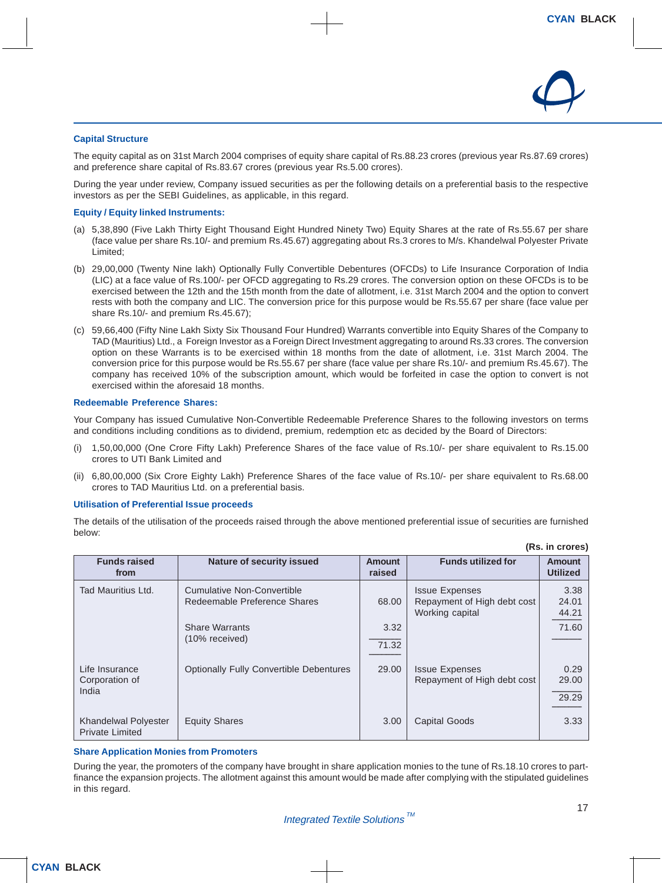## Capital Structure

The equity capital as on 31st March 2004 comprises of equity share capital of Rs.88.23 crores (previous year Rs.87.69 crores) and preference share capital of Rs.83.67 crores (previous year Rs.5.00 crores).

During the year under review, Company issued securities as per the following details on a preferential basis to the respective investors as per the SEBI Guidelines, as applicable, in this regard.

### Equity / Equity linked Instruments:

(a) 5,38,890 (Five Lakh Thirty Eight Thousand Eight Hundred Ninety Two) Equity Shares at the rate of Rs.55.67 per share (face value per share Rs.10/- and premium Rs.45.67) aggregating about Rs.3 crores to M/s. Khandelwal Polyester Private Limited;

(b) 29,00,000 (Twenty Nine lakh) Optionally Fully Convertible Debentures (OFCDs) to Life Insurance Corporation of India (LIC) at a face value of Rs.100/- per OFCD aggregating to Rs.29 crores. The conversion option on these OFCDs is to be exercised between the 12th and the 15th month from the date of allotment, i.e. 31st March 2004 and the option to convert rests with both the company and LIC. The conversion price for this purpose would be Rs.55.67 per share (face value per share Rs.10/- and premium Rs.45.67);

(c) 59,66,400 (Fifty Nine Lakh Sixty Six Thousand Four Hundred) Warrants convertible into Equity Shares of the Company to TAD (Mauritius) Ltd., a Foreign Investor as a Foreign Direct Investment aggregating to around Rs.33 crores. The conversion option on these Warrants is to be exercised within 18 months from the date of allotment, i.e. 31st March 2004. The conversion price for this purpose would be Rs.55.67 per share (face value per share Rs.10/- and premium Rs.45.67). The company has received 10% of the subscription amount, which would be forfeited in case the option to convert is not exercised within the aforesaid 18 months.

### Redeemable Preference Shares:

Your Company has issued Cumulative Non-Convertible Redeemable Preference Shares to the following investors on terms and conditions including conditions as to dividend, premium, redemption etc as decided by the Board of Directors:

(i) 1,50,00,000 (One Crore Fifty Lakh) Preference Shares of the face value of Rs.10/- per share equivalent to Rs.15.00 crores to UTI Bank Limited and

(ii) 6,80,00,000 (Six Crore Eighty Lakh) Preference Shares of the face value of Rs.10/- per share equivalent to Rs.68.00 crores to TAD Mauritius Ltd. on a preferential basis.

### Utilisation of Preferential Issue proceeds

The details of the utilisation of the proceeds raised through the above mentioned preferential issue of securities are furnished below:

**(Rs. in crores)**

| Funds raised from | Nature of security issued | Amount raised | Funds utilized for | Amount Utilized |
|---|---|---|---|---|
| Tad Mauritius Ltd. | Cumulative Non-Convertible Redeemable Preference Shares | 68.00 | Issue Expenses | 3.38 |
| | | | Repayment of High debt cost | 24.01 |
| | | | Working capital | 44.21 |
| | Share Warrants (10% received) | 3.32 | | 71.60 |
| | | 71.32 | | |
| Life Insurance Corporation of India | Optionally Fully Convertible Debentures | 29.00 | Issue Expenses | 0.29 |
| | | | Repayment of High debt cost | 29.00 |
| | | | | 29.29 |
| Khandelwal Polyester Private Limited | Equity Shares | 3.00 | Capital Goods | 3.33 |

### Share Application Monies from Promoters

During the year, the promoters of the company have brought in share application monies to the tune of Rs.18.10 crores to part-finance the expansion projects. The allotment against this amount would be made after complying with the stipulated guidelines in this regard.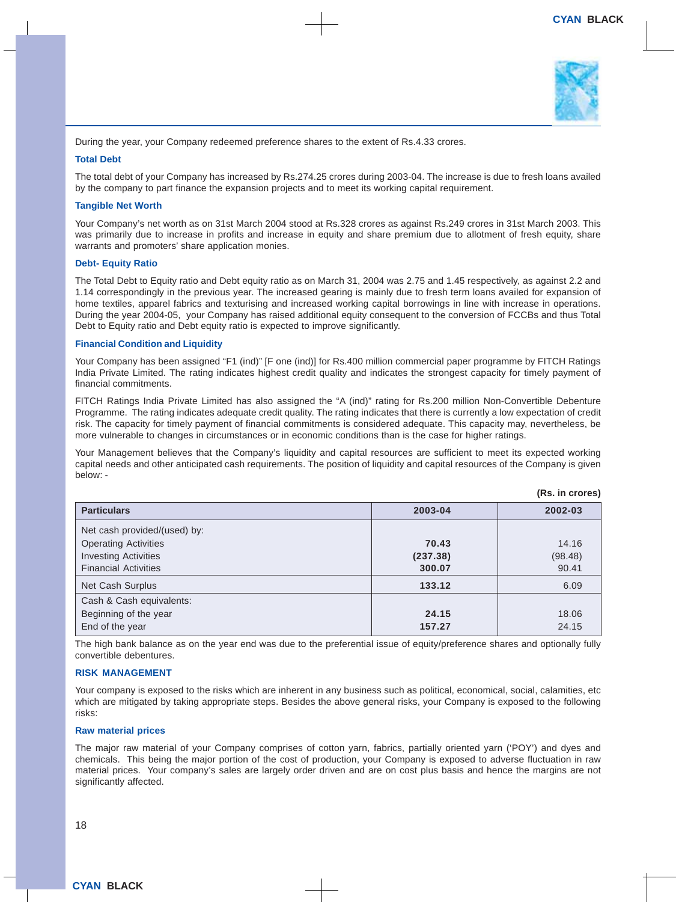During the year, your Company redeemed preference shares to the extent of Rs.4.33 crores.

### Total Debt

The total debt of your Company has increased by Rs.274.25 crores during 2003-04. The increase is due to fresh loans availed by the company to part finance the expansion projects and to meet its working capital requirement.

### Tangible Net Worth

Your Company's net worth as on 31st March 2004 stood at Rs.328 crores as against Rs.249 crores in 31st March 2003. This was primarily due to increase in profits and increase in equity and share premium due to allotment of fresh equity, share warrants and promoters' share application monies.

### Debt- Equity Ratio

The Total Debt to Equity ratio and Debt equity ratio as on March 31, 2004 was 2.75 and 1.45 respectively, as against 2.2 and 1.14 correspondingly in the previous year. The increased gearing is mainly due to fresh term loans availed for expansion of home textiles, apparel fabrics and texturising and increased working capital borrowings in line with increase in operations. During the year 2004-05, your Company has raised additional equity consequent to the conversion of FCCBs and thus Total Debt to Equity ratio and Debt equity ratio is expected to improve significantly.

### Financial Condition and Liquidity

Your Company has been assigned "F1 (ind)" [F one (ind)] for Rs.400 million commercial paper programme by FITCH Ratings India Private Limited. The rating indicates highest credit quality and indicates the strongest capacity for timely payment of financial commitments.

FITCH Ratings India Private Limited has also assigned the "A (ind)" rating for Rs.200 million Non-Convertible Debenture Programme. The rating indicates adequate credit quality. The rating indicates that there is currently a low expectation of credit risk. The capacity for timely payment of financial commitments is considered adequate. This capacity may, nevertheless, be more vulnerable to changes in circumstances or in economic conditions than is the case for higher ratings.

Your Management believes that the Company's liquidity and capital resources are sufficient to meet its expected working capital needs and other anticipated cash requirements. The position of liquidity and capital resources of the Company is given below: -

**(Rs. in crores)**

| Particulars | 2003-04 | 2002-03 |
|---|---|---|
| Net cash provided/(used) by: | | |
| Operating Activities | **70.43** | 14.16 |
| Investing Activities | **(237.38)** | (98.48) |
| Financial Activities | **300.07** | 90.41 |
| Net Cash Surplus | **133.12** | 6.09 |
| Cash & Cash equivalents: | | |
| Beginning of the year | **24.15** | 18.06 |
| End of the year | **157.27** | 24.15 |

The high bank balance as on the year end was due to the preferential issue of equity/preference shares and optionally fully convertible debentures.

## RISK MANAGEMENT

Your company is exposed to the risks which are inherent in any business such as political, economical, social, calamities, etc which are mitigated by taking appropriate steps. Besides the above general risks, your Company is exposed to the following risks:

### Raw material prices

The major raw material of your Company comprises of cotton yarn, fabrics, partially oriented yarn ('POY') and dyes and chemicals. This being the major portion of the cost of production, your Company is exposed to adverse fluctuation in raw material prices. Your company's sales are largely order driven and are on cost plus basis and hence the margins are not significantly affected.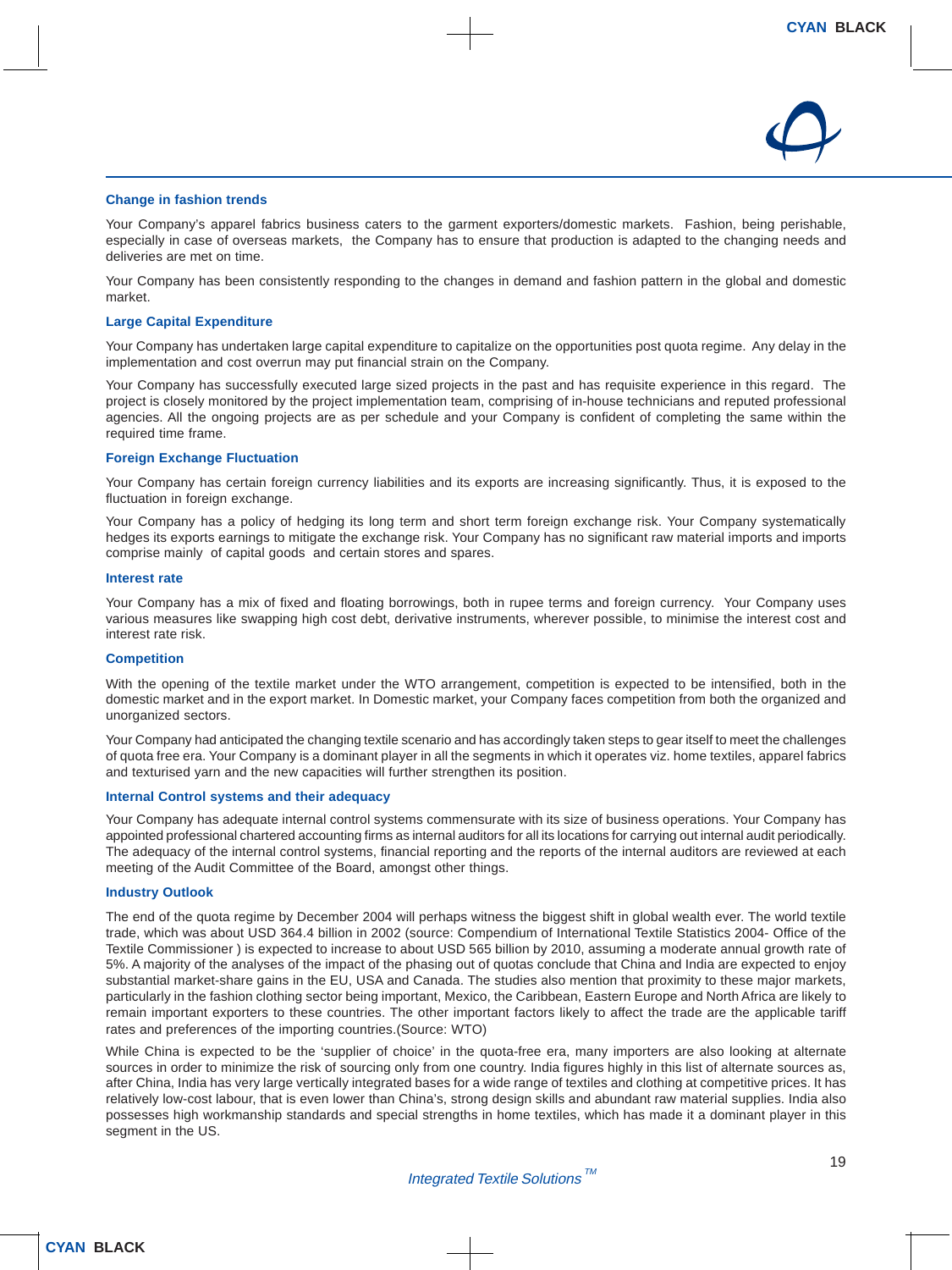### Change in fashion trends

Your Company's apparel fabrics business caters to the garment exporters/domestic markets. Fashion, being perishable, especially in case of overseas markets, the Company has to ensure that production is adapted to the changing needs and deliveries are met on time.

Your Company has been consistently responding to the changes in demand and fashion pattern in the global and domestic market.

### Large Capital Expenditure

Your Company has undertaken large capital expenditure to capitalize on the opportunities post quota regime. Any delay in the implementation and cost overrun may put financial strain on the Company.

Your Company has successfully executed large sized projects in the past and has requisite experience in this regard. The project is closely monitored by the project implementation team, comprising of in-house technicians and reputed professional agencies. All the ongoing projects are as per schedule and your Company is confident of completing the same within the required time frame.

### Foreign Exchange Fluctuation

Your Company has certain foreign currency liabilities and its exports are increasing significantly. Thus, it is exposed to the fluctuation in foreign exchange.

Your Company has a policy of hedging its long term and short term foreign exchange risk. Your Company systematically hedges its exports earnings to mitigate the exchange risk. Your Company has no significant raw material imports and imports comprise mainly of capital goods and certain stores and spares.

### Interest rate

Your Company has a mix of fixed and floating borrowings, both in rupee terms and foreign currency. Your Company uses various measures like swapping high cost debt, derivative instruments, wherever possible, to minimise the interest cost and interest rate risk.

### Competition

With the opening of the textile market under the WTO arrangement, competition is expected to be intensified, both in the domestic market and in the export market. In Domestic market, your Company faces competition from both the organized and unorganized sectors.

Your Company had anticipated the changing textile scenario and has accordingly taken steps to gear itself to meet the challenges of quota free era. Your Company is a dominant player in all the segments in which it operates viz. home textiles, apparel fabrics and texturised yarn and the new capacities will further strengthen its position.

### Internal Control systems and their adequacy

Your Company has adequate internal control systems commensurate with its size of business operations. Your Company has appointed professional chartered accounting firms as internal auditors for all its locations for carrying out internal audit periodically. The adequacy of the internal control systems, financial reporting and the reports of the internal auditors are reviewed at each meeting of the Audit Committee of the Board, amongst other things.

### Industry Outlook

The end of the quota regime by December 2004 will perhaps witness the biggest shift in global wealth ever. The world textile trade, which was about USD 364.4 billion in 2002 (source: Compendium of International Textile Statistics 2004- Office of the Textile Commissioner ) is expected to increase to about USD 565 billion by 2010, assuming a moderate annual growth rate of 5%. A majority of the analyses of the impact of the phasing out of quotas conclude that China and India are expected to enjoy substantial market-share gains in the EU, USA and Canada. The studies also mention that proximity to these major markets, particularly in the fashion clothing sector being important, Mexico, the Caribbean, Eastern Europe and North Africa are likely to remain important exporters to these countries. The other important factors likely to affect the trade are the applicable tariff rates and preferences of the importing countries.(Source: WTO)

While China is expected to be the 'supplier of choice' in the quota-free era, many importers are also looking at alternate sources in order to minimize the risk of sourcing only from one country. India figures highly in this list of alternate sources as, after China, India has very large vertically integrated bases for a wide range of textiles and clothing at competitive prices. It has relatively low-cost labour, that is even lower than China's, strong design skills and abundant raw material supplies. India also possesses high workmanship standards and special strengths in home textiles, which has made it a dominant player in this segment in the US.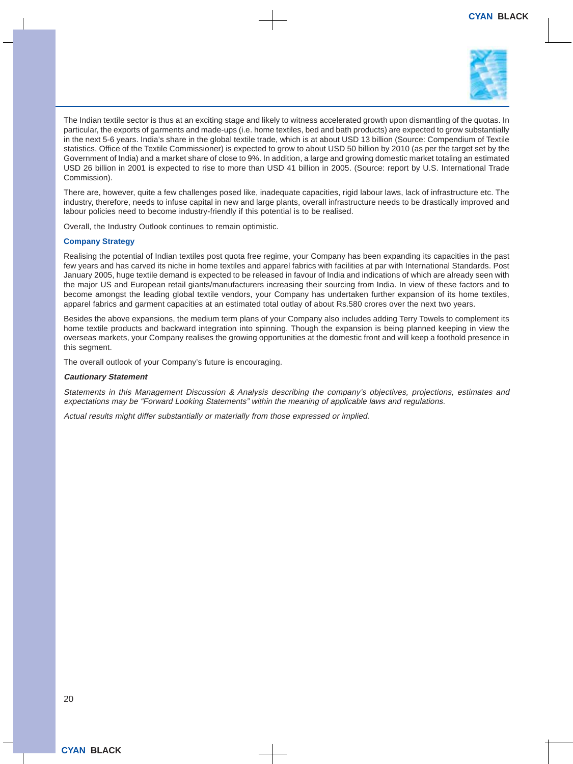The Indian textile sector is thus at an exciting stage and likely to witness accelerated growth upon dismantling of the quotas. In particular, the exports of garments and made-ups (i.e. home textiles, bed and bath products) are expected to grow substantially in the next 5-6 years. India's share in the global textile trade, which is at about USD 13 billion (Source: Compendium of Textile statistics, Office of the Textile Commissioner) is expected to grow to about USD 50 billion by 2010 (as per the target set by the Government of India) and a market share of close to 9%. In addition, a large and growing domestic market totaling an estimated USD 26 billion in 2001 is expected to rise to more than USD 41 billion in 2005. (Source: report by U.S. International Trade Commission).

There are, however, quite a few challenges posed like, inadequate capacities, rigid labour laws, lack of infrastructure etc. The industry, therefore, needs to infuse capital in new and large plants, overall infrastructure needs to be drastically improved and labour policies need to become industry-friendly if this potential is to be realised.

Overall, the Industry Outlook continues to remain optimistic.

### Company Strategy

Realising the potential of Indian textiles post quota free regime, your Company has been expanding its capacities in the past few years and has carved its niche in home textiles and apparel fabrics with facilities at par with International Standards. Post January 2005, huge textile demand is expected to be released in favour of India and indications of which are already seen with the major US and European retail giants/manufacturers increasing their sourcing from India. In view of these factors and to become amongst the leading global textile vendors, your Company has undertaken further expansion of its home textiles, apparel fabrics and garment capacities at an estimated total outlay of about Rs.580 crores over the next two years.

Besides the above expansions, the medium term plans of your Company also includes adding Terry Towels to complement its home textile products and backward integration into spinning. Though the expansion is being planned keeping in view the overseas markets, your Company realises the growing opportunities at the domestic front and will keep a foothold presence in this segment.

The overall outlook of your Company's future is encouraging.

***Cautionary Statement***

*Statements in this Management Discussion & Analysis describing the company's objectives, projections, estimates and expectations may be "Forward Looking Statements" within the meaning of applicable laws and regulations.*

*Actual results might differ substantially or materially from those expressed or implied.*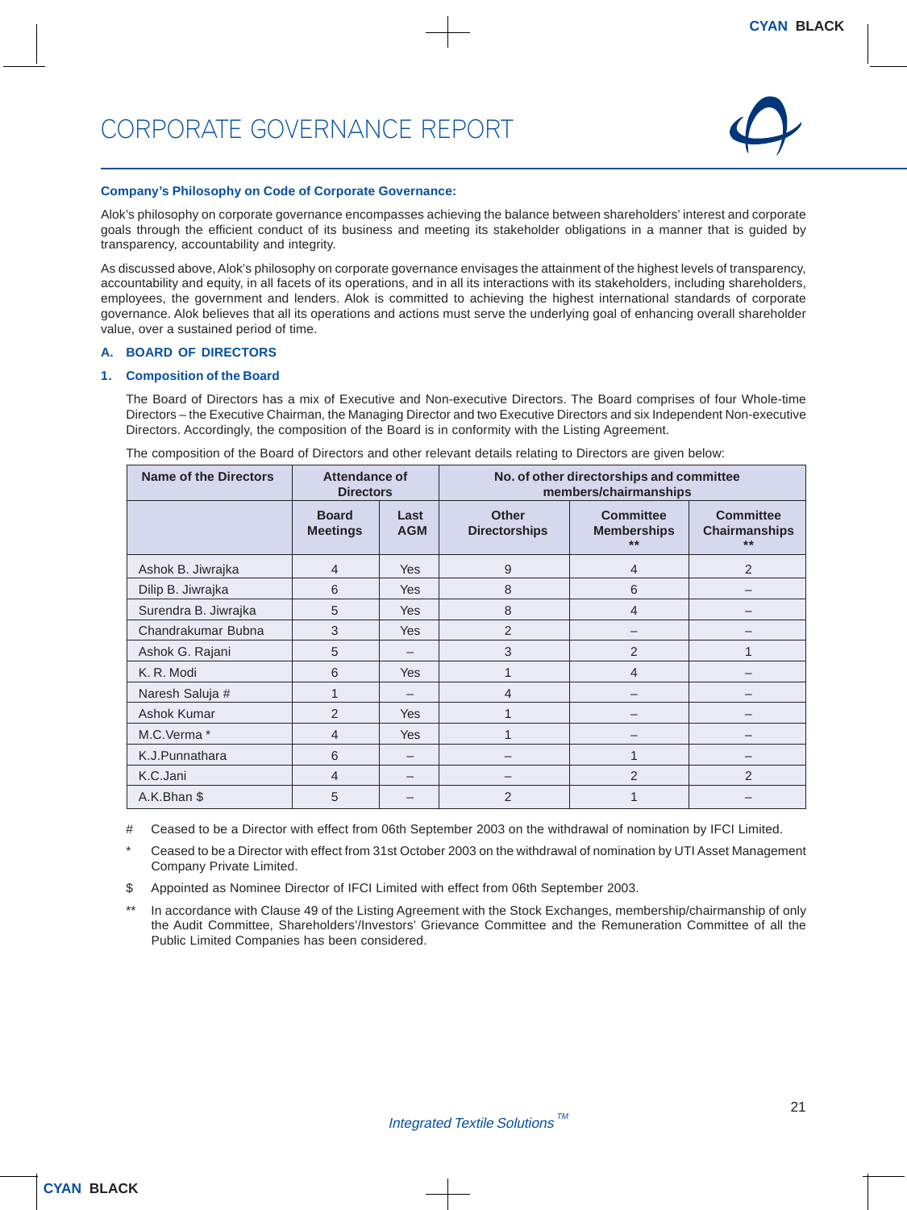# CORPORATE GOVERNANCE REPORT

**Company's Philosophy on Code of Corporate Governance:**

Alok's philosophy on corporate governance encompasses achieving the balance between shareholders' interest and corporate goals through the efficient conduct of its business and meeting its stakeholder obligations in a manner that is guided by transparency, accountability and integrity.

As discussed above, Alok's philosophy on corporate governance envisages the attainment of the highest levels of transparency, accountability and equity, in all facets of its operations, and in all its interactions with its stakeholders, including shareholders, employees, the government and lenders. Alok is committed to achieving the highest international standards of corporate governance. Alok believes that all its operations and actions must serve the underlying goal of enhancing overall shareholder value, over a sustained period of time.

## A. BOARD OF DIRECTORS

### 1. Composition of the Board

The Board of Directors has a mix of Executive and Non-executive Directors. The Board comprises of four Whole-time Directors – the Executive Chairman, the Managing Director and two Executive Directors and six Independent Non-executive Directors. Accordingly, the composition of the Board is in conformity with the Listing Agreement.

The composition of the Board of Directors and other relevant details relating to Directors are given below:

| Name of the Directors | Attendance of Directors | | No. of other directorships and committee members/chairmanships | | |
|---|---|---|---|---|---|
| | Board Meetings | Last AGM | Other Directorships | Committee Memberships ** | Committee Chairmanships ** |
| Ashok B. Jiwrajka | 4 | Yes | 9 | 4 | 2 |
| Dilip B. Jiwrajka | 6 | Yes | 8 | 6 | – |
| Surendra B. Jiwrajka | 5 | Yes | 8 | 4 | – |
| Chandrakumar Bubna | 3 | Yes | 2 | – | – |
| Ashok G. Rajani | 5 | – | 3 | 2 | 1 |
| K. R. Modi | 6 | Yes | 1 | 4 | – |
| Naresh Saluja # | 1 | – | 4 | – | – |
| Ashok Kumar | 2 | Yes | 1 | – | – |
| M.C.Verma * | 4 | Yes | 1 | – | – |
| K.J.Punnathara | 6 | – | – | 1 | – |
| K.C.Jani | 4 | – | – | 2 | 2 |
| A.K.Bhan $ | 5 | – | 2 | 1 | – |

# Ceased to be a Director with effect from 06th September 2003 on the withdrawal of nomination by IFCI Limited.

* Ceased to be a Director with effect from 31st October 2003 on the withdrawal of nomination by UTI Asset Management Company Private Limited.

$ Appointed as Nominee Director of IFCI Limited with effect from 06th September 2003.

** In accordance with Clause 49 of the Listing Agreement with the Stock Exchanges, membership/chairmanship of only the Audit Committee, Shareholders'/Investors' Grievance Committee and the Remuneration Committee of all the Public Limited Companies has been considered.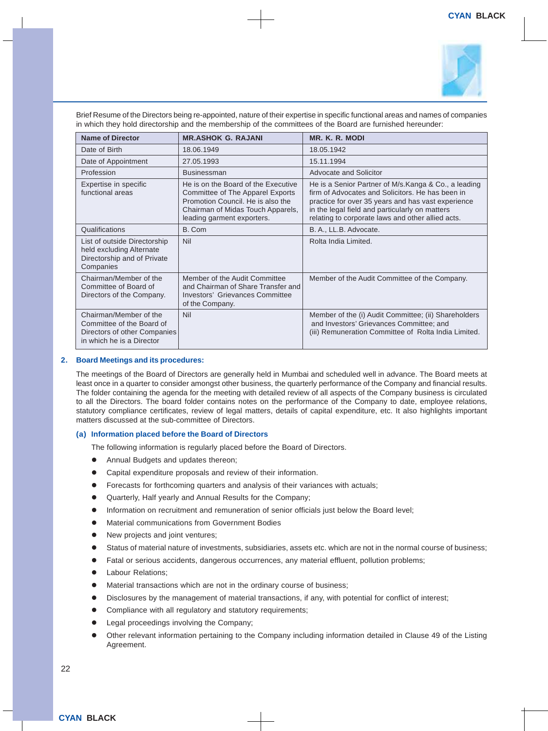Brief Resume of the Directors being re-appointed, nature of their expertise in specific functional areas and names of companies in which they hold directorship and the membership of the committees of the Board are furnished hereunder:

| Name of Director | MR.ASHOK G. RAJANI | MR. K. R. MODI |
|---|---|---|
| Date of Birth | 18.06.1949 | 18.05.1942 |
| Date of Appointment | 27.05.1993 | 15.11.1994 |
| Profession | Businessman | Advocate and Solicitor |
| Expertise in specific functional areas | He is on the Board of the Executive Committee of The Apparel Exports Promotion Council. He is also the Chairman of Midas Touch Apparels, leading garment exporters. | He is a Senior Partner of M/s.Kanga & Co., a leading firm of Advocates and Solicitors. He has been in practice for over 35 years and has vast experience in the legal field and particularly on matters relating to corporate laws and other allied acts. |
| Qualifications | B. Com | B. A., LL.B. Advocate. |
| List of outside Directorship held excluding Alternate Directorship and of Private Companies | Nil | Rolta India Limited. |
| Chairman/Member of the Committee of Board of Directors of the Company. | Member of the Audit Committee and Chairman of Share Transfer and Investors' Grievances Committee of the Company. | Member of the Audit Committee of the Company. |
| Chairman/Member of the Committee of the Board of Directors of other Companies in which he is a Director | Nil | Member of the (i) Audit Committee; (ii) Shareholders and Investors' Grievances Committee; and (iii) Remuneration Committee of Rolta India Limited. |

## 2. Board Meetings and its procedures:

The meetings of the Board of Directors are generally held in Mumbai and scheduled well in advance. The Board meets at least once in a quarter to consider amongst other business, the quarterly performance of the Company and financial results. The folder containing the agenda for the meeting with detailed review of all aspects of the Company business is circulated to all the Directors. The board folder contains notes on the performance of the Company to date, employee relations, statutory compliance certificates, review of legal matters, details of capital expenditure, etc. It also highlights important matters discussed at the sub-committee of Directors.

### (a) Information placed before the Board of Directors

The following information is regularly placed before the Board of Directors.

- Annual Budgets and updates thereon;
- Capital expenditure proposals and review of their information.
- Forecasts for forthcoming quarters and analysis of their variances with actuals;
- Quarterly, Half yearly and Annual Results for the Company;
- Information on recruitment and remuneration of senior officials just below the Board level;
- Material communications from Government Bodies
- New projects and joint ventures;
- Status of material nature of investments, subsidiaries, assets etc. which are not in the normal course of business;
- Fatal or serious accidents, dangerous occurrences, any material effluent, pollution problems;
- Labour Relations;
- Material transactions which are not in the ordinary course of business;
- Disclosures by the management of material transactions, if any, with potential for conflict of interest;
- Compliance with all regulatory and statutory requirements;
- Legal proceedings involving the Company;
- Other relevant information pertaining to the Company including information detailed in Clause 49 of the Listing Agreement.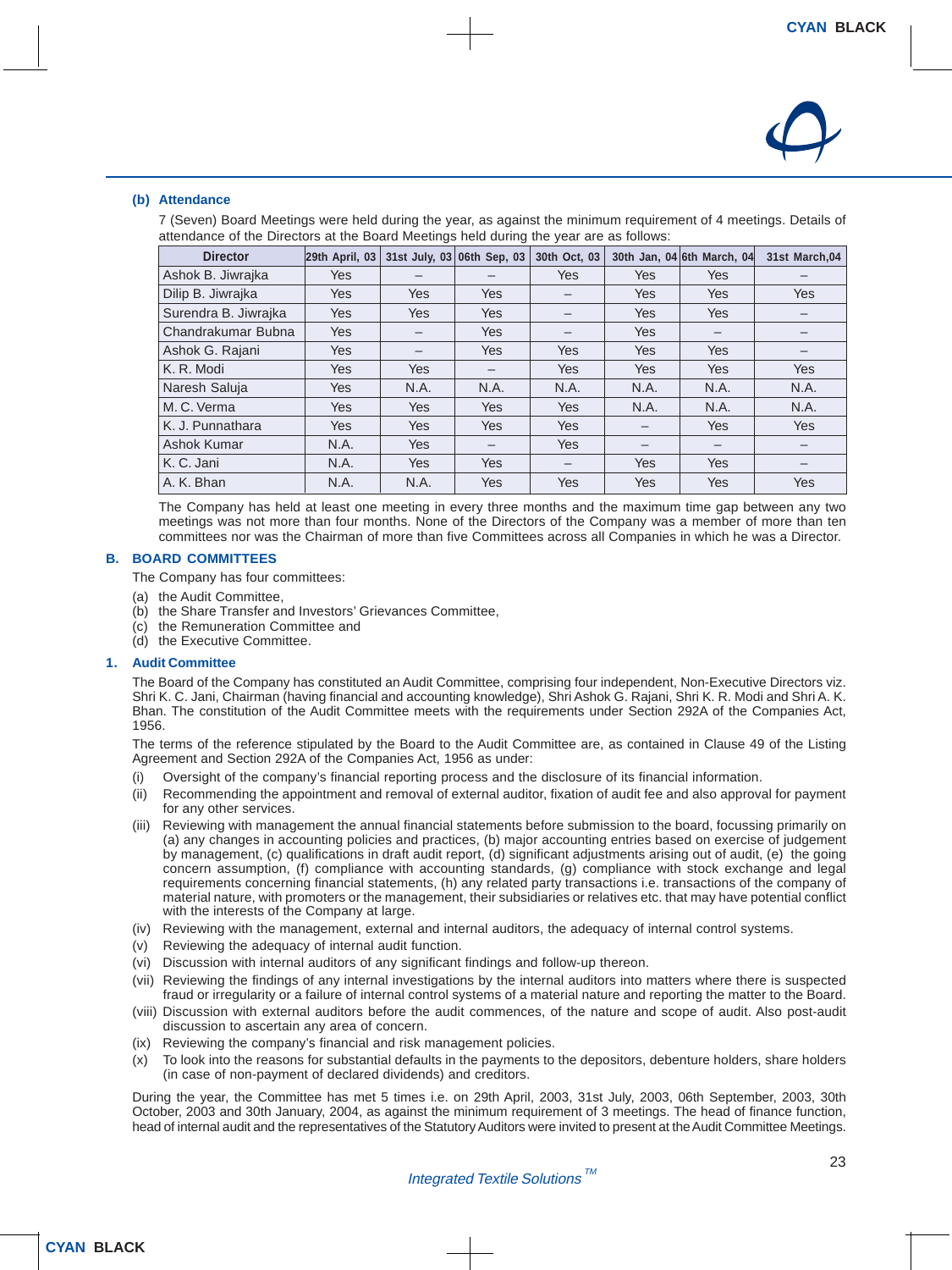**(b) Attendance**

7 (Seven) Board Meetings were held during the year, as against the minimum requirement of 4 meetings. Details of attendance of the Directors at the Board Meetings held during the year are as follows:

| Director | 29th April, 03 | 31st July, 03 | 06th Sep, 03 | 30th Oct, 03 | 30th Jan, 04 | 6th March, 04 | 31st March,04 |
|---|---|---|---|---|---|---|---|
| Ashok B. Jiwrajka | Yes | – | – | Yes | Yes | Yes | – |
| Dilip B. Jiwrajka | Yes | Yes | Yes | – | Yes | Yes | Yes |
| Surendra B. Jiwrajka | Yes | Yes | Yes | – | Yes | Yes | – |
| Chandrakumar Bubna | Yes | – | Yes | – | Yes | – | – |
| Ashok G. Rajani | Yes | – | Yes | Yes | Yes | Yes | – |
| K. R. Modi | Yes | Yes | – | Yes | Yes | Yes | Yes |
| Naresh Saluja | Yes | N.A. | N.A. | N.A. | N.A. | N.A. | N.A. |
| M. C. Verma | Yes | Yes | Yes | Yes | N.A. | N.A. | N.A. |
| K. J. Punnathara | Yes | Yes | Yes | Yes | – | Yes | Yes |
| Ashok Kumar | N.A. | Yes | – | Yes | – | – | – |
| K. C. Jani | N.A. | Yes | Yes | – | Yes | Yes | – |
| A. K. Bhan | N.A. | N.A. | Yes | Yes | Yes | Yes | Yes |

The Company has held at least one meeting in every three months and the maximum time gap between any two meetings was not more than four months. None of the Directors of the Company was a member of more than ten committees nor was the Chairman of more than five Committees across all Companies in which he was a Director.

## B. BOARD COMMITTEES

The Company has four committees:

(a) the Audit Committee,
(b) the Share Transfer and Investors' Grievances Committee,
(c) the Remuneration Committee and
(d) the Executive Committee.

### 1. Audit Committee

The Board of the Company has constituted an Audit Committee, comprising four independent, Non-Executive Directors viz. Shri K. C. Jani, Chairman (having financial and accounting knowledge), Shri Ashok G. Rajani, Shri K. R. Modi and Shri A. K. Bhan. The constitution of the Audit Committee meets with the requirements under Section 292A of the Companies Act, 1956.

The terms of the reference stipulated by the Board to the Audit Committee are, as contained in Clause 49 of the Listing Agreement and Section 292A of the Companies Act, 1956 as under:

(i) Oversight of the company's financial reporting process and the disclosure of its financial information.

(ii) Recommending the appointment and removal of external auditor, fixation of audit fee and also approval for payment for any other services.

(iii) Reviewing with management the annual financial statements before submission to the board, focussing primarily on (a) any changes in accounting policies and practices, (b) major accounting entries based on exercise of judgement by management, (c) qualifications in draft audit report, (d) significant adjustments arising out of audit, (e) the going concern assumption, (f) compliance with accounting standards, (g) compliance with stock exchange and legal requirements concerning financial statements, (h) any related party transactions i.e. transactions of the company of material nature, with promoters or the management, their subsidiaries or relatives etc. that may have potential conflict with the interests of the Company at large.

(iv) Reviewing with the management, external and internal auditors, the adequacy of internal control systems.

(v) Reviewing the adequacy of internal audit function.

(vi) Discussion with internal auditors of any significant findings and follow-up thereon.

(vii) Reviewing the findings of any internal investigations by the internal auditors into matters where there is suspected fraud or irregularity or a failure of internal control systems of a material nature and reporting the matter to the Board.

(viii) Discussion with external auditors before the audit commences, of the nature and scope of audit. Also post-audit discussion to ascertain any area of concern.

(ix) Reviewing the company's financial and risk management policies.

(x) To look into the reasons for substantial defaults in the payments to the depositors, debenture holders, share holders (in case of non-payment of declared dividends) and creditors.

During the year, the Committee has met 5 times i.e. on 29th April, 2003, 31st July, 2003, 06th September, 2003, 30th October, 2003 and 30th January, 2004, as against the minimum requirement of 3 meetings. The head of finance function, head of internal audit and the representatives of the Statutory Auditors were invited to present at the Audit Committee Meetings.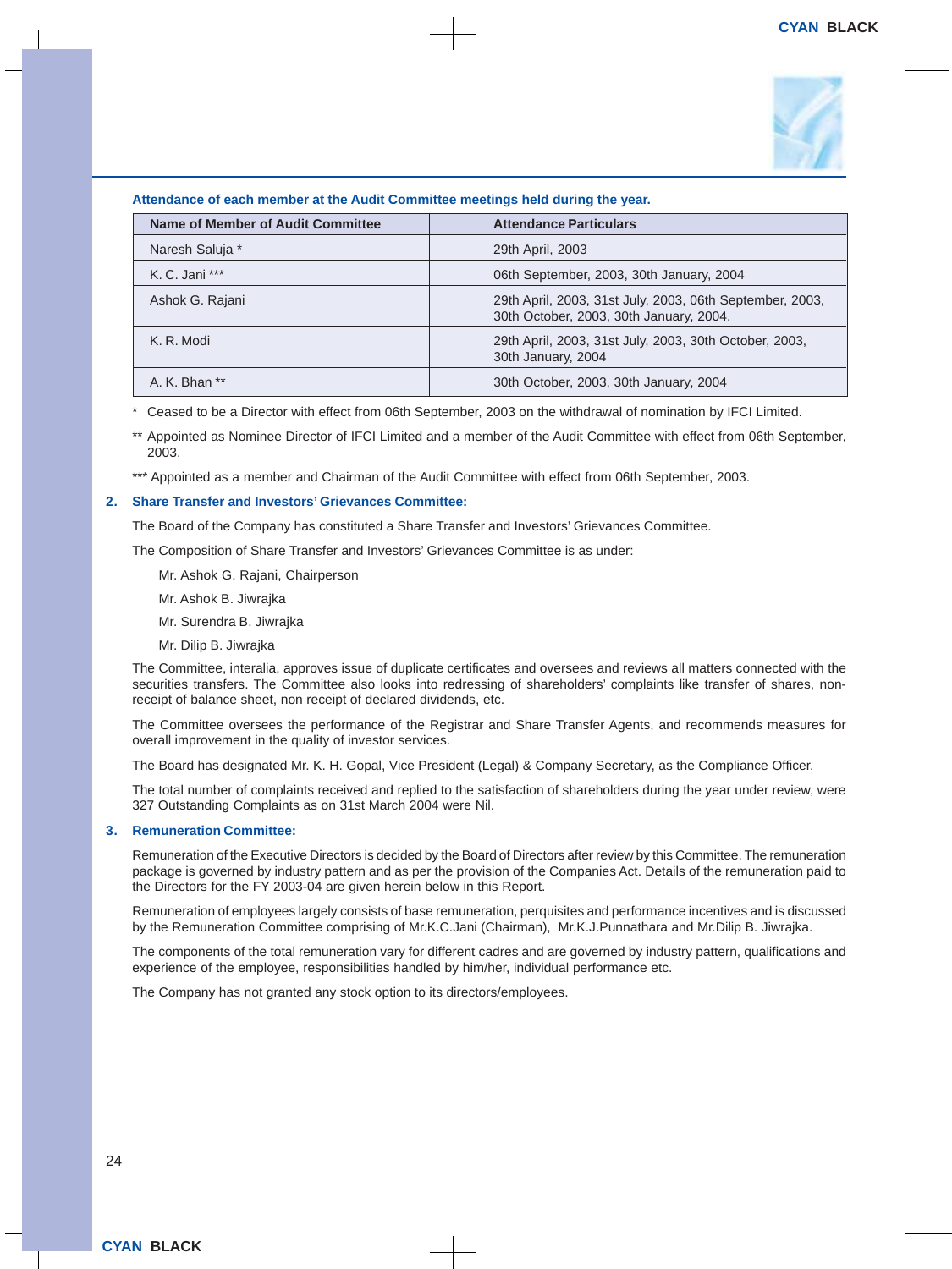**Attendance of each member at the Audit Committee meetings held during the year.**

| Name of Member of Audit Committee | Attendance Particulars |
|---|---|
| Naresh Saluja * | 29th April, 2003 |
| K. C. Jani *** | 06th September, 2003, 30th January, 2004 |
| Ashok G. Rajani | 29th April, 2003, 31st July, 2003, 06th September, 2003, 30th October, 2003, 30th January, 2004. |
| K. R. Modi | 29th April, 2003, 31st July, 2003, 30th October, 2003, 30th January, 2004 |
| A. K. Bhan ** | 30th October, 2003, 30th January, 2004 |

\* Ceased to be a Director with effect from 06th September, 2003 on the withdrawal of nomination by IFCI Limited.

** Appointed as Nominee Director of IFCI Limited and a member of the Audit Committee with effect from 06th September, 2003.

*** Appointed as a member and Chairman of the Audit Committee with effect from 06th September, 2003.

## 2. Share Transfer and Investors' Grievances Committee:

The Board of the Company has constituted a Share Transfer and Investors' Grievances Committee.

The Composition of Share Transfer and Investors' Grievances Committee is as under:

Mr. Ashok G. Rajani, Chairperson

Mr. Ashok B. Jiwrajka

Mr. Surendra B. Jiwrajka

Mr. Dilip B. Jiwrajka

The Committee, interalia, approves issue of duplicate certificates and oversees and reviews all matters connected with the securities transfers. The Committee also looks into redressing of shareholders' complaints like transfer of shares, non-receipt of balance sheet, non receipt of declared dividends, etc.

The Committee oversees the performance of the Registrar and Share Transfer Agents, and recommends measures for overall improvement in the quality of investor services.

The Board has designated Mr. K. H. Gopal, Vice President (Legal) & Company Secretary, as the Compliance Officer.

The total number of complaints received and replied to the satisfaction of shareholders during the year under review, were 327 Outstanding Complaints as on 31st March 2004 were Nil.

## 3. Remuneration Committee:

Remuneration of the Executive Directors is decided by the Board of Directors after review by this Committee. The remuneration package is governed by industry pattern and as per the provision of the Companies Act. Details of the remuneration paid to the Directors for the FY 2003-04 are given herein below in this Report.

Remuneration of employees largely consists of base remuneration, perquisites and performance incentives and is discussed by the Remuneration Committee comprising of Mr.K.C.Jani (Chairman), Mr.K.J.Punnathara and Mr.Dilip B. Jiwrajka.

The components of the total remuneration vary for different cadres and are governed by industry pattern, qualifications and experience of the employee, responsibilities handled by him/her, individual performance etc.

The Company has not granted any stock option to its directors/employees.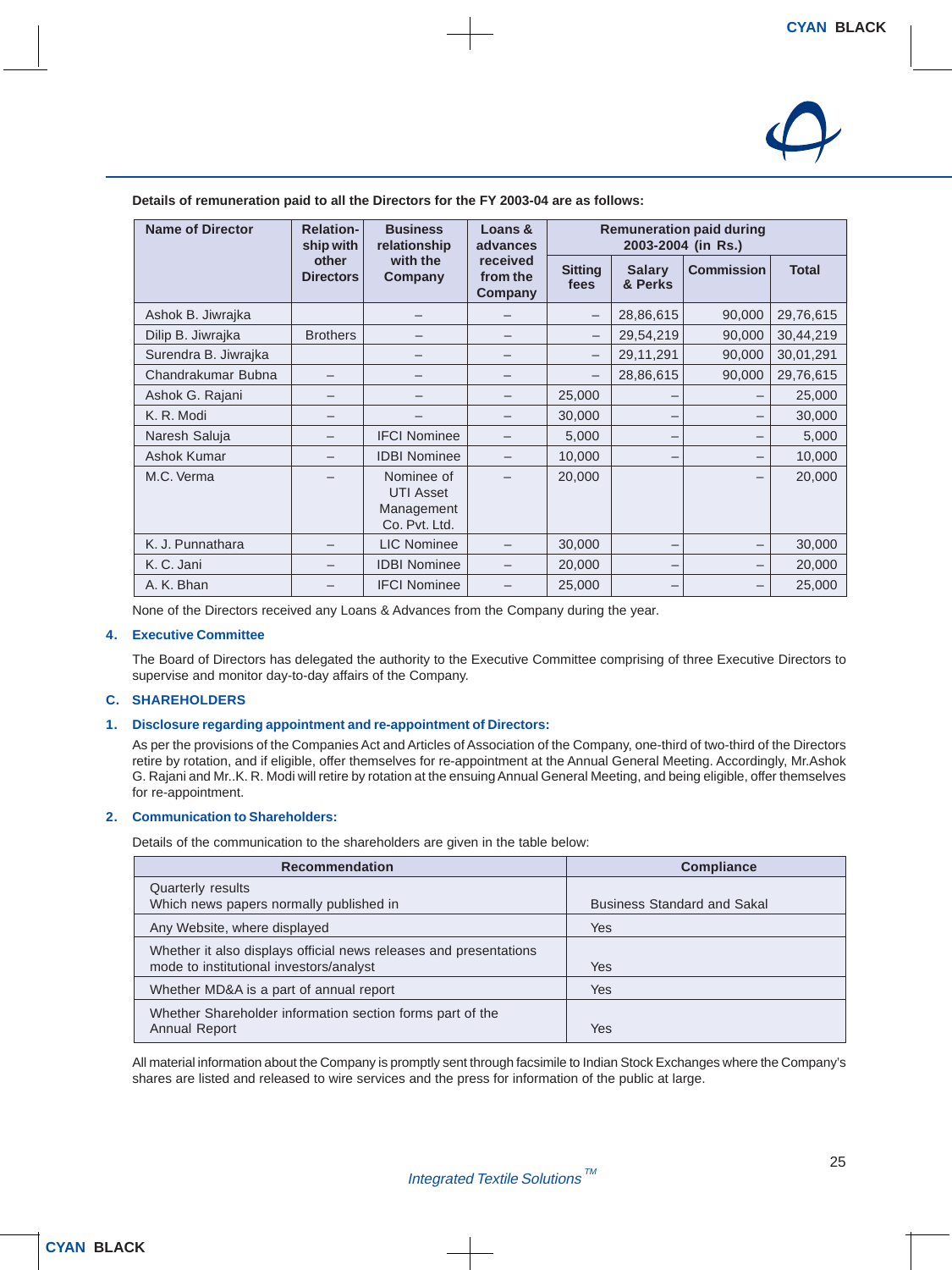**Details of remuneration paid to all the Directors for the FY 2003-04 are as follows:**

| Name of Director | Relation-ship with other Directors | Business relationship with the Company | Loans & advances received from the Company | Remuneration paid during 2003-2004 (in Rs.) | | | |
|---|---|---|---|---|---|---|---|
| | | | | Sitting fees | Salary & Perks | Commission | Total |
| Ashok B. Jiwrajka | | – | – | – | 28,86,615 | 90,000 | 29,76,615 |
| Dilip B. Jiwrajka | Brothers | – | – | – | 29,54,219 | 90,000 | 30,44,219 |
| Surendra B. Jiwrajka | | – | – | – | 29,11,291 | 90,000 | 30,01,291 |
| Chandrakumar Bubna | – | – | – | – | 28,86,615 | 90,000 | 29,76,615 |
| Ashok G. Rajani | – | – | – | 25,000 | – | – | 25,000 |
| K. R. Modi | – | – | – | 30,000 | – | – | 30,000 |
| Naresh Saluja | – | IFCI Nominee | – | 5,000 | – | – | 5,000 |
| Ashok Kumar | – | IDBI Nominee | – | 10,000 | – | – | 10,000 |
| M.C. Verma | – | Nominee of UTI Asset Management Co. Pvt. Ltd. | – | 20,000 | | – | 20,000 |
| K. J. Punnathara | – | LIC Nominee | – | 30,000 | – | – | 30,000 |
| K. C. Jani | – | IDBI Nominee | – | 20,000 | – | – | 20,000 |
| A. K. Bhan | – | IFCI Nominee | – | 25,000 | – | – | 25,000 |

None of the Directors received any Loans & Advances from the Company during the year.

### 4. Executive Committee

The Board of Directors has delegated the authority to the Executive Committee comprising of three Executive Directors to supervise and monitor day-to-day affairs of the Company.

## C. SHAREHOLDERS

### 1. Disclosure regarding appointment and re-appointment of Directors:

As per the provisions of the Companies Act and Articles of Association of the Company, one-third of two-third of the Directors retire by rotation, and if eligible, offer themselves for re-appointment at the Annual General Meeting. Accordingly, Mr.Ashok G. Rajani and Mr..K. R. Modi will retire by rotation at the ensuing Annual General Meeting, and being eligible, offer themselves for re-appointment.

### 2. Communication to Shareholders:

Details of the communication to the shareholders are given in the table below:

| Recommendation | Compliance |
|---|---|
| Quarterly results<br>Which news papers normally published in | Business Standard and Sakal |
| Any Website, where displayed | Yes |
| Whether it also displays official news releases and presentations mode to institutional investors/analyst | Yes |
| Whether MD&A is a part of annual report | Yes |
| Whether Shareholder information section forms part of the Annual Report | Yes |

All material information about the Company is promptly sent through facsimile to Indian Stock Exchanges where the Company's shares are listed and released to wire services and the press for information of the public at large.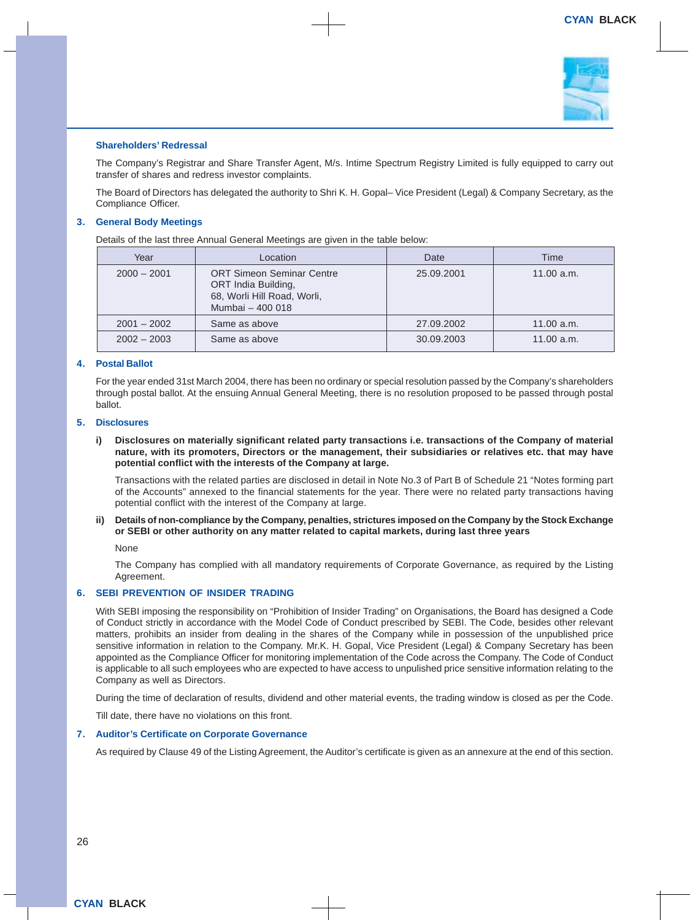### Shareholders' Redressal

The Company's Registrar and Share Transfer Agent, M/s. Intime Spectrum Registry Limited is fully equipped to carry out transfer of shares and redress investor complaints.

The Board of Directors has delegated the authority to Shri K. H. Gopal– Vice President (Legal) & Company Secretary, as the Compliance Officer.

### 3. General Body Meetings

Details of the last three Annual General Meetings are given in the table below:

| Year | Location | Date | Time |
|---|---|---|---|
| 2000 – 2001 | ORT Simeon Seminar Centre<br>ORT India Building,<br>68, Worli Hill Road, Worli,<br>Mumbai – 400 018 | 25.09.2001 | 11.00 a.m. |
| 2001 – 2002 | Same as above | 27.09.2002 | 11.00 a.m. |
| 2002 – 2003 | Same as above | 30.09.2003 | 11.00 a.m. |

### 4. Postal Ballot

For the year ended 31st March 2004, there has been no ordinary or special resolution passed by the Company's shareholders through postal ballot. At the ensuing Annual General Meeting, there is no resolution proposed to be passed through postal ballot.

### 5. Disclosures

**i) Disclosures on materially significant related party transactions i.e. transactions of the Company of material nature, with its promoters, Directors or the management, their subsidiaries or relatives etc. that may have potential conflict with the interests of the Company at large.**

Transactions with the related parties are disclosed in detail in Note No.3 of Part B of Schedule 21 "Notes forming part of the Accounts" annexed to the financial statements for the year. There were no related party transactions having potential conflict with the interest of the Company at large.

**ii) Details of non-compliance by the Company, penalties, strictures imposed on the Company by the Stock Exchange or SEBI or other authority on any matter related to capital markets, during last three years**

None

The Company has complied with all mandatory requirements of Corporate Governance, as required by the Listing Agreement.

### 6. SEBI PREVENTION OF INSIDER TRADING

With SEBI imposing the responsibility on "Prohibition of Insider Trading" on Organisations, the Board has designed a Code of Conduct strictly in accordance with the Model Code of Conduct prescribed by SEBI. The Code, besides other relevant matters, prohibits an insider from dealing in the shares of the Company while in possession of the unpublished price sensitive information in relation to the Company. Mr.K. H. Gopal, Vice President (Legal) & Company Secretary has been appointed as the Compliance Officer for monitoring implementation of the Code across the Company. The Code of Conduct is applicable to all such employees who are expected to have access to unpulished price sensitive information relating to the Company as well as Directors.

During the time of declaration of results, dividend and other material events, the trading window is closed as per the Code.

Till date, there have no violations on this front.

### 7. Auditor's Certificate on Corporate Governance

As required by Clause 49 of the Listing Agreement, the Auditor's certificate is given as an annexure at the end of this section.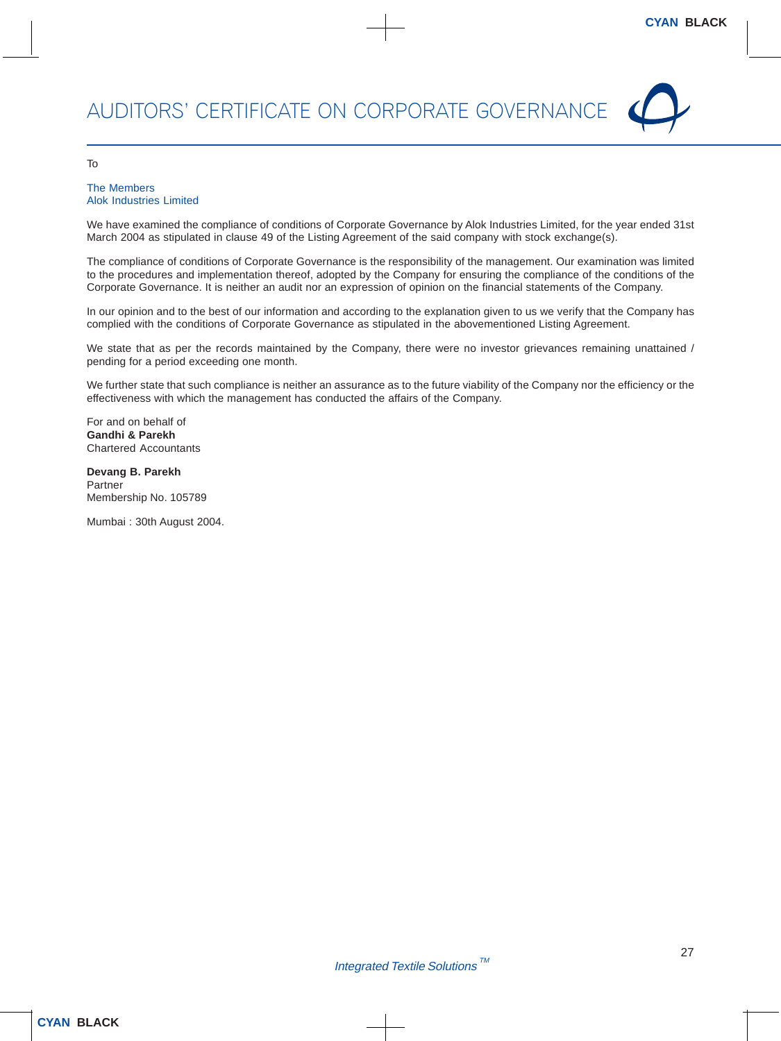# AUDITORS' CERTIFICATE ON CORPORATE GOVERNANCE

To

The Members
Alok Industries Limited

We have examined the compliance of conditions of Corporate Governance by Alok Industries Limited, for the year ended 31st March 2004 as stipulated in clause 49 of the Listing Agreement of the said company with stock exchange(s).

The compliance of conditions of Corporate Governance is the responsibility of the management. Our examination was limited to the procedures and implementation thereof, adopted by the Company for ensuring the compliance of the conditions of the Corporate Governance. It is neither an audit nor an expression of opinion on the financial statements of the Company.

In our opinion and to the best of our information and according to the explanation given to us we verify that the Company has complied with the conditions of Corporate Governance as stipulated in the abovementioned Listing Agreement.

We state that as per the records maintained by the Company, there were no investor grievances remaining unattained / pending for a period exceeding one month.

We further state that such compliance is neither an assurance as to the future viability of the Company nor the efficiency or the effectiveness with which the management has conducted the affairs of the Company.

For and on behalf of
**Gandhi & Parekh**
Chartered Accountants

**Devang B. Parekh**
Partner
Membership No. 105789

Mumbai : 30th August 2004.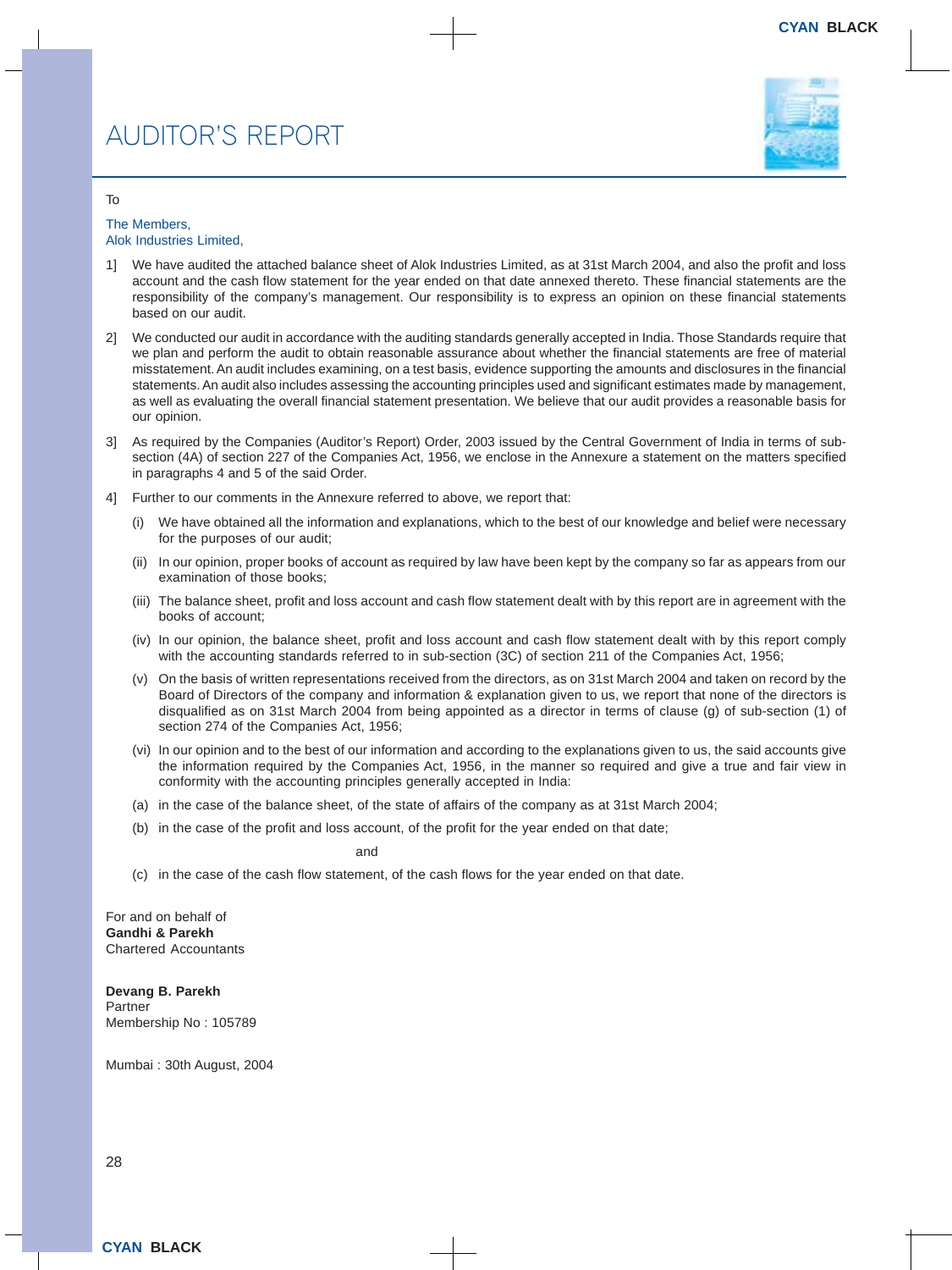# AUDITOR'S REPORT

To

The Members,
Alok Industries Limited,

1] We have audited the attached balance sheet of Alok Industries Limited, as at 31st March 2004, and also the profit and loss account and the cash flow statement for the year ended on that date annexed thereto. These financial statements are the responsibility of the company's management. Our responsibility is to express an opinion on these financial statements based on our audit.

2] We conducted our audit in accordance with the auditing standards generally accepted in India. Those Standards require that we plan and perform the audit to obtain reasonable assurance about whether the financial statements are free of material misstatement. An audit includes examining, on a test basis, evidence supporting the amounts and disclosures in the financial statements. An audit also includes assessing the accounting principles used and significant estimates made by management, as well as evaluating the overall financial statement presentation. We believe that our audit provides a reasonable basis for our opinion.

3] As required by the Companies (Auditor's Report) Order, 2003 issued by the Central Government of India in terms of sub-section (4A) of section 227 of the Companies Act, 1956, we enclose in the Annexure a statement on the matters specified in paragraphs 4 and 5 of the said Order.

4] Further to our comments in the Annexure referred to above, we report that:

(i) We have obtained all the information and explanations, which to the best of our knowledge and belief were necessary for the purposes of our audit;

(ii) In our opinion, proper books of account as required by law have been kept by the company so far as appears from our examination of those books;

(iii) The balance sheet, profit and loss account and cash flow statement dealt with by this report are in agreement with the books of account;

(iv) In our opinion, the balance sheet, profit and loss account and cash flow statement dealt with by this report comply with the accounting standards referred to in sub-section (3C) of section 211 of the Companies Act, 1956;

(v) On the basis of written representations received from the directors, as on 31st March 2004 and taken on record by the Board of Directors of the company and information & explanation given to us, we report that none of the directors is disqualified as on 31st March 2004 from being appointed as a director in terms of clause (g) of sub-section (1) of section 274 of the Companies Act, 1956;

(vi) In our opinion and to the best of our information and according to the explanations given to us, the said accounts give the information required by the Companies Act, 1956, in the manner so required and give a true and fair view in conformity with the accounting principles generally accepted in India:

(a) in the case of the balance sheet, of the state of affairs of the company as at 31st March 2004;

(b) in the case of the profit and loss account, of the profit for the year ended on that date;

and

(c) in the case of the cash flow statement, of the cash flows for the year ended on that date.

For and on behalf of
**Gandhi & Parekh**
Chartered Accountants

**Devang B. Parekh**
Partner
Membership No : 105789

Mumbai : 30th August, 2004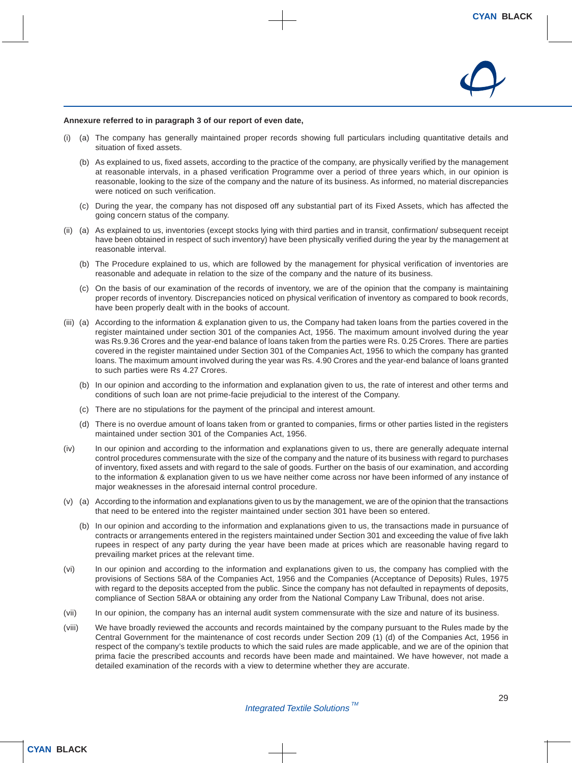**Annexure referred to in paragraph 3 of our report of even date,**

(i) (a) The company has generally maintained proper records showing full particulars including quantitative details and situation of fixed assets.

(b) As explained to us, fixed assets, according to the practice of the company, are physically verified by the management at reasonable intervals, in a phased verification Programme over a period of three years which, in our opinion is reasonable, looking to the size of the company and the nature of its business. As informed, no material discrepancies were noticed on such verification.

(c) During the year, the company has not disposed off any substantial part of its Fixed Assets, which has affected the going concern status of the company.

(ii) (a) As explained to us, inventories (except stocks lying with third parties and in transit, confirmation/ subsequent receipt have been obtained in respect of such inventory) have been physically verified during the year by the management at reasonable interval.

(b) The Procedure explained to us, which are followed by the management for physical verification of inventories are reasonable and adequate in relation to the size of the company and the nature of its business.

(c) On the basis of our examination of the records of inventory, we are of the opinion that the company is maintaining proper records of inventory. Discrepancies noticed on physical verification of inventory as compared to book records, have been properly dealt with in the books of account.

(iii) (a) According to the information & explanation given to us, the Company had taken loans from the parties covered in the register maintained under section 301 of the companies Act, 1956. The maximum amount involved during the year was Rs.9.36 Crores and the year-end balance of loans taken from the parties were Rs. 0.25 Crores. There are parties covered in the register maintained under Section 301 of the Companies Act, 1956 to which the company has granted loans. The maximum amount involved during the year was Rs. 4.90 Crores and the year-end balance of loans granted to such parties were Rs 4.27 Crores.

(b) In our opinion and according to the information and explanation given to us, the rate of interest and other terms and conditions of such loan are not prime-facie prejudicial to the interest of the Company.

(c) There are no stipulations for the payment of the principal and interest amount.

(d) There is no overdue amount of loans taken from or granted to companies, firms or other parties listed in the registers maintained under section 301 of the Companies Act, 1956.

(iv) In our opinion and according to the information and explanations given to us, there are generally adequate internal control procedures commensurate with the size of the company and the nature of its business with regard to purchases of inventory, fixed assets and with regard to the sale of goods. Further on the basis of our examination, and according to the information & explanation given to us we have neither come across nor have been informed of any instance of major weaknesses in the aforesaid internal control procedure.

(v) (a) According to the information and explanations given to us by the management, we are of the opinion that the transactions that need to be entered into the register maintained under section 301 have been so entered.

(b) In our opinion and according to the information and explanations given to us, the transactions made in pursuance of contracts or arrangements entered in the registers maintained under Section 301 and exceeding the value of five lakh rupees in respect of any party during the year have been made at prices which are reasonable having regard to prevailing market prices at the relevant time.

(vi) In our opinion and according to the information and explanations given to us, the company has complied with the provisions of Sections 58A of the Companies Act, 1956 and the Companies (Acceptance of Deposits) Rules, 1975 with regard to the deposits accepted from the public. Since the company has not defaulted in repayments of deposits, compliance of Section 58AA or obtaining any order from the National Company Law Tribunal, does not arise.

(vii) In our opinion, the company has an internal audit system commensurate with the size and nature of its business.

(viii) We have broadly reviewed the accounts and records maintained by the company pursuant to the Rules made by the Central Government for the maintenance of cost records under Section 209 (1) (d) of the Companies Act, 1956 in respect of the company's textile products to which the said rules are made applicable, and we are of the opinion that prima facie the prescribed accounts and records have been made and maintained. We have however, not made a detailed examination of the records with a view to determine whether they are accurate.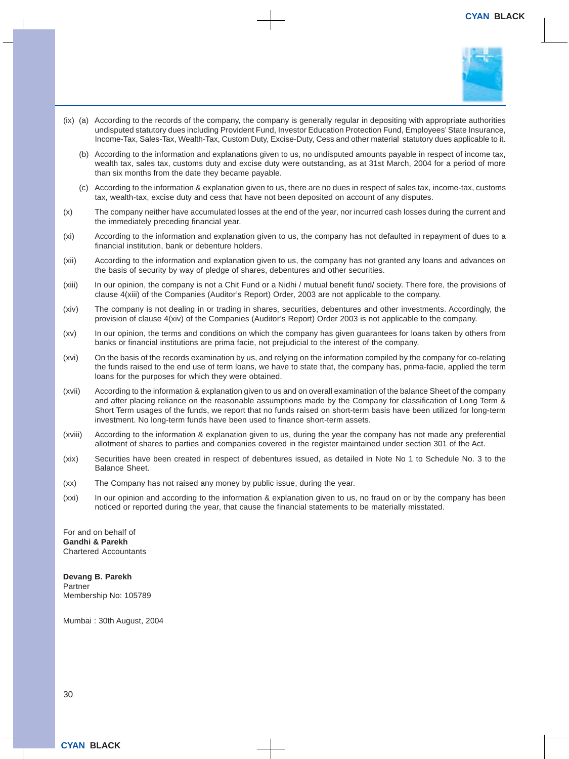(ix) (a) According to the records of the company, the company is generally regular in depositing with appropriate authorities undisputed statutory dues including Provident Fund, Investor Education Protection Fund, Employees' State Insurance, Income-Tax, Sales-Tax, Wealth-Tax, Custom Duty, Excise-Duty, Cess and other material statutory dues applicable to it.

(b) According to the information and explanations given to us, no undisputed amounts payable in respect of income tax, wealth tax, sales tax, customs duty and excise duty were outstanding, as at 31st March, 2004 for a period of more than six months from the date they became payable.

(c) According to the information & explanation given to us, there are no dues in respect of sales tax, income-tax, customs tax, wealth-tax, excise duty and cess that have not been deposited on account of any disputes.

(x) The company neither have accumulated losses at the end of the year, nor incurred cash losses during the current and the immediately preceding financial year.

(xi) According to the information and explanation given to us, the company has not defaulted in repayment of dues to a financial institution, bank or debenture holders.

(xii) According to the information and explanation given to us, the company has not granted any loans and advances on the basis of security by way of pledge of shares, debentures and other securities.

(xiii) In our opinion, the company is not a Chit Fund or a Nidhi / mutual benefit fund/ society. There fore, the provisions of clause 4(xiii) of the Companies (Auditor's Report) Order, 2003 are not applicable to the company.

(xiv) The company is not dealing in or trading in shares, securities, debentures and other investments. Accordingly, the provision of clause 4(xiv) of the Companies (Auditor's Report) Order 2003 is not applicable to the company.

(xv) In our opinion, the terms and conditions on which the company has given guarantees for loans taken by others from banks or financial institutions are prima facie, not prejudicial to the interest of the company.

(xvi) On the basis of the records examination by us, and relying on the information compiled by the company for co-relating the funds raised to the end use of term loans, we have to state that, the company has, prima-facie, applied the term loans for the purposes for which they were obtained.

(xvii) According to the information & explanation given to us and on overall examination of the balance Sheet of the company and after placing reliance on the reasonable assumptions made by the Company for classification of Long Term & Short Term usages of the funds, we report that no funds raised on short-term basis have been utilized for long-term investment. No long-term funds have been used to finance short-term assets.

(xviii) According to the information & explanation given to us, during the year the company has not made any preferential allotment of shares to parties and companies covered in the register maintained under section 301 of the Act.

(xix) Securities have been created in respect of debentures issued, as detailed in Note No 1 to Schedule No. 3 to the Balance Sheet.

(xx) The Company has not raised any money by public issue, during the year.

(xxi) In our opinion and according to the information & explanation given to us, no fraud on or by the company has been noticed or reported during the year, that cause the financial statements to be materially misstated.

For and on behalf of
**Gandhi & Parekh**
Chartered Accountants

**Devang B. Parekh**
Partner
Membership No: 105789

Mumbai : 30th August, 2004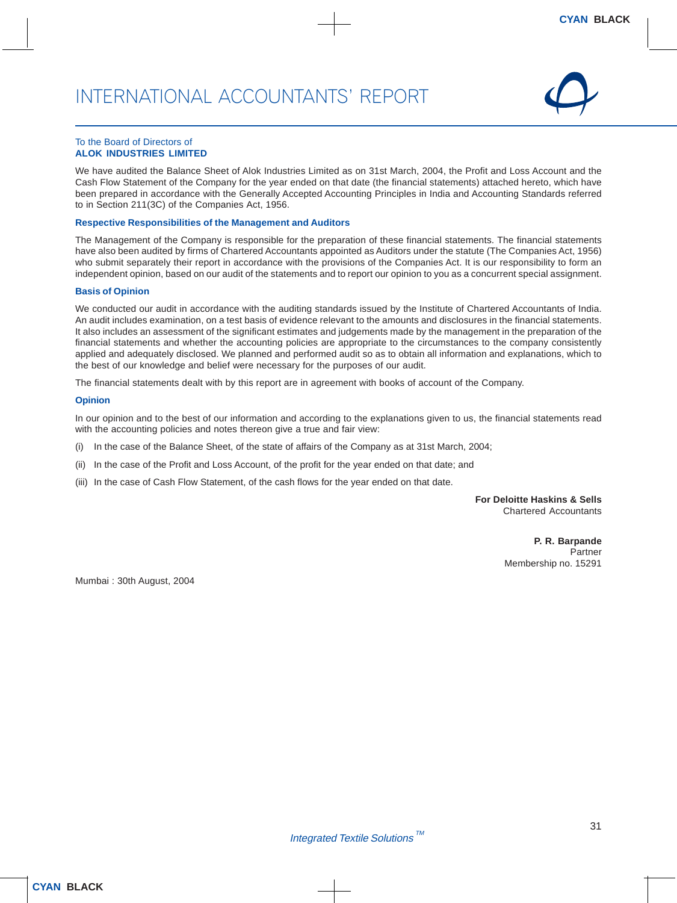# INTERNATIONAL ACCOUNTANTS' REPORT

To the Board of Directors of
**ALOK INDUSTRIES LIMITED**

We have audited the Balance Sheet of Alok Industries Limited as on 31st March, 2004, the Profit and Loss Account and the Cash Flow Statement of the Company for the year ended on that date (the financial statements) attached hereto, which have been prepared in accordance with the Generally Accepted Accounting Principles in India and Accounting Standards referred to in Section 211(3C) of the Companies Act, 1956.

### Respective Responsibilities of the Management and Auditors

The Management of the Company is responsible for the preparation of these financial statements. The financial statements have also been audited by firms of Chartered Accountants appointed as Auditors under the statute (The Companies Act, 1956) who submit separately their report in accordance with the provisions of the Companies Act. It is our responsibility to form an independent opinion, based on our audit of the statements and to report our opinion to you as a concurrent special assignment.

### Basis of Opinion

We conducted our audit in accordance with the auditing standards issued by the Institute of Chartered Accountants of India. An audit includes examination, on a test basis of evidence relevant to the amounts and disclosures in the financial statements. It also includes an assessment of the significant estimates and judgements made by the management in the preparation of the financial statements and whether the accounting policies are appropriate to the circumstances to the company consistently applied and adequately disclosed. We planned and performed audit so as to obtain all information and explanations, which to the best of our knowledge and belief were necessary for the purposes of our audit.

The financial statements dealt with by this report are in agreement with books of account of the Company.

### Opinion

In our opinion and to the best of our information and according to the explanations given to us, the financial statements read with the accounting policies and notes thereon give a true and fair view:

(i) In the case of the Balance Sheet, of the state of affairs of the Company as at 31st March, 2004;

(ii) In the case of the Profit and Loss Account, of the profit for the year ended on that date; and

(iii) In the case of Cash Flow Statement, of the cash flows for the year ended on that date.

**For Deloitte Haskins & Sells**
Chartered Accountants

**P. R. Barpande**
Partner
Membership no. 15291

Mumbai : 30th August, 2004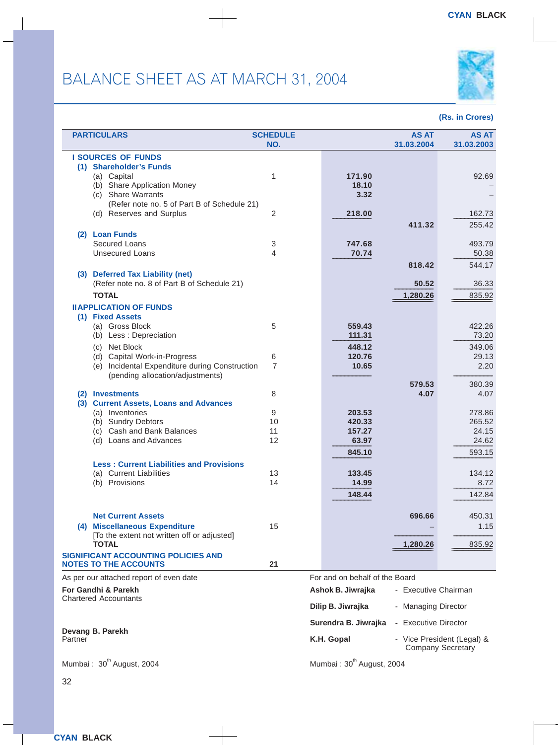# BALANCE SHEET AS AT MARCH 31, 2004

(Rs. in Crores)

| PARTICULARS | SCHEDULE NO. | | AS AT 31.03.2004 | AS AT 31.03.2003 |
|---|---|---|---|---|
| **I SOURCES OF FUNDS** | | | | |
| **(1) Shareholder's Funds** | | | | |
| (a) Capital | 1 | 171.90 | | 92.69 |
| (b) Share Application Money | | 18.10 | | – |
| (c) Share Warrants | | 3.32 | | – |
| (Refer note no. 5 of Part B of Schedule 21) | | | | |
| (d) Reserves and Surplus | 2 | 218.00 | | 162.73 |
| | | | 411.32 | 255.42 |
| **(2) Loan Funds** | | | | |
| Secured Loans | 3 | 747.68 | | 493.79 |
| Unsecured Loans | 4 | 70.74 | | 50.38 |
| | | | 818.42 | 544.17 |
| **(3) Deferred Tax Liability (net)** | | | | |
| (Refer note no. 8 of Part B of Schedule 21) | | | 50.52 | 36.33 |
| **TOTAL** | | | 1,280.26 | 835.92 |
| **II APPLICATION OF FUNDS** | | | | |
| **(1) Fixed Assets** | | | | |
| (a) Gross Block | 5 | 559.43 | | 422.26 |
| (b) Less : Depreciation | | 111.31 | | 73.20 |
| (c) Net Block | | 448.12 | | 349.06 |
| (d) Capital Work-in-Progress | 6 | 120.76 | | 29.13 |
| (e) Incidental Expenditure during Construction (pending allocation/adjustments) | 7 | 10.65 | | 2.20 |
| | | | 579.53 | 380.39 |
| **(2) Investments** | 8 | | 4.07 | 4.07 |
| **(3) Current Assets, Loans and Advances** | | | | |
| (a) Inventories | 9 | 203.53 | | 278.86 |
| (b) Sundry Debtors | 10 | 420.33 | | 265.52 |
| (c) Cash and Bank Balances | 11 | 157.27 | | 24.15 |
| (d) Loans and Advances | 12 | 63.97 | | 24.62 |
| | | 845.10 | | 593.15 |
| **Less : Current Liabilities and Provisions** | | | | |
| (a) Current Liabilities | 13 | 133.45 | | 134.12 |
| (b) Provisions | 14 | 14.99 | | 8.72 |
| | | 148.44 | | 142.84 |
| **Net Current Assets** | | | 696.66 | 450.31 |
| **(4) Miscellaneous Expenditure** | 15 | | – | 1.15 |
| [To the extent not written off or adjusted] | | | | |
| **TOTAL** | | | 1,280.26 | 835.92 |
| **SIGNIFICANT ACCOUNTING POLICIES AND NOTES TO THE ACCOUNTS** | 21 | | | |

As per our attached report of even date

**For Gandhi & Parekh**
Chartered Accountants

**Devang B. Parekh**
Partner

Mumbai : 30th August, 2004

For and on behalf of the Board

**Ashok B. Jiwrajka** - Executive Chairman

**Dilip B. Jiwrajka** - Managing Director

**Surendra B. Jiwrajka** - Executive Director

**K.H. Gopal** - Vice President (Legal) & Company Secretary

Mumbai : 30th August, 2004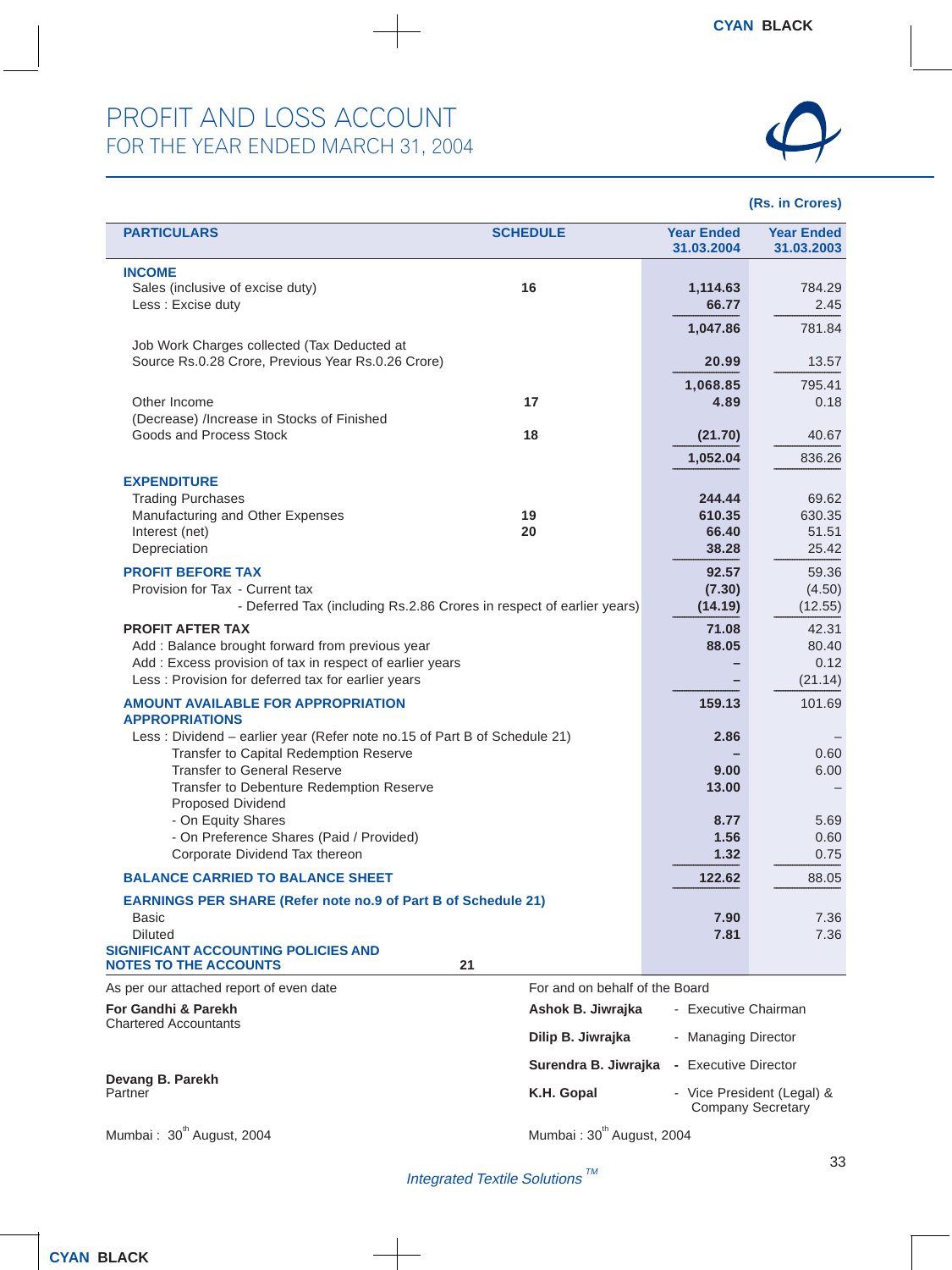# PROFIT AND LOSS ACCOUNT
## FOR THE YEAR ENDED MARCH 31, 2004

(Rs. in Crores)

| PARTICULARS | SCHEDULE | Year Ended 31.03.2004 | Year Ended 31.03.2003 |
|---|---|---|---|
| **INCOME** | | | |
| Sales (inclusive of excise duty) | 16 | 1,114.63 | 784.29 |
| Less : Excise duty | | 66.77 | 2.45 |
| | | 1,047.86 | 781.84 |
| Job Work Charges collected (Tax Deducted at Source Rs.0.28 Crore, Previous Year Rs.0.26 Crore) | | 20.99 | 13.57 |
| | | 1,068.85 | 795.41 |
| Other Income | 17 | 4.89 | 0.18 |
| (Decrease) /Increase in Stocks of Finished Goods and Process Stock | 18 | (21.70) | 40.67 |
| | | 1,052.04 | 836.26 |
| **EXPENDITURE** | | | |
| Trading Purchases | | 244.44 | 69.62 |
| Manufacturing and Other Expenses | 19 | 610.35 | 630.35 |
| Interest (net) | 20 | 66.40 | 51.51 |
| Depreciation | | 38.28 | 25.42 |
| **PROFIT BEFORE TAX** | | 92.57 | 59.36 |
| Provision for Tax - Current tax | | (7.30) | (4.50) |
| - Deferred Tax (including Rs.2.86 Crores in respect of earlier years) | | (14.19) | (12.55) |
| **PROFIT AFTER TAX** | | 71.08 | 42.31 |
| Add : Balance brought forward from previous year | | 88.05 | 80.40 |
| Add : Excess provision of tax in respect of earlier years | | – | 0.12 |
| Less : Provision for deferred tax for earlier years | | – | (21.14) |
| **AMOUNT AVAILABLE FOR APPROPRIATION** | | 159.13 | 101.69 |
| **APPROPRIATIONS** | | | |
| Less : Dividend – earlier year (Refer note no.15 of Part B of Schedule 21) | | 2.86 | – |
| Transfer to Capital Redemption Reserve | | – | 0.60 |
| Transfer to General Reserve | | 9.00 | 6.00 |
| Transfer to Debenture Redemption Reserve | | 13.00 | – |
| Proposed Dividend | | | |
| - On Equity Shares | | 8.77 | 5.69 |
| - On Preference Shares (Paid / Provided) | | 1.56 | 0.60 |
| Corporate Dividend Tax thereon | | 1.32 | 0.75 |
| **BALANCE CARRIED TO BALANCE SHEET** | | 122.62 | 88.05 |
| **EARNINGS PER SHARE (Refer note no.9 of Part B of Schedule 21)** | | | |
| Basic | | 7.90 | 7.36 |
| Diluted | | 7.81 | 7.36 |
| **SIGNIFICANT ACCOUNTING POLICIES AND NOTES TO THE ACCOUNTS** | 21 | | |

As per our attached report of even date

**For Gandhi & Parekh**
Chartered Accountants

**Devang B. Parekh**
Partner

Mumbai : 30th August, 2004

For and on behalf of the Board

**Ashok B. Jiwrajka** - Executive Chairman

**Dilip B. Jiwrajka** - Managing Director

**Surendra B. Jiwrajka** - Executive Director

**K.H. Gopal** - Vice President (Legal) & Company Secretary

Mumbai : 30th August, 2004

*Integrated Textile Solutions* TM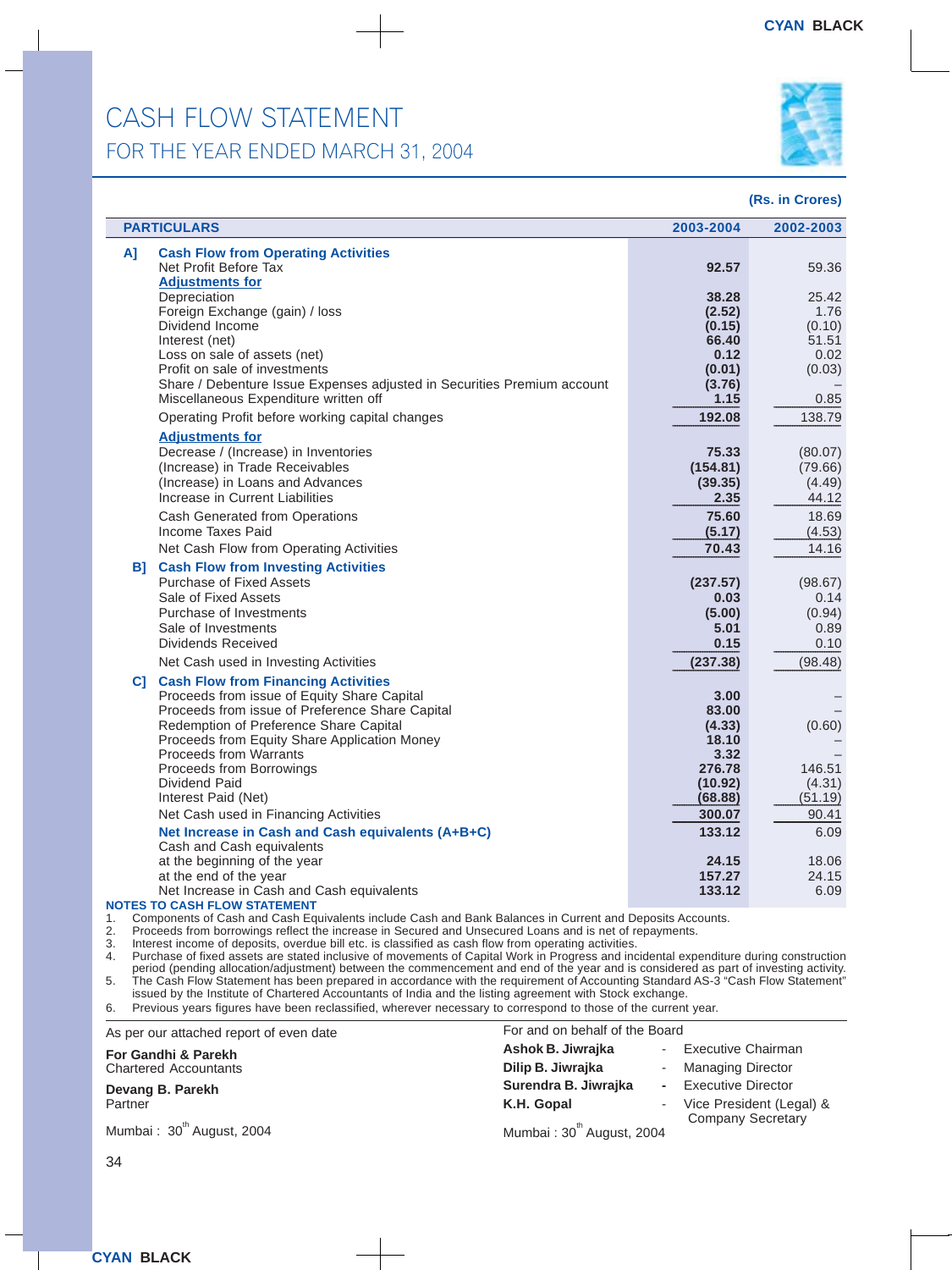# CASH FLOW STATEMENT

## FOR THE YEAR ENDED MARCH 31, 2004

(Rs. in Crores)

| | PARTICULARS | 2003-2004 | 2002-2003 |
|---|---|---|---|
| A] | **Cash Flow from Operating Activities** | | |
| | Net Profit Before Tax | 92.57 | 59.36 |
| | **Adjustments for** | | |
| | Depreciation | 38.28 | 25.42 |
| | Foreign Exchange (gain) / loss | (2.52) | 1.76 |
| | Dividend Income | (0.15) | (0.10) |
| | Interest (net) | 66.40 | 51.51 |
| | Loss on sale of assets (net) | 0.12 | 0.02 |
| | Profit on sale of investments | (0.01) | (0.03) |
| | Share / Debenture Issue Expenses adjusted in Securities Premium account | (3.76) | – |
| | Miscellaneous Expenditure written off | 1.15 | 0.85 |
| | Operating Profit before working capital changes | 192.08 | 138.79 |
| | **Adjustments for** | | |
| | Decrease / (Increase) in Inventories | 75.33 | (80.07) |
| | (Increase) in Trade Receivables | (154.81) | (79.66) |
| | (Increase) in Loans and Advances | (39.35) | (4.49) |
| | Increase in Current Liabilities | 2.35 | 44.12 |
| | Cash Generated from Operations | 75.60 | 18.69 |
| | Income Taxes Paid | (5.17) | (4.53) |
| | Net Cash Flow from Operating Activities | 70.43 | 14.16 |
| B] | **Cash Flow from Investing Activities** | | |
| | Purchase of Fixed Assets | (237.57) | (98.67) |
| | Sale of Fixed Assets | 0.03 | 0.14 |
| | Purchase of Investments | (5.00) | (0.94) |
| | Sale of Investments | 5.01 | 0.89 |
| | Dividends Received | 0.15 | 0.10 |
| | Net Cash used in Investing Activities | (237.38) | (98.48) |
| C] | **Cash Flow from Financing Activities** | | |
| | Proceeds from issue of Equity Share Capital | 3.00 | – |
| | Proceeds from issue of Preference Share Capital | 83.00 | – |
| | Redemption of Preference Share Capital | (4.33) | (0.60) |
| | Proceeds from Equity Share Application Money | 18.10 | – |
| | Proceeds from Warrants | 3.32 | – |
| | Proceeds from Borrowings | 276.78 | 146.51 |
| | Dividend Paid | (10.92) | (4.31) |
| | Interest Paid (Net) | (68.88) | (51.19) |
| | Net Cash used in Financing Activities | 300.07 | 90.41 |
| | **Net Increase in Cash and Cash equivalents (A+B+C)** | 133.12 | 6.09 |
| | Cash and Cash equivalents | | |
| | at the beginning of the year | 24.15 | 18.06 |
| | at the end of the year | 157.27 | 24.15 |
| | Net Increase in Cash and Cash equivalents | 133.12 | 6.09 |

**NOTES TO CASH FLOW STATEMENT**

1. Components of Cash and Cash Equivalents include Cash and Bank Balances in Current and Deposits Accounts.
2. Proceeds from borrowings reflect the increase in Secured and Unsecured Loans and is net of repayments.
3. Interest income of deposits, overdue bill etc. is classified as cash flow from operating activities.
4. Purchase of fixed assets are stated inclusive of movements of Capital Work in Progress and incidental expenditure during construction period (pending allocation/adjustment) between the commencement and end of the year and is considered as part of investing activity.
5. The Cash Flow Statement has been prepared in accordance with the requirement of Accounting Standard AS-3 "Cash Flow Statement" issued by the Institute of Chartered Accountants of India and the listing agreement with Stock exchange.
6. Previous years figures have been reclassified, wherever necessary to correspond to those of the current year.

As per our attached report of even date

**For Gandhi & Parekh**
Chartered Accountants

**Devang B. Parekh**
Partner

Mumbai : 30th August, 2004

For and on behalf of the Board

**Ashok B. Jiwrajka** - Executive Chairman
**Dilip B. Jiwrajka** - Managing Director
**Surendra B. Jiwrajka** - Executive Director
**K.H. Gopal** - Vice President (Legal) & Company Secretary

Mumbai : 30th August, 2004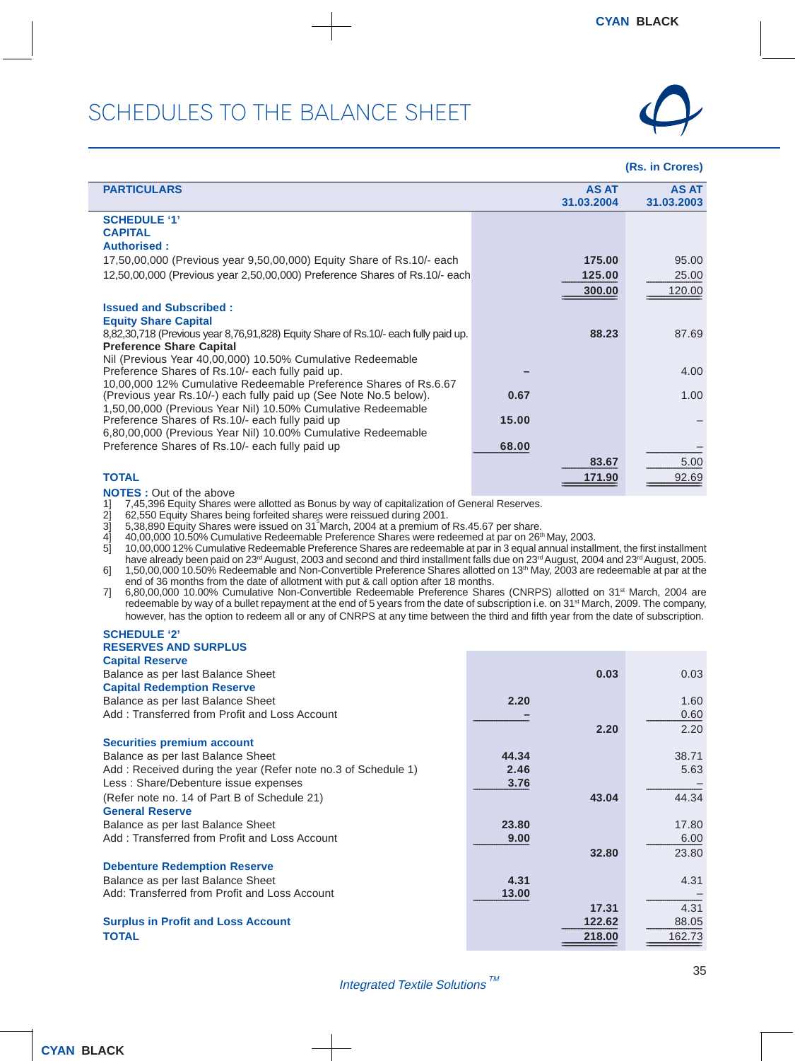# SCHEDULES TO THE BALANCE SHEET

(Rs. in Crores)

| PARTICULARS | | AS AT 31.03.2004 | AS AT 31.03.2003 |
|---|---|---|---|
| **SCHEDULE '1'** | | | |
| **CAPITAL** | | | |
| **Authorised :** | | | |
| 17,50,00,000 (Previous year 9,50,00,000) Equity Share of Rs.10/- each | | 175.00 | 95.00 |
| 12,50,00,000 (Previous year 2,50,00,000) Preference Shares of Rs.10/- each | | 125.00 | 25.00 |
| | | 300.00 | 120.00 |
| **Issued and Subscribed :** | | | |
| **Equity Share Capital** | | | |
| 8,82,30,718 (Previous year 8,76,91,828) Equity Share of Rs.10/- each fully paid up. | | 88.23 | 87.69 |
| **Preference Share Capital** | | | |
| Nil (Previous Year 40,00,000) 10.50% Cumulative Redeemable Preference Shares of Rs.10/- each fully paid up. | – | | 4.00 |
| 10,00,000 12% Cumulative Redeemable Preference Shares of Rs.6.67 (Previous year Rs.10/-) each fully paid up (See Note No.5 below). | 0.67 | | 1.00 |
| 1,50,00,000 (Previous Year Nil) 10.50% Cumulative Redeemable Preference Shares of Rs.10/- each fully paid up | 15.00 | | – |
| 6,80,00,000 (Previous Year Nil) 10.00% Cumulative Redeemable Preference Shares of Rs.10/- each fully paid up | 68.00 | | – |
| | | 83.67 | 5.00 |
| **TOTAL** | | 171.90 | 92.69 |

**NOTES :** Out of the above

1] 7,45,396 Equity Shares were allotted as Bonus by way of capitalization of General Reserves.
2] 62,550 Equity Shares being forfeited shares were reissued during 2001.
3] 5,38,890 Equity Shares were issued on 31st March, 2004 at a premium of Rs.45.67 per share.
4] 40,00,000 10.50% Cumulative Redeemable Preference Shares were redeemed at par on 26th May, 2003.
5] 10,00,000 12% Cumulative Redeemable Preference Shares are redeemable at par in 3 equal annual installment, the first installment have already been paid on 23rd August, 2003 and second and third installment falls due on 23rd August, 2004 and 23rd August, 2005.
6] 1,50,00,000 10.50% Redeemable and Non-Convertible Preference Shares allotted on 13th May, 2003 are redeemable at par at the end of 36 months from the date of allotment with put & call option after 18 months.
7] 6,80,00,000 10.00% Cumulative Non-Convertible Redeemable Preference Shares (CNRPS) allotted on 31st March, 2004 are redeemable by way of a bullet repayment at the end of 5 years from the date of subscription i.e. on 31st March, 2009. The company, however, has the option to redeem all or any of CNRPS at any time between the third and fifth year from the date of subscription.

| PARTICULARS | | AS AT 31.03.2004 | AS AT 31.03.2003 |
|---|---|---|---|
| **SCHEDULE '2'** | | | |
| **RESERVES AND SURPLUS** | | | |
| **Capital Reserve** | | | |
| Balance as per last Balance Sheet | | 0.03 | 0.03 |
| **Capital Redemption Reserve** | | | |
| Balance as per last Balance Sheet | 2.20 | | 1.60 |
| Add : Transferred from Profit and Loss Account | – | | 0.60 |
| | | 2.20 | 2.20 |
| **Securities premium account** | | | |
| Balance as per last Balance Sheet | 44.34 | | 38.71 |
| Add : Received during the year (Refer note no.3 of Schedule 1) | 2.46 | | 5.63 |
| Less : Share/Debenture issue expenses | 3.76 | | – |
| (Refer note no. 14 of Part B of Schedule 21) | | 43.04 | 44.34 |
| **General Reserve** | | | |
| Balance as per last Balance Sheet | 23.80 | | 17.80 |
| Add : Transferred from Profit and Loss Account | 9.00 | | 6.00 |
| | | 32.80 | 23.80 |
| **Debenture Redemption Reserve** | | | |
| Balance as per last Balance Sheet | 4.31 | | 4.31 |
| Add: Transferred from Profit and Loss Account | 13.00 | | – |
| | | 17.31 | 4.31 |
| **Surplus in Profit and Loss Account** | | 122.62 | 88.05 |
| **TOTAL** | | 218.00 | 162.73 |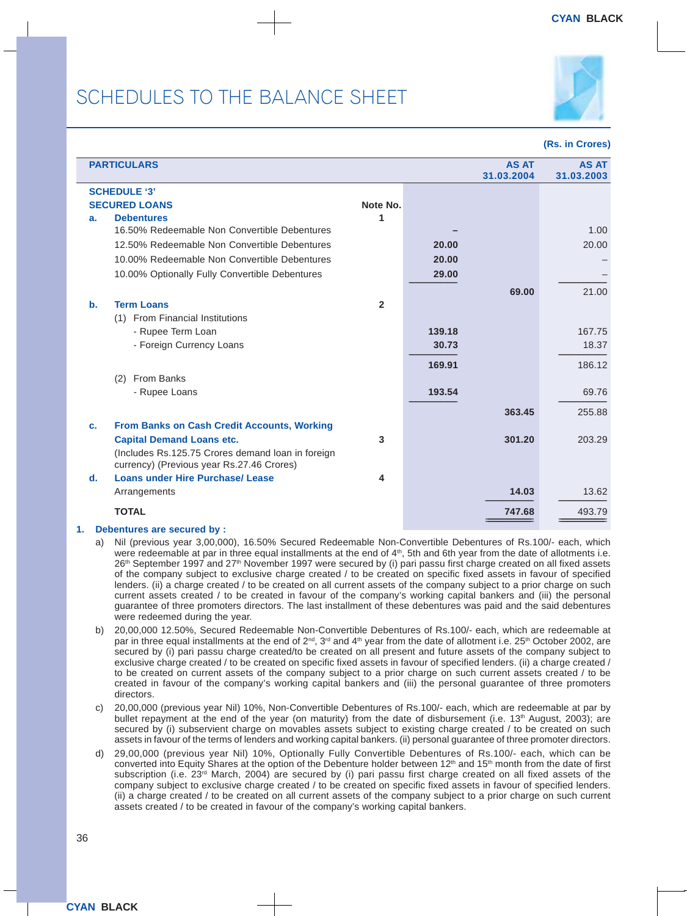# SCHEDULES TO THE BALANCE SHEET

(Rs. in Crores)

| PARTICULARS | Note No. | | AS AT 31.03.2004 | AS AT 31.03.2003 |
|---|---|---|---|---|
| **SCHEDULE '3'** | | | | |
| **SECURED LOANS** | | | | |
| **a. Debentures** | 1 | | | |
| 16.50% Redeemable Non Convertible Debentures | | – | | 1.00 |
| 12.50% Redeemable Non Convertible Debentures | | 20.00 | | 20.00 |
| 10.00% Redeemable Non Convertible Debentures | | 20.00 | | – |
| 10.00% Optionally Fully Convertible Debentures | | 29.00 | | – |
| | | | 69.00 | 21.00 |
| **b. Term Loans** | 2 | | | |
| (1) From Financial Institutions | | | | |
| - Rupee Term Loan | | 139.18 | | 167.75 |
| - Foreign Currency Loans | | 30.73 | | 18.37 |
| | | 169.91 | | 186.12 |
| (2) From Banks | | | | |
| - Rupee Loans | | 193.54 | | 69.76 |
| | | | 363.45 | 255.88 |
| **c. From Banks on Cash Credit Accounts, Working Capital Demand Loans etc.** | 3 | | 301.20 | 203.29 |
| (Includes Rs.125.75 Crores demand loan in foreign currency) (Previous year Rs.27.46 Crores) | | | | |
| **d. Loans under Hire Purchase/ Lease** Arrangements | 4 | | 14.03 | 13.62 |
| **TOTAL** | | | 747.68 | 493.79 |

**1. Debentures are secured by :**

a) Nil (previous year 3,00,000), 16.50% Secured Redeemable Non-Convertible Debentures of Rs.100/- each, which were redeemable at par in three equal installments at the end of 4th, 5th and 6th year from the date of allotments i.e. 26th September 1997 and 27th November 1997 were secured by (i) pari passu first charge created on all fixed assets of the company subject to exclusive charge created / to be created on specific fixed assets in favour of specified lenders. (ii) a charge created / to be created on all current assets of the company subject to a prior charge on such current assets created / to be created in favour of the company's working capital bankers and (iii) the personal guarantee of three promoters directors. The last installment of these debentures was paid and the said debentures were redeemed during the year.

b) 20,00,000 12.50%, Secured Redeemable Non-Convertible Debentures of Rs.100/- each, which are redeemable at par in three equal installments at the end of 2nd, 3rd and 4th year from the date of allotment i.e. 25th October 2002, are secured by (i) pari passu charge created/to be created on all present and future assets of the company subject to exclusive charge created / to be created on specific fixed assets in favour of specified lenders. (ii) a charge created / to be created on current assets of the company subject to a prior charge on such current assets created / to be created in favour of the company's working capital bankers and (iii) the personal guarantee of three promoters directors.

c) 20,00,000 (previous year Nil) 10%, Non-Convertible Debentures of Rs.100/- each, which are redeemable at par by bullet repayment at the end of the year (on maturity) from the date of disbursement (i.e. 13th August, 2003); are secured by (i) subservient charge on movables assets subject to existing charge created / to be created on such assets in favour of the terms of lenders and working capital bankers. (ii) personal guarantee of three promoter directors.

d) 29,00,000 (previous year Nil) 10%, Optionally Fully Convertible Debentures of Rs.100/- each, which can be converted into Equity Shares at the option of the Debenture holder between 12th and 15th month from the date of first subscription (i.e. 23rd March, 2004) are secured by (i) pari passu first charge created on all fixed assets of the company subject to exclusive charge created / to be created on specific fixed assets in favour of specified lenders. (ii) a charge created / to be created on all current assets of the company subject to a prior charge on such current assets created / to be created in favour of the company's working capital bankers.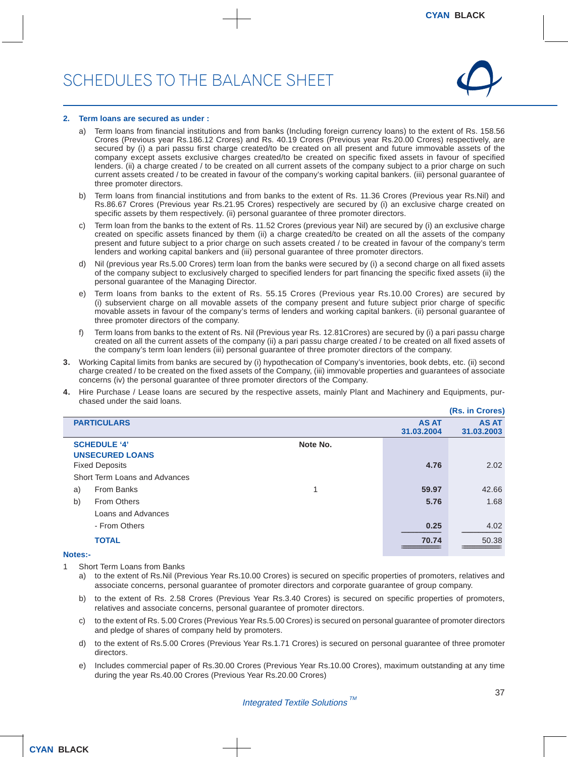# SCHEDULES TO THE BALANCE SHEET

**2. Term loans are secured as under :**

a) Term loans from financial institutions and from banks (Including foreign currency loans) to the extent of Rs. 158.56 Crores (Previous year Rs.186.12 Crores) and Rs. 40.19 Crores (Previous year Rs.20.00 Crores) respectively, are secured by (i) a pari passu first charge created/to be created on all present and future immovable assets of the company except assets exclusive charges created/to be created on specific fixed assets in favour of specified lenders. (ii) a charge created / to be created on all current assets of the company subject to a prior charge on such current assets created / to be created in favour of the company's working capital bankers. (iii) personal guarantee of three promoter directors.

b) Term loans from financial institutions and from banks to the extent of Rs. 11.36 Crores (Previous year Rs.Nil) and Rs.86.67 Crores (Previous year Rs.21.95 Crores) respectively are secured by (i) an exclusive charge created on specific assets by them respectively. (ii) personal guarantee of three promoter directors.

c) Term loan from the banks to the extent of Rs. 11.52 Crores (previous year Nil) are secured by (i) an exclusive charge created on specific assets financed by them (ii) a charge created/to be created on all the assets of the company present and future subject to a prior charge on such assets created / to be created in favour of the company's term lenders and working capital bankers and (iii) personal guarantee of three promoter directors.

d) Nil (previous year Rs.5.00 Crores) term loan from the banks were secured by (i) a second charge on all fixed assets of the company subject to exclusively charged to specified lenders for part financing the specific fixed assets (ii) the personal guarantee of the Managing Director.

e) Term loans from banks to the extent of Rs. 55.15 Crores (Previous year Rs.10.00 Crores) are secured by (i) subservient charge on all movable assets of the company present and future subject prior charge of specific movable assets in favour of the company's terms of lenders and working capital bankers. (ii) personal guarantee of three promoter directors of the company.

f) Term loans from banks to the extent of Rs. Nil (Previous year Rs. 12.81Crores) are secured by (i) a pari passu charge created on all the current assets of the company (ii) a pari passu charge created / to be created on all fixed assets of the company's term loan lenders (iii) personal guarantee of three promoter directors of the company.

**3.** Working Capital limits from banks are secured by (i) hypothecation of Company's inventories, book debts, etc. (ii) second charge created / to be created on the fixed assets of the Company, (iii) immovable properties and guarantees of associate concerns (iv) the personal guarantee of three promoter directors of the Company.

**4.** Hire Purchase / Lease loans are secured by the respective assets, mainly Plant and Machinery and Equipments, purchased under the said loans.

(Rs. in Crores)

| PARTICULARS | | Note No. | AS AT 31.03.2004 | AS AT 31.03.2003 |
|---|---|---|---|---|
| **SCHEDULE '4'** | | | | |
| **UNSECURED LOANS** | | | | |
| Fixed Deposits | | | **4.76** | 2.02 |
| Short Term Loans and Advances | | | | |
| a) | From Banks | 1 | **59.97** | 42.66 |
| b) | From Others | | **5.76** | 1.68 |
| | Loans and Advances | | | |
| | - From Others | | **0.25** | 4.02 |
| | **TOTAL** | | **70.74** | 50.38 |

**Notes:-**

1 Short Term Loans from Banks

a) to the extent of Rs.Nil (Previous Year Rs.10.00 Crores) is secured on specific properties of promoters, relatives and associate concerns, personal guarantee of promoter directors and corporate guarantee of group company.

b) to the extent of Rs. 2.58 Crores (Previous Year Rs.3.40 Crores) is secured on specific properties of promoters, relatives and associate concerns, personal guarantee of promoter directors.

c) to the extent of Rs. 5.00 Crores (Previous Year Rs.5.00 Crores) is secured on personal guarantee of promoter directors and pledge of shares of company held by promoters.

d) to the extent of Rs.5.00 Crores (Previous Year Rs.1.71 Crores) is secured on personal guarantee of three promoter directors.

e) Includes commercial paper of Rs.30.00 Crores (Previous Year Rs.10.00 Crores), maximum outstanding at any time during the year Rs.40.00 Crores (Previous Year Rs.20.00 Crores)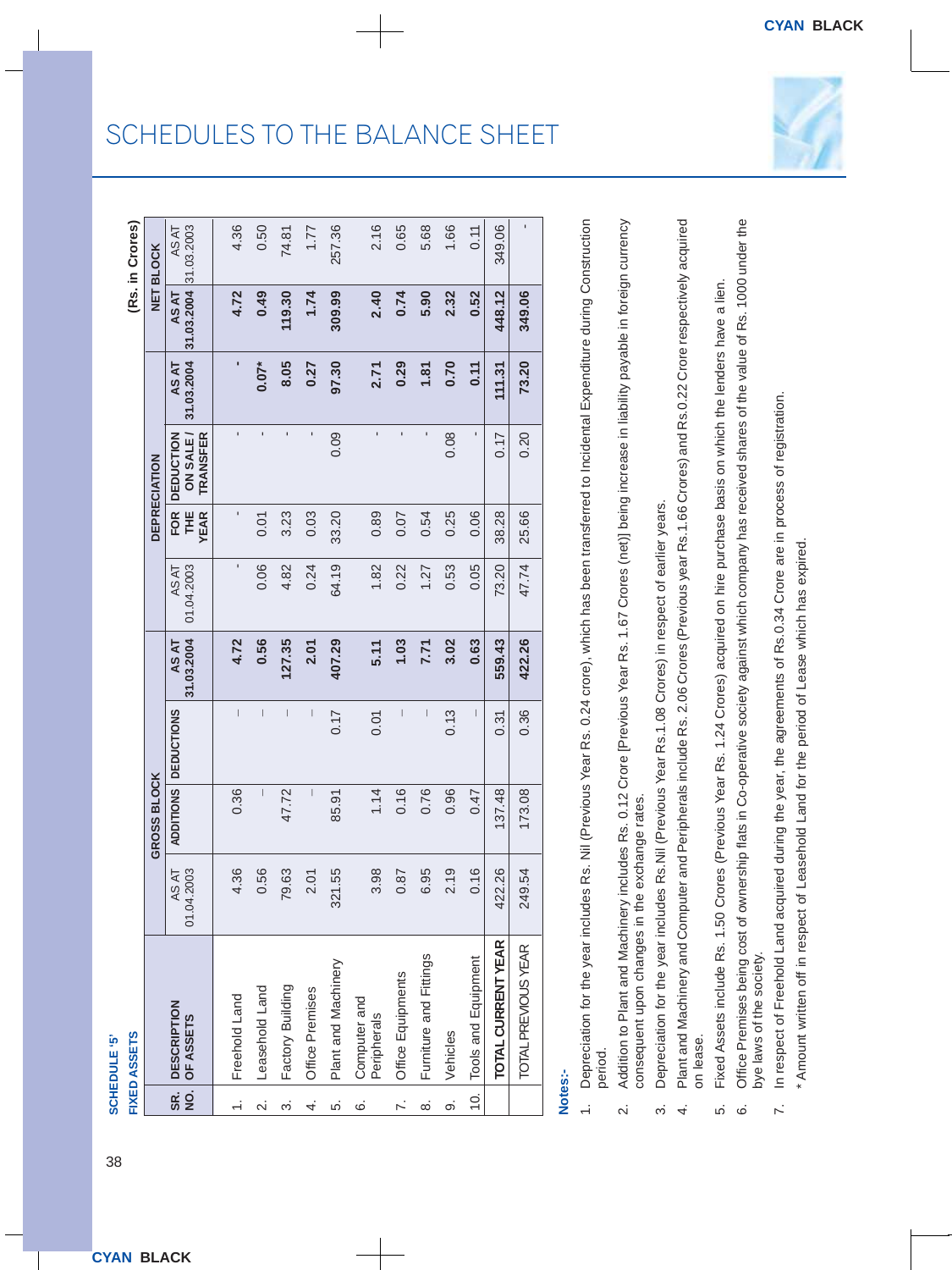# SCHEDULES TO THE BALANCE SHEET

**SCHEDULE '5'**
**FIXED ASSETS**

(Rs. in Crores)

| SR. NO. | DESCRIPTION OF ASSETS | GROSS BLOCK | | | | DEPRECIATION | | | | NET BLOCK | |
|---|---|---|---|---|---|---|---|---|---|---|---|
| | | AS AT 01.04.2003 | ADDITIONS | DEDUCTIONS | AS AT 31.03.2004 | AS AT 01.04.2003 | FOR THE YEAR | DEDUCTION ON SALE / TRANSFER | AS AT 31.03.2004 | AS AT 31.03.2004 | AS AT 31.03.2003 |
| 1. | Freehold Land | 4.36 | 0.36 | – | **4.72** | - | - | - | **-** | **4.72** | 4.36 |
| 2. | Leasehold Land | 0.56 | – | – | **0.56** | 0.06 | 0.01 | - | **0.07*** | **0.49** | 0.50 |
| 3. | Factory Building | 79.63 | 47.72 | – | **127.35** | 4.82 | 3.23 | - | **8.05** | **119.30** | 74.81 |
| 4. | Office Premises | 2.01 | – | – | **2.01** | 0.24 | 0.03 | - | **0.27** | **1.74** | 1.77 |
| 5. | Plant and Machinery | 321.55 | 85.91 | 0.17 | **407.29** | 64.19 | 33.20 | 0.09 | **97.30** | **309.99** | 257.36 |
| 6. | Computer and Peripherals | 3.98 | 1.14 | 0.01 | **5.11** | 1.82 | 0.89 | - | **2.71** | **2.40** | 2.16 |
| 7. | Office Equipments | 0.87 | 0.16 | – | **1.03** | 0.22 | 0.07 | - | **0.29** | **0.74** | 0.65 |
| 8. | Furniture and Fittings | 6.95 | 0.76 | – | **7.71** | 1.27 | 0.54 | - | **1.81** | **5.90** | 5.68 |
| 9. | Vehicles | 2.19 | 0.96 | 0.13 | **3.02** | 0.53 | 0.25 | 0.08 | **0.70** | **2.32** | 1.66 |
| 10. | Tools and Equipment | 0.16 | 0.47 | – | **0.63** | 0.05 | 0.06 | - | **0.11** | **0.52** | 0.11 |
| | **TOTAL CURRENT YEAR** | 422.26 | 137.48 | 0.31 | **559.43** | 73.20 | 38.28 | 0.17 | **111.31** | **448.12** | 349.06 |
| | TOTAL PREVIOUS YEAR | 249.54 | 173.08 | 0.36 | **422.26** | 47.74 | 25.66 | 0.20 | **73.20** | **349.06** | - |

**Notes:-**

1. Depreciation for the year includes Rs. Nil (Previous Year Rs. 0.24 crore), which has been transferred to Incidental Expenditure during Construction period.
2. Addition to Plant and Machinery includes Rs. 0.12 Crore [Previous Year Rs. 1.67 Crores (net)] being increase in liability payable in foreign currency consequent upon changes in the exchange rates.
3. Depreciation for the year includes Rs.Nil (Previous Year Rs.1.08 Crores) in respect of earlier years.
4. Plant and Machinery and Computer and Peripherals include Rs. 2.06 Crores (Previous year Rs.1.66 Crores) and Rs.0.22 Crore respectively acquired on lease.
5. Fixed Assets include Rs. 1.50 Crores (Previous Year Rs. 1.24 Crores) acquired on hire purchase basis on which the lenders have a lien.
6. Office Premises being cost of ownership flats in Co-operative society against which company has received shares of the value of Rs. 1000 under the bye laws of the society.
7. In respect of Freehold Land acquired during the year, the agreements of Rs.0.34 Crore are in process of registration.

\* Amount written off in respect of Leasehold Land for the period of Lease which has expired.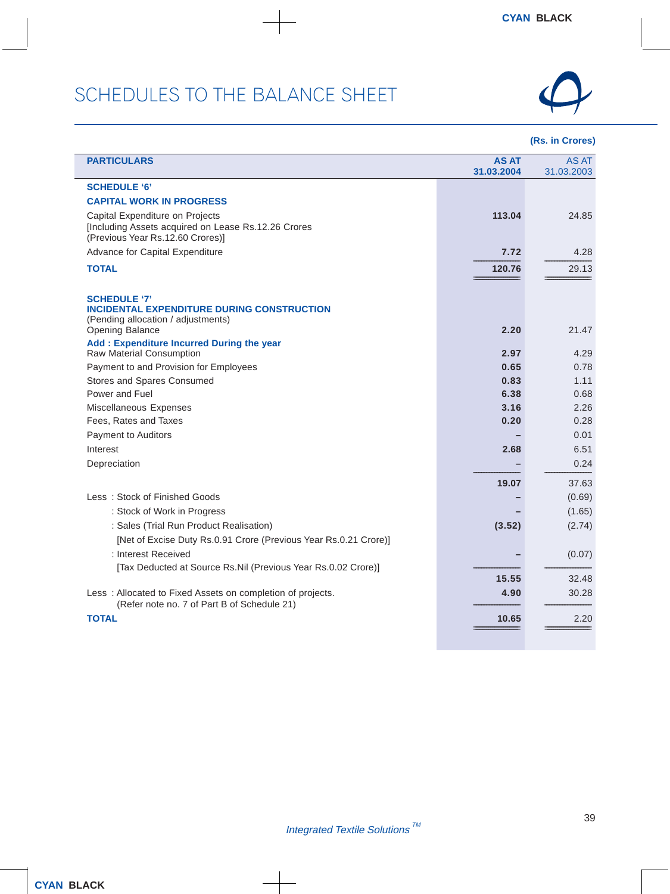# SCHEDULES TO THE BALANCE SHEET

(Rs. in Crores)

| PARTICULARS | AS AT 31.03.2004 | AS AT 31.03.2003 |
|---|---|---|
| **SCHEDULE '6'** | | |
| **CAPITAL WORK IN PROGRESS** | | |
| Capital Expenditure on Projects [Including Assets acquired on Lease Rs.12.26 Crores (Previous Year Rs.12.60 Crores)] | **113.04** | 24.85 |
| Advance for Capital Expenditure | **7.72** | 4.28 |
| **TOTAL** | **120.76** | 29.13 |
| **SCHEDULE '7'** | | |
| **INCIDENTAL EXPENDITURE DURING CONSTRUCTION** | | |
| (Pending allocation / adjustments) | | |
| Opening Balance | **2.20** | 21.47 |
| **Add : Expenditure Incurred During the year** | | |
| Raw Material Consumption | **2.97** | 4.29 |
| Payment to and Provision for Employees | **0.65** | 0.78 |
| Stores and Spares Consumed | **0.83** | 1.11 |
| Power and Fuel | **6.38** | 0.68 |
| Miscellaneous Expenses | **3.16** | 2.26 |
| Fees, Rates and Taxes | **0.20** | 0.28 |
| Payment to Auditors | **–** | 0.01 |
| Interest | **2.68** | 6.51 |
| Depreciation | **–** | 0.24 |
| | **19.07** | 37.63 |
| Less : Stock of Finished Goods | **–** | (0.69) |
| : Stock of Work in Progress | **–** | (1.65) |
| : Sales (Trial Run Product Realisation) [Net of Excise Duty Rs.0.91 Crore (Previous Year Rs.0.21 Crore)] | **(3.52)** | (2.74) |
| : Interest Received [Tax Deducted at Source Rs.Nil (Previous Year Rs.0.02 Crore)] | **–** | (0.07) |
| | **15.55** | 32.48 |
| Less : Allocated to Fixed Assets on completion of projects. (Refer note no. 7 of Part B of Schedule 21) | **4.90** | 30.28 |
| **TOTAL** | **10.65** | 2.20 |

*Integrated Textile Solutions™*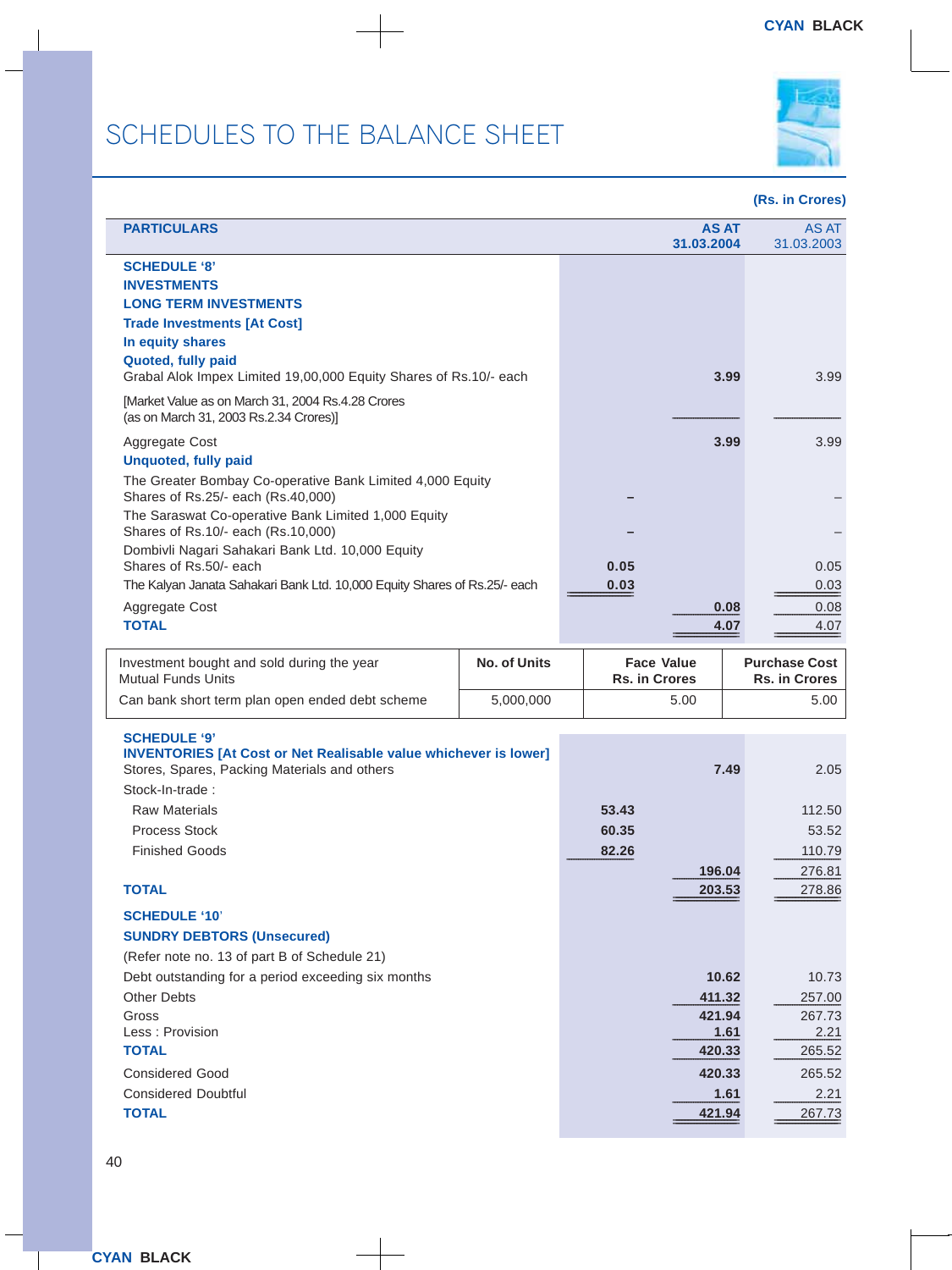# SCHEDULES TO THE BALANCE SHEET

(Rs. in Crores)

| PARTICULARS | | AS AT 31.03.2004 | AS AT 31.03.2003 |
|---|---|---|---|
| **SCHEDULE '8'** | | | |
| **INVESTMENTS** | | | |
| **LONG TERM INVESTMENTS** | | | |
| **Trade Investments [At Cost]** | | | |
| **In equity shares** | | | |
| **Quoted, fully paid** | | | |
| Grabal Alok Impex Limited 19,00,000 Equity Shares of Rs.10/- each | | 3.99 | 3.99 |
| [Market Value as on March 31, 2004 Rs.4.28 Crores (as on March 31, 2003 Rs.2.34 Crores)] | | | |
| Aggregate Cost | | 3.99 | 3.99 |
| **Unquoted, fully paid** | | | |
| The Greater Bombay Co-operative Bank Limited 4,000 Equity Shares of Rs.25/- each (Rs.40,000) | – | | – |
| The Saraswat Co-operative Bank Limited 1,000 Equity Shares of Rs.10/- each (Rs.10,000) | – | | – |
| Dombivli Nagari Sahakari Bank Ltd. 10,000 Equity Shares of Rs.50/- each | 0.05 | | 0.05 |
| The Kalyan Janata Sahakari Bank Ltd. 10,000 Equity Shares of Rs.25/- each | 0.03 | | 0.03 |
| Aggregate Cost | | 0.08 | 0.08 |
| **TOTAL** | | 4.07 | 4.07 |

| Investment bought and sold during the year Mutual Funds Units | No. of Units | Face Value Rs. in Crores | Purchase Cost Rs. in Crores |
|---|---|---|---|
| Can bank short term plan open ended debt scheme | 5,000,000 | 5.00 | 5.00 |

| PARTICULARS | | AS AT 31.03.2004 | AS AT 31.03.2003 |
|---|---|---|---|
| **SCHEDULE '9'** | | | |
| **INVENTORIES [At Cost or Net Realisable value whichever is lower]** | | | |
| Stores, Spares, Packing Materials and others | | 7.49 | 2.05 |
| Stock-In-trade : | | | |
| Raw Materials | 53.43 | | 112.50 |
| Process Stock | 60.35 | | 53.52 |
| Finished Goods | 82.26 | | 110.79 |
| | | 196.04 | 276.81 |
| **TOTAL** | | 203.53 | 278.86 |
| **SCHEDULE '10'** | | | |
| **SUNDRY DEBTORS (Unsecured)** | | | |
| (Refer note no. 13 of part B of Schedule 21) | | | |
| Debt outstanding for a period exceeding six months | | 10.62 | 10.73 |
| Other Debts | | 411.32 | 257.00 |
| Gross | | 421.94 | 267.73 |
| Less : Provision | | 1.61 | 2.21 |
| **TOTAL** | | 420.33 | 265.52 |
| Considered Good | | 420.33 | 265.52 |
| Considered Doubtful | | 1.61 | 2.21 |
| **TOTAL** | | 421.94 | 267.73 |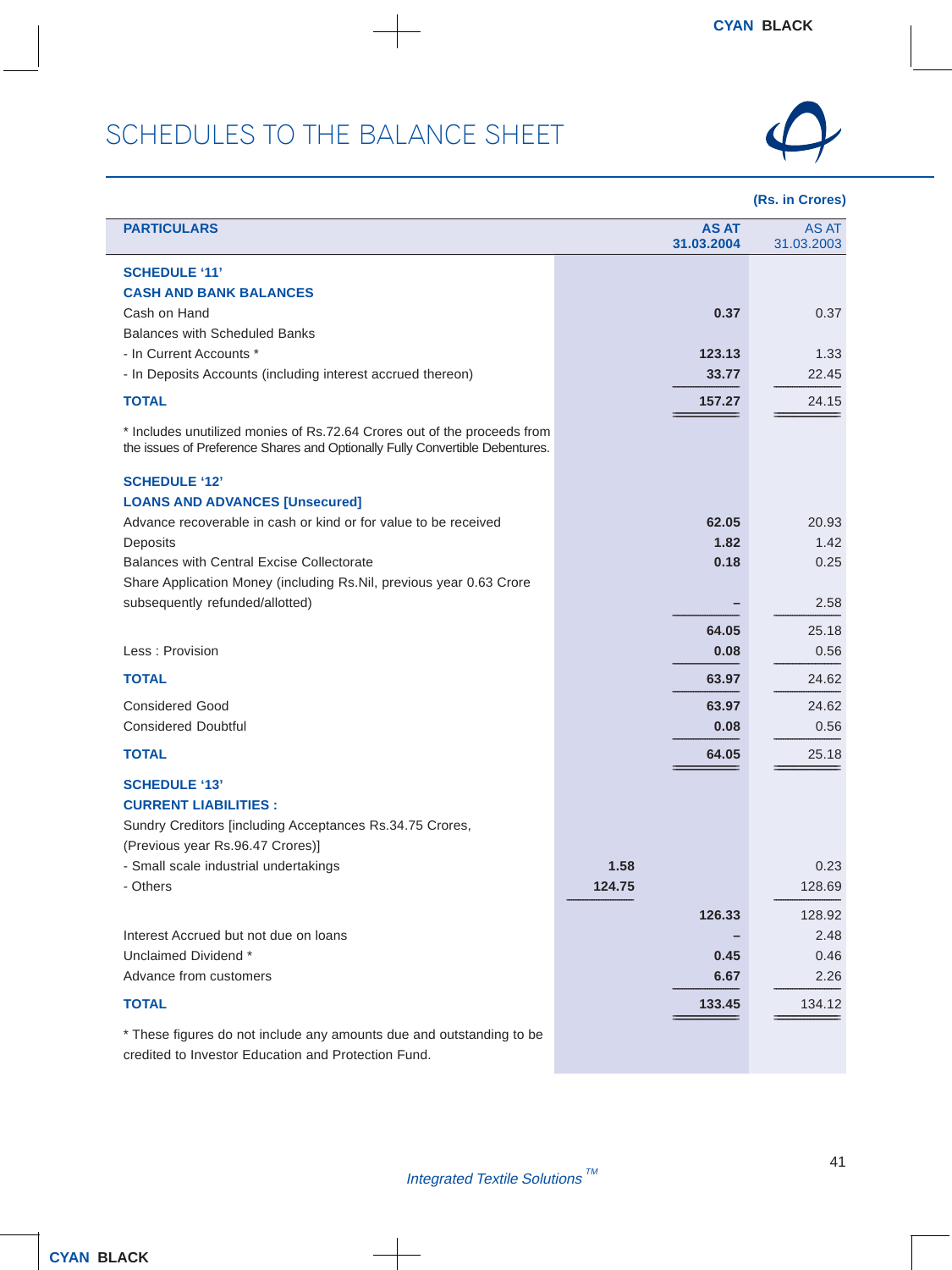# SCHEDULES TO THE BALANCE SHEET

(Rs. in Crores)

| PARTICULARS | | AS AT 31.03.2004 | AS AT 31.03.2003 |
|---|---|---|---|
| **SCHEDULE '11'** | | | |
| **CASH AND BANK BALANCES** | | | |
| Cash on Hand | | 0.37 | 0.37 |
| Balances with Scheduled Banks | | | |
| - In Current Accounts * | | 123.13 | 1.33 |
| - In Deposits Accounts (including interest accrued thereon) | | 33.77 | 22.45 |
| **TOTAL** | | 157.27 | 24.15 |
| * Includes unutilized monies of Rs.72.64 Crores out of the proceeds from the issues of Preference Shares and Optionally Fully Convertible Debentures. | | | |
| **SCHEDULE '12'** | | | |
| **LOANS AND ADVANCES [Unsecured]** | | | |
| Advance recoverable in cash or kind or for value to be received | | 62.05 | 20.93 |
| Deposits | | 1.82 | 1.42 |
| Balances with Central Excise Collectorate | | 0.18 | 0.25 |
| Share Application Money (including Rs.Nil, previous year 0.63 Crore subsequently refunded/allotted) | | – | 2.58 |
| | | 64.05 | 25.18 |
| Less : Provision | | 0.08 | 0.56 |
| **TOTAL** | | 63.97 | 24.62 |
| Considered Good | | 63.97 | 24.62 |
| Considered Doubtful | | 0.08 | 0.56 |
| **TOTAL** | | 64.05 | 25.18 |
| **SCHEDULE '13'** | | | |
| **CURRENT LIABILITIES :** | | | |
| Sundry Creditors [including Acceptances Rs.34.75 Crores, (Previous year Rs.96.47 Crores)] | | | |
| - Small scale industrial undertakings | 1.58 | | 0.23 |
| - Others | 124.75 | | 128.69 |
| | | 126.33 | 128.92 |
| Interest Accrued but not due on loans | | – | 2.48 |
| Unclaimed Dividend * | | 0.45 | 0.46 |
| Advance from customers | | 6.67 | 2.26 |
| **TOTAL** | | 133.45 | 134.12 |

* These figures do not include any amounts due and outstanding to be credited to Investor Education and Protection Fund.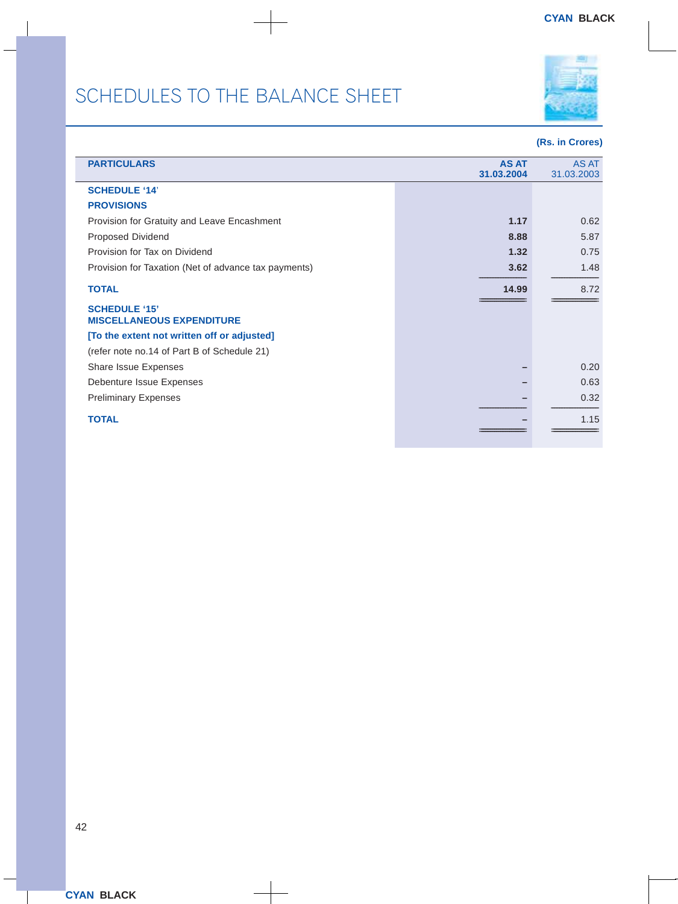# SCHEDULES TO THE BALANCE SHEET

(Rs. in Crores)

| PARTICULARS | AS AT 31.03.2004 | AS AT 31.03.2003 |
|---|---|---|
| **SCHEDULE '14'** | | |
| **PROVISIONS** | | |
| Provision for Gratuity and Leave Encashment | **1.17** | 0.62 |
| Proposed Dividend | **8.88** | 5.87 |
| Provision for Tax on Dividend | **1.32** | 0.75 |
| Provision for Taxation (Net of advance tax payments) | **3.62** | 1.48 |
| **TOTAL** | **14.99** | 8.72 |
| **SCHEDULE '15'** **MISCELLANEOUS EXPENDITURE** | | |
| **[To the extent not written off or adjusted]** | | |
| (refer note no.14 of Part B of Schedule 21) | | |
| Share Issue Expenses | – | 0.20 |
| Debenture Issue Expenses | – | 0.63 |
| Preliminary Expenses | – | 0.32 |
| **TOTAL** | – | 1.15 |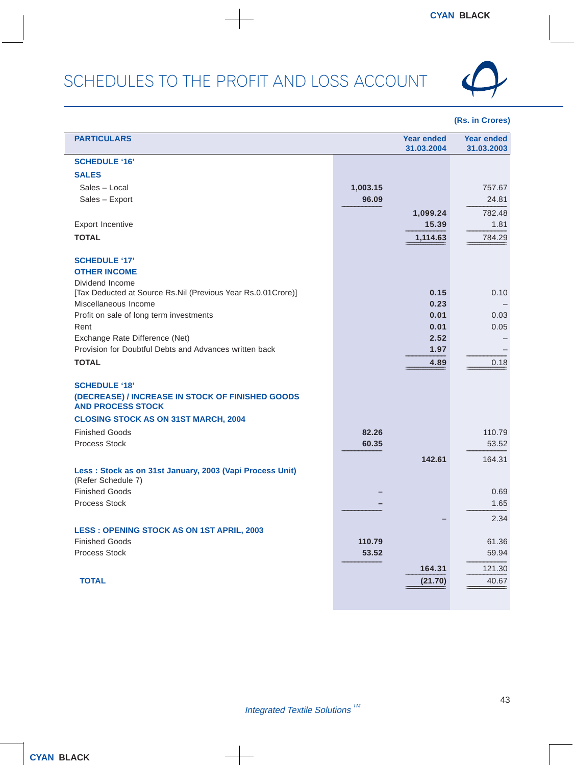# SCHEDULES TO THE PROFIT AND LOSS ACCOUNT

(Rs. in Crores)

| PARTICULARS | | Year ended 31.03.2004 | Year ended 31.03.2003 |
|---|---|---|---|
| **SCHEDULE '16'** | | | |
| **SALES** | | | |
| Sales – Local | 1,003.15 | | 757.67 |
| Sales – Export | 96.09 | | 24.81 |
| | | 1,099.24 | 782.48 |
| Export Incentive | | 15.39 | 1.81 |
| **TOTAL** | | 1,114.63 | 784.29 |
| **SCHEDULE '17'** | | | |
| **OTHER INCOME** | | | |
| Dividend Income [Tax Deducted at Source Rs.Nil (Previous Year Rs.0.01Crore)] | | 0.15 | 0.10 |
| Miscellaneous Income | | 0.23 | – |
| Profit on sale of long term investments | | 0.01 | 0.03 |
| Rent | | 0.01 | 0.05 |
| Exchange Rate Difference (Net) | | 2.52 | – |
| Provision for Doubtful Debts and Advances written back | | 1.97 | – |
| **TOTAL** | | 4.89 | 0.18 |
| **SCHEDULE '18'** | | | |
| **(DECREASE) / INCREASE IN STOCK OF FINISHED GOODS AND PROCESS STOCK** | | | |
| **CLOSING STOCK AS ON 31ST MARCH, 2004** | | | |
| Finished Goods | 82.26 | | 110.79 |
| Process Stock | 60.35 | | 53.52 |
| | | 142.61 | 164.31 |
| **Less : Stock as on 31st January, 2003 (Vapi Process Unit)** (Refer Schedule 7) | | | |
| Finished Goods | – | | 0.69 |
| Process Stock | – | | 1.65 |
| | | – | 2.34 |
| **LESS : OPENING STOCK AS ON 1ST APRIL, 2003** | | | |
| Finished Goods | 110.79 | | 61.36 |
| Process Stock | 53.52 | | 59.94 |
| | | 164.31 | 121.30 |
| **TOTAL** | | (21.70) | 40.67 |

*Integrated Textile Solutions* ™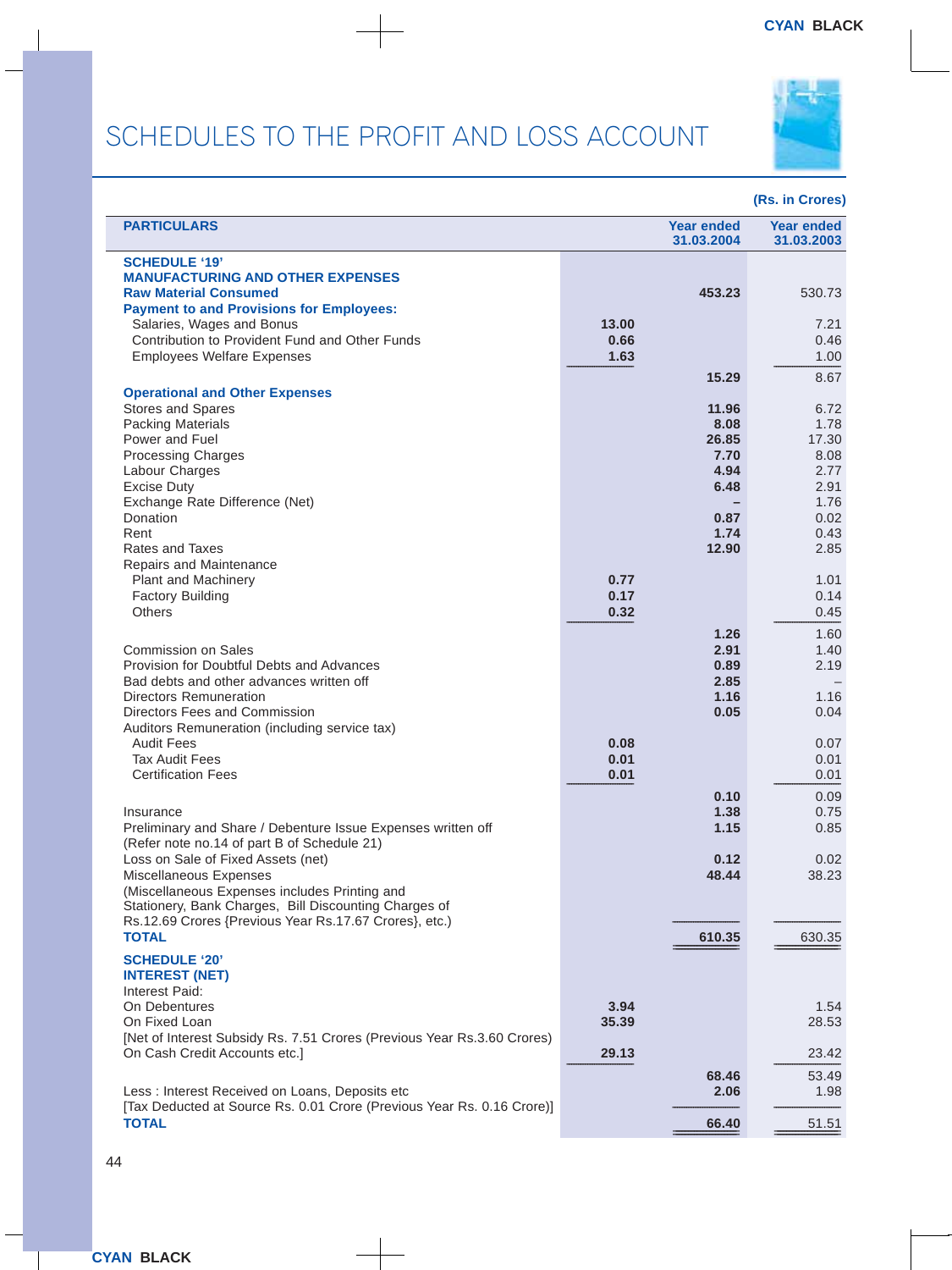# SCHEDULES TO THE PROFIT AND LOSS ACCOUNT

(Rs. in Crores)

| PARTICULARS | | Year ended 31.03.2004 | Year ended 31.03.2003 |
|---|---|---|---|
| **SCHEDULE '19'** | | | |
| **MANUFACTURING AND OTHER EXPENSES** | | | |
| **Raw Material Consumed** | | **453.23** | 530.73 |
| **Payment to and Provisions for Employees:** | | | |
| Salaries, Wages and Bonus | **13.00** | | 7.21 |
| Contribution to Provident Fund and Other Funds | **0.66** | | 0.46 |
| Employees Welfare Expenses | **1.63** | | 1.00 |
| | | **15.29** | 8.67 |
| **Operational and Other Expenses** | | | |
| Stores and Spares | | **11.96** | 6.72 |
| Packing Materials | | **8.08** | 1.78 |
| Power and Fuel | | **26.85** | 17.30 |
| Processing Charges | | **7.70** | 8.08 |
| Labour Charges | | **4.94** | 2.77 |
| Excise Duty | | **6.48** | 2.91 |
| Exchange Rate Difference (Net) | | **–** | 1.76 |
| Donation | | **0.87** | 0.02 |
| Rent | | **1.74** | 0.43 |
| Rates and Taxes | | **12.90** | 2.85 |
| Repairs and Maintenance | | | |
| Plant and Machinery | **0.77** | | 1.01 |
| Factory Building | **0.17** | | 0.14 |
| Others | **0.32** | | 0.45 |
| | | **1.26** | 1.60 |
| Commission on Sales | | **2.91** | 1.40 |
| Provision for Doubtful Debts and Advances | | **0.89** | 2.19 |
| Bad debts and other advances written off | | **2.85** | – |
| Directors Remuneration | | **1.16** | 1.16 |
| Directors Fees and Commission | | **0.05** | 0.04 |
| Auditors Remuneration (including service tax) | | | |
| Audit Fees | **0.08** | | 0.07 |
| Tax Audit Fees | **0.01** | | 0.01 |
| Certification Fees | **0.01** | | 0.01 |
| | | **0.10** | 0.09 |
| Insurance | | **1.38** | 0.75 |
| Preliminary and Share / Debenture Issue Expenses written off (Refer note no.14 of part B of Schedule 21) | | **1.15** | 0.85 |
| Loss on Sale of Fixed Assets (net) | | **0.12** | 0.02 |
| Miscellaneous Expenses (Miscellaneous Expenses includes Printing and Stationery, Bank Charges, Bill Discounting Charges of Rs.12.69 Crores {Previous Year Rs.17.67 Crores}, etc.) | | **48.44** | 38.23 |
| **TOTAL** | | **610.35** | 630.35 |
| **SCHEDULE '20'** | | | |
| **INTEREST (NET)** | | | |
| Interest Paid: | | | |
| On Debentures | **3.94** | | 1.54 |
| On Fixed Loan | **35.39** | | 28.53 |
| [Net of Interest Subsidy Rs. 7.51 Crores (Previous Year Rs.3.60 Crores) On Cash Credit Accounts etc.] | **29.13** | | 23.42 |
| | | **68.46** | 53.49 |
| Less : Interest Received on Loans, Deposits etc [Tax Deducted at Source Rs. 0.01 Crore (Previous Year Rs. 0.16 Crore)] | | **2.06** | 1.98 |
| **TOTAL** | | **66.40** | 51.51 |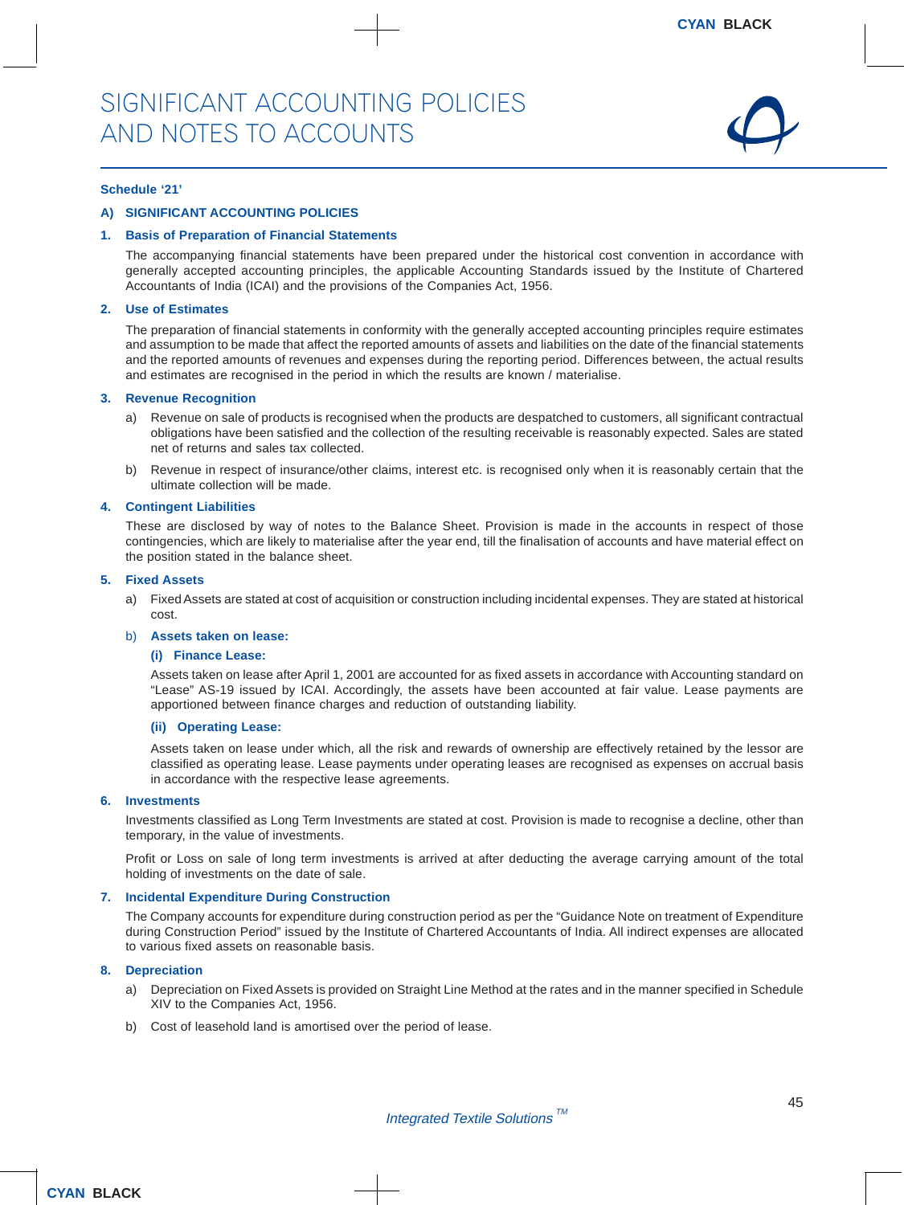# SIGNIFICANT ACCOUNTING POLICIES AND NOTES TO ACCOUNTS

**Schedule '21'**

## A) SIGNIFICANT ACCOUNTING POLICIES

### 1. Basis of Preparation of Financial Statements

The accompanying financial statements have been prepared under the historical cost convention in accordance with generally accepted accounting principles, the applicable Accounting Standards issued by the Institute of Chartered Accountants of India (ICAI) and the provisions of the Companies Act, 1956.

### 2. Use of Estimates

The preparation of financial statements in conformity with the generally accepted accounting principles require estimates and assumption to be made that affect the reported amounts of assets and liabilities on the date of the financial statements and the reported amounts of revenues and expenses during the reporting period. Differences between, the actual results and estimates are recognised in the period in which the results are known / materialise.

### 3. Revenue Recognition

a) Revenue on sale of products is recognised when the products are despatched to customers, all significant contractual obligations have been satisfied and the collection of the resulting receivable is reasonably expected. Sales are stated net of returns and sales tax collected.

b) Revenue in respect of insurance/other claims, interest etc. is recognised only when it is reasonably certain that the ultimate collection will be made.

### 4. Contingent Liabilities

These are disclosed by way of notes to the Balance Sheet. Provision is made in the accounts in respect of those contingencies, which are likely to materialise after the year end, till the finalisation of accounts and have material effect on the position stated in the balance sheet.

### 5. Fixed Assets

a) Fixed Assets are stated at cost of acquisition or construction including incidental expenses. They are stated at historical cost.

b) **Assets taken on lease:**

**(i) Finance Lease:**

Assets taken on lease after April 1, 2001 are accounted for as fixed assets in accordance with Accounting standard on "Lease" AS-19 issued by ICAI. Accordingly, the assets have been accounted at fair value. Lease payments are apportioned between finance charges and reduction of outstanding liability.

**(ii) Operating Lease:**

Assets taken on lease under which, all the risk and rewards of ownership are effectively retained by the lessor are classified as operating lease. Lease payments under operating leases are recognised as expenses on accrual basis in accordance with the respective lease agreements.

### 6. Investments

Investments classified as Long Term Investments are stated at cost. Provision is made to recognise a decline, other than temporary, in the value of investments.

Profit or Loss on sale of long term investments is arrived at after deducting the average carrying amount of the total holding of investments on the date of sale.

### 7. Incidental Expenditure During Construction

The Company accounts for expenditure during construction period as per the "Guidance Note on treatment of Expenditure during Construction Period" issued by the Institute of Chartered Accountants of India. All indirect expenses are allocated to various fixed assets on reasonable basis.

### 8. Depreciation

a) Depreciation on Fixed Assets is provided on Straight Line Method at the rates and in the manner specified in Schedule XIV to the Companies Act, 1956.

b) Cost of leasehold land is amortised over the period of lease.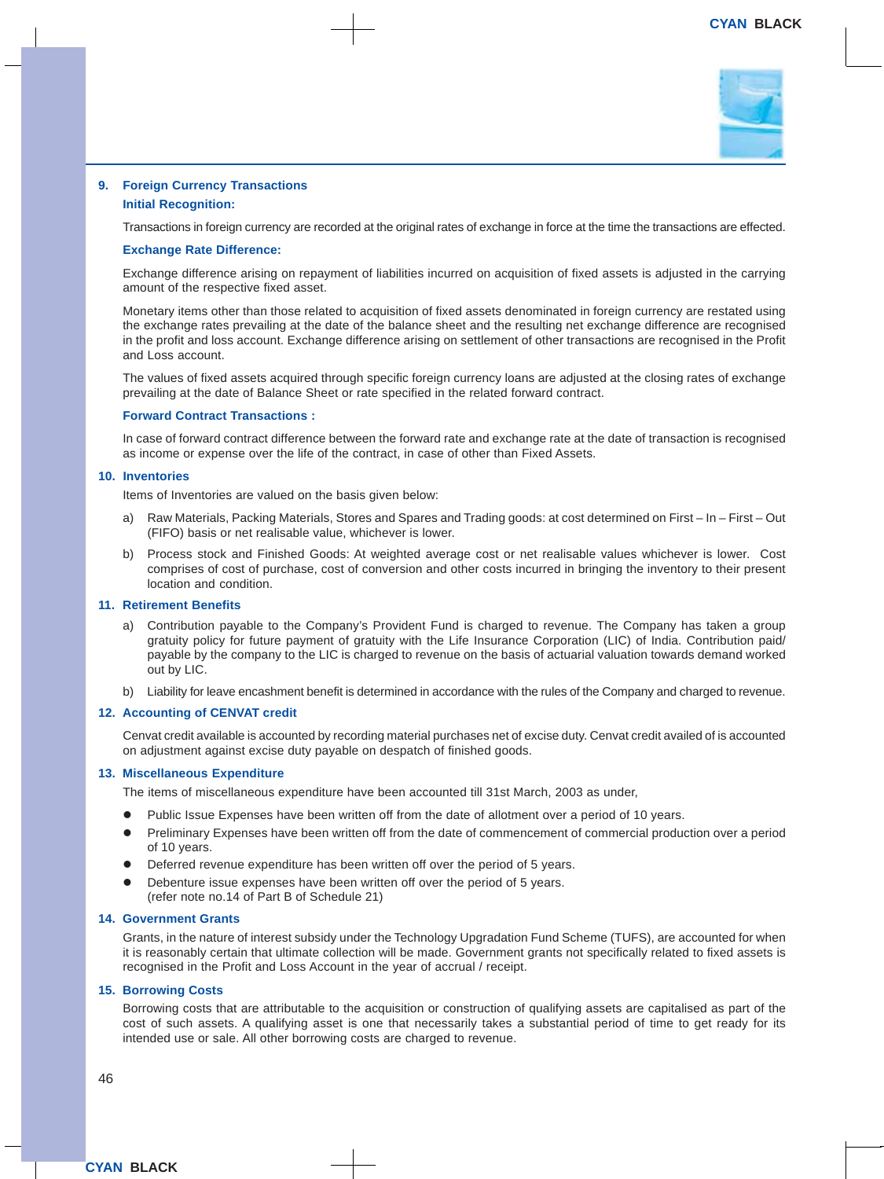### 9. Foreign Currency Transactions

**Initial Recognition:**

Transactions in foreign currency are recorded at the original rates of exchange in force at the time the transactions are effected.

**Exchange Rate Difference:**

Exchange difference arising on repayment of liabilities incurred on acquisition of fixed assets is adjusted in the carrying amount of the respective fixed asset.

Monetary items other than those related to acquisition of fixed assets denominated in foreign currency are restated using the exchange rates prevailing at the date of the balance sheet and the resulting net exchange difference are recognised in the profit and loss account. Exchange difference arising on settlement of other transactions are recognised in the Profit and Loss account.

The values of fixed assets acquired through specific foreign currency loans are adjusted at the closing rates of exchange prevailing at the date of Balance Sheet or rate specified in the related forward contract.

**Forward Contract Transactions :**

In case of forward contract difference between the forward rate and exchange rate at the date of transaction is recognised as income or expense over the life of the contract, in case of other than Fixed Assets.

### 10. Inventories

Items of Inventories are valued on the basis given below:

a) Raw Materials, Packing Materials, Stores and Spares and Trading goods: at cost determined on First – In – First – Out (FIFO) basis or net realisable value, whichever is lower.

b) Process stock and Finished Goods: At weighted average cost or net realisable values whichever is lower. Cost comprises of cost of purchase, cost of conversion and other costs incurred in bringing the inventory to their present location and condition.

### 11. Retirement Benefits

a) Contribution payable to the Company's Provident Fund is charged to revenue. The Company has taken a group gratuity policy for future payment of gratuity with the Life Insurance Corporation (LIC) of India. Contribution paid/ payable by the company to the LIC is charged to revenue on the basis of actuarial valuation towards demand worked out by LIC.

b) Liability for leave encashment benefit is determined in accordance with the rules of the Company and charged to revenue.

### 12. Accounting of CENVAT credit

Cenvat credit available is accounted by recording material purchases net of excise duty. Cenvat credit availed of is accounted on adjustment against excise duty payable on despatch of finished goods.

### 13. Miscellaneous Expenditure

The items of miscellaneous expenditure have been accounted till 31st March, 2003 as under,

- Public Issue Expenses have been written off from the date of allotment over a period of 10 years.
- Preliminary Expenses have been written off from the date of commencement of commercial production over a period of 10 years.
- Deferred revenue expenditure has been written off over the period of 5 years.
- Debenture issue expenses have been written off over the period of 5 years.
  (refer note no.14 of Part B of Schedule 21)

### 14. Government Grants

Grants, in the nature of interest subsidy under the Technology Upgradation Fund Scheme (TUFS), are accounted for when it is reasonably certain that ultimate collection will be made. Government grants not specifically related to fixed assets is recognised in the Profit and Loss Account in the year of accrual / receipt.

### 15. Borrowing Costs

Borrowing costs that are attributable to the acquisition or construction of qualifying assets are capitalised as part of the cost of such assets. A qualifying asset is one that necessarily takes a substantial period of time to get ready for its intended use or sale. All other borrowing costs are charged to revenue.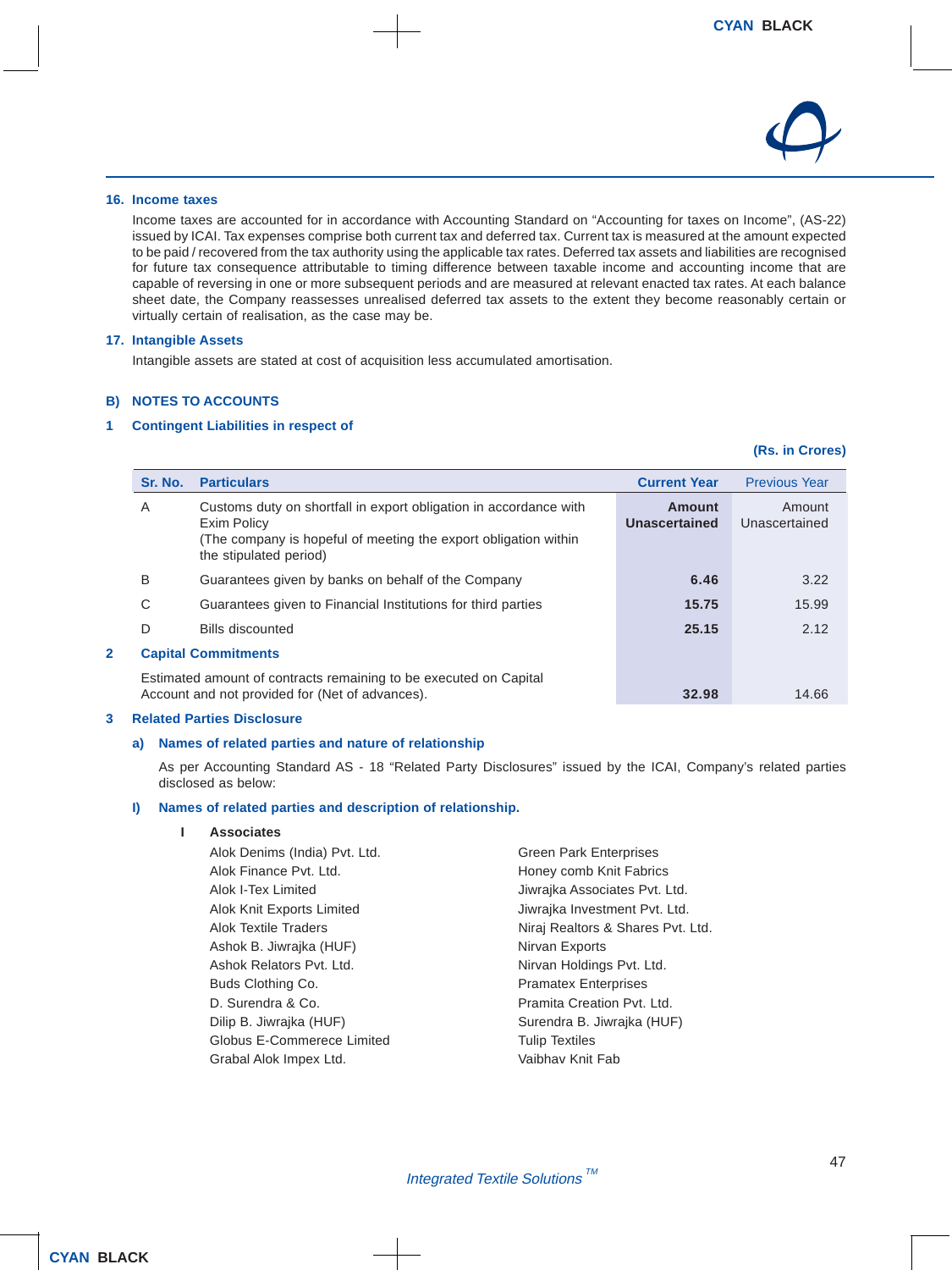## 16. Income taxes

Income taxes are accounted for in accordance with Accounting Standard on "Accounting for taxes on Income", (AS-22) issued by ICAI. Tax expenses comprise both current tax and deferred tax. Current tax is measured at the amount expected to be paid / recovered from the tax authority using the applicable tax rates. Deferred tax assets and liabilities are recognised for future tax consequence attributable to timing difference between taxable income and accounting income that are capable of reversing in one or more subsequent periods and are measured at relevant enacted tax rates. At each balance sheet date, the Company reassesses unrealised deferred tax assets to the extent they become reasonably certain or virtually certain of realisation, as the case may be.

## 17. Intangible Assets

Intangible assets are stated at cost of acquisition less accumulated amortisation.

## B) NOTES TO ACCOUNTS

### 1 Contingent Liabilities in respect of

**(Rs. in Crores)**

| Sr. No. | Particulars | Current Year | Previous Year |
|---|---|---|---|
| A | Customs duty on shortfall in export obligation in accordance with Exim Policy<br>(The company is hopeful of meeting the export obligation within the stipulated period) | **Amount Unascertained** | Amount Unascertained |
| B | Guarantees given by banks on behalf of the Company | **6.46** | 3.22 |
| C | Guarantees given to Financial Institutions for third parties | **15.75** | 15.99 |
| D | Bills discounted | **25.15** | 2.12 |

### 2 Capital Commitments

| Particulars | Current Year | Previous Year |
|---|---|---|
| Estimated amount of contracts remaining to be executed on Capital Account and not provided for (Net of advances). | **32.98** | 14.66 |

### 3 Related Parties Disclosure

#### a) Names of related parties and nature of relationship

As per Accounting Standard AS - 18 "Related Party Disclosures" issued by the ICAI, Company's related parties disclosed as below:

#### I) Names of related parties and description of relationship.

**I Associates**

Alok Denims (India) Pvt. Ltd.
Alok Finance Pvt. Ltd.
Alok I-Tex Limited
Alok Knit Exports Limited
Alok Textile Traders
Ashok B. Jiwrajka (HUF)
Ashok Relators Pvt. Ltd.
Buds Clothing Co.
D. Surendra & Co.
Dilip B. Jiwrajka (HUF)
Globus E-Commerece Limited
Grabal Alok Impex Ltd.
Green Park Enterprises
Honey comb Knit Fabrics
Jiwrajka Associates Pvt. Ltd.
Jiwrajka Investment Pvt. Ltd.
Niraj Realtors & Shares Pvt. Ltd.
Nirvan Exports
Nirvan Holdings Pvt. Ltd.
Pramatex Enterprises
Pramita Creation Pvt. Ltd.
Surendra B. Jiwrajka (HUF)
Tulip Textiles
Vaibhav Knit Fab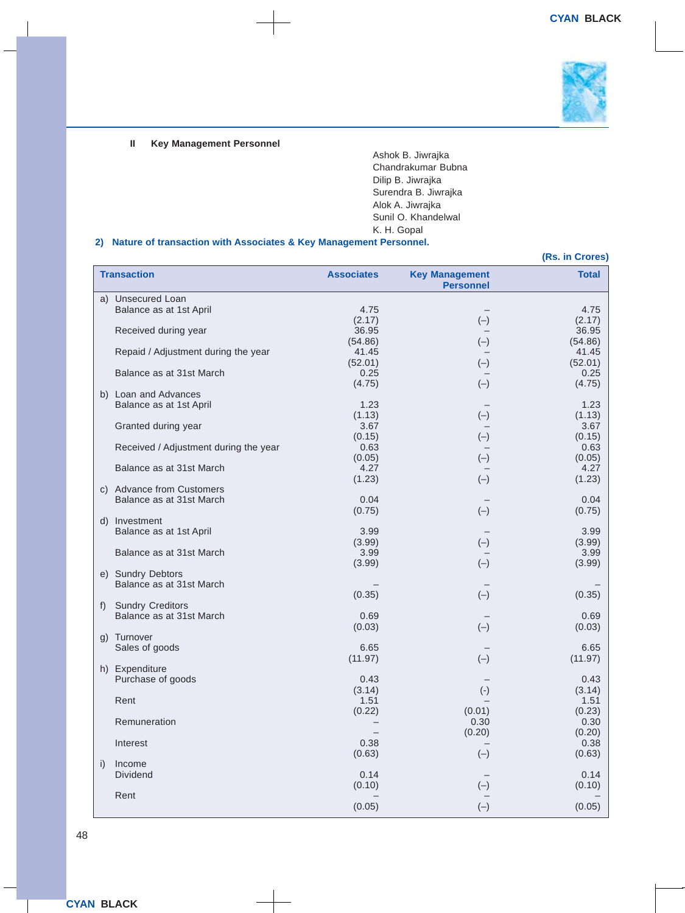**II Key Management Personnel**

Ashok B. Jiwrajka
Chandrakumar Bubna
Dilip B. Jiwrajka
Surendra B. Jiwrajka
Alok A. Jiwrajka
Sunil O. Khandelwal
K. H. Gopal

**2) Nature of transaction with Associates & Key Management Personnel.**

**(Rs. in Crores)**

| Transaction | Associates | Key Management Personnel | Total |
|---|---|---|---|
| a) Unsecured Loan | | | |
| Balance as at 1st April | 4.75 | – | 4.75 |
| | (2.17) | (–) | (2.17) |
| Received during year | 36.95 | – | 36.95 |
| | (54.86) | (–) | (54.86) |
| Repaid / Adjustment during the year | 41.45 | – | 41.45 |
| | (52.01) | (–) | (52.01) |
| Balance as at 31st March | 0.25 | – | 0.25 |
| | (4.75) | (–) | (4.75) |
| b) Loan and Advances | | | |
| Balance as at 1st April | 1.23 | – | 1.23 |
| | (1.13) | (–) | (1.13) |
| Granted during year | 3.67 | – | 3.67 |
| | (0.15) | (–) | (0.15) |
| Received / Adjustment during the year | 0.63 | – | 0.63 |
| | (0.05) | (–) | (0.05) |
| Balance as at 31st March | 4.27 | – | 4.27 |
| | (1.23) | (–) | (1.23) |
| c) Advance from Customers | | | |
| Balance as at 31st March | 0.04 | – | 0.04 |
| | (0.75) | (–) | (0.75) |
| d) Investment | | | |
| Balance as at 1st April | 3.99 | – | 3.99 |
| | (3.99) | (–) | (3.99) |
| Balance as at 31st March | 3.99 | – | 3.99 |
| | (3.99) | (–) | (3.99) |
| e) Sundry Debtors | | | |
| Balance as at 31st March | – | – | – |
| | (0.35) | (–) | (0.35) |
| f) Sundry Creditors | | | |
| Balance as at 31st March | 0.69 | – | 0.69 |
| | (0.03) | (–) | (0.03) |
| g) Turnover | | | |
| Sales of goods | 6.65 | – | 6.65 |
| | (11.97) | (–) | (11.97) |
| h) Expenditure | | | |
| Purchase of goods | 0.43 | – | 0.43 |
| | (3.14) | (-) | (3.14) |
| Rent | 1.51 | – | 1.51 |
| | (0.22) | (0.01) | (0.23) |
| Remuneration | – | 0.30 | 0.30 |
| | – | (0.20) | (0.20) |
| Interest | 0.38 | – | 0.38 |
| | (0.63) | (–) | (0.63) |
| i) Income | | | |
| Dividend | 0.14 | – | 0.14 |
| | (0.10) | (–) | (0.10) |
| Rent | – | – | – |
| | (0.05) | (–) | (0.05) |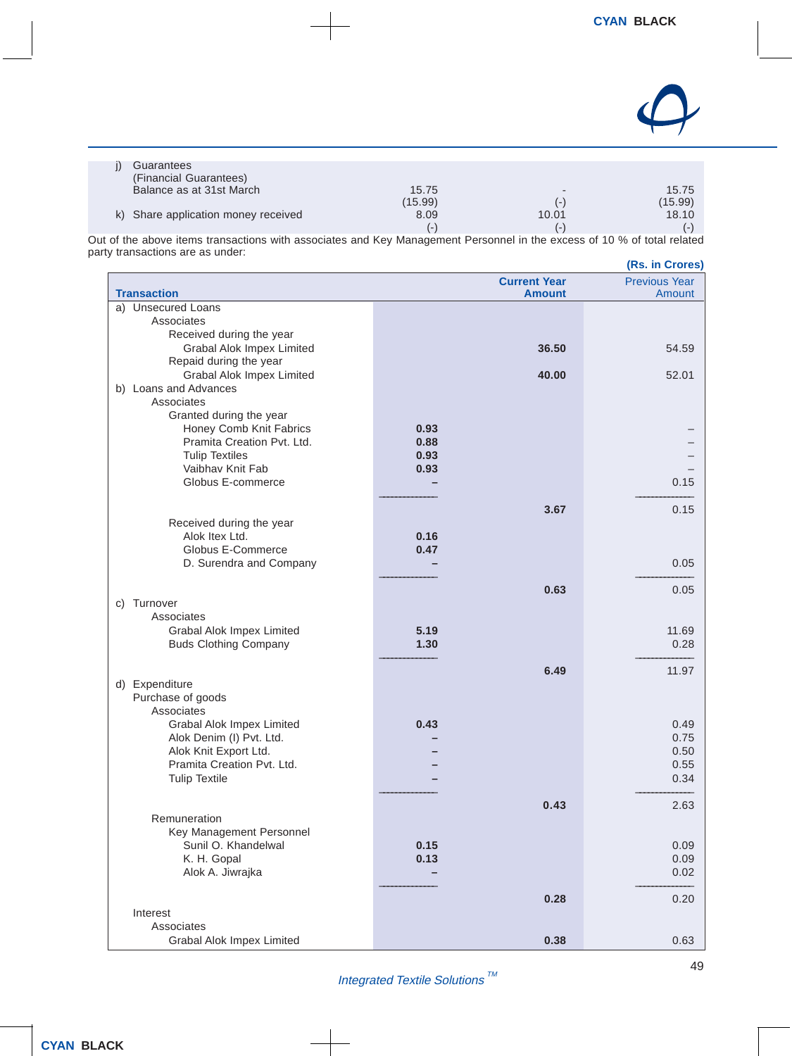| | | | |
|---|---|---|---|
| j) Guarantees (Financial Guarantees) Balance as at 31st March | 15.75 | - | 15.75 |
| | (15.99) | (-) | (15.99) |
| k) Share application money received | 8.09 | 10.01 | 18.10 |
| | (-) | (-) | (-) |

Out of the above items transactions with associates and Key Management Personnel in the excess of 10 % of total related party transactions are as under:

(Rs. in Crores)

| Transaction | | Current Year Amount | Previous Year Amount |
|---|---|---|---|
| a) Unsecured Loans | | | |
| Associates | | | |
| Received during the year | | | |
| Grabal Alok Impex Limited | | 36.50 | 54.59 |
| Repaid during the year | | | |
| Grabal Alok Impex Limited | | 40.00 | 52.01 |
| b) Loans and Advances | | | |
| Associates | | | |
| Granted during the year | | | |
| Honey Comb Knit Fabrics | 0.93 | | – |
| Pramita Creation Pvt. Ltd. | 0.88 | | – |
| Tulip Textiles | 0.93 | | – |
| Vaibhav Knit Fab | 0.93 | | – |
| Globus E-commerce | – | | 0.15 |
| | | 3.67 | 0.15 |
| Received during the year | | | |
| Alok Itex Ltd. | 0.16 | | |
| Globus E-Commerce | 0.47 | | |
| D. Surendra and Company | – | | 0.05 |
| | | 0.63 | 0.05 |
| c) Turnover | | | |
| Associates | | | |
| Grabal Alok Impex Limited | 5.19 | | 11.69 |
| Buds Clothing Company | 1.30 | | 0.28 |
| | | 6.49 | 11.97 |
| d) Expenditure | | | |
| Purchase of goods | | | |
| Associates | | | |
| Grabal Alok Impex Limited | 0.43 | | 0.49 |
| Alok Denim (I) Pvt. Ltd. | – | | 0.75 |
| Alok Knit Export Ltd. | – | | 0.50 |
| Pramita Creation Pvt. Ltd. | – | | 0.55 |
| Tulip Textile | – | | 0.34 |
| | | 0.43 | 2.63 |
| Remuneration | | | |
| Key Management Personnel | | | |
| Sunil O. Khandelwal | 0.15 | | 0.09 |
| K. H. Gopal | 0.13 | | 0.09 |
| Alok A. Jiwrajka | – | | 0.02 |
| | | 0.28 | 0.20 |
| Interest | | | |
| Associates | | | |
| Grabal Alok Impex Limited | | 0.38 | 0.63 |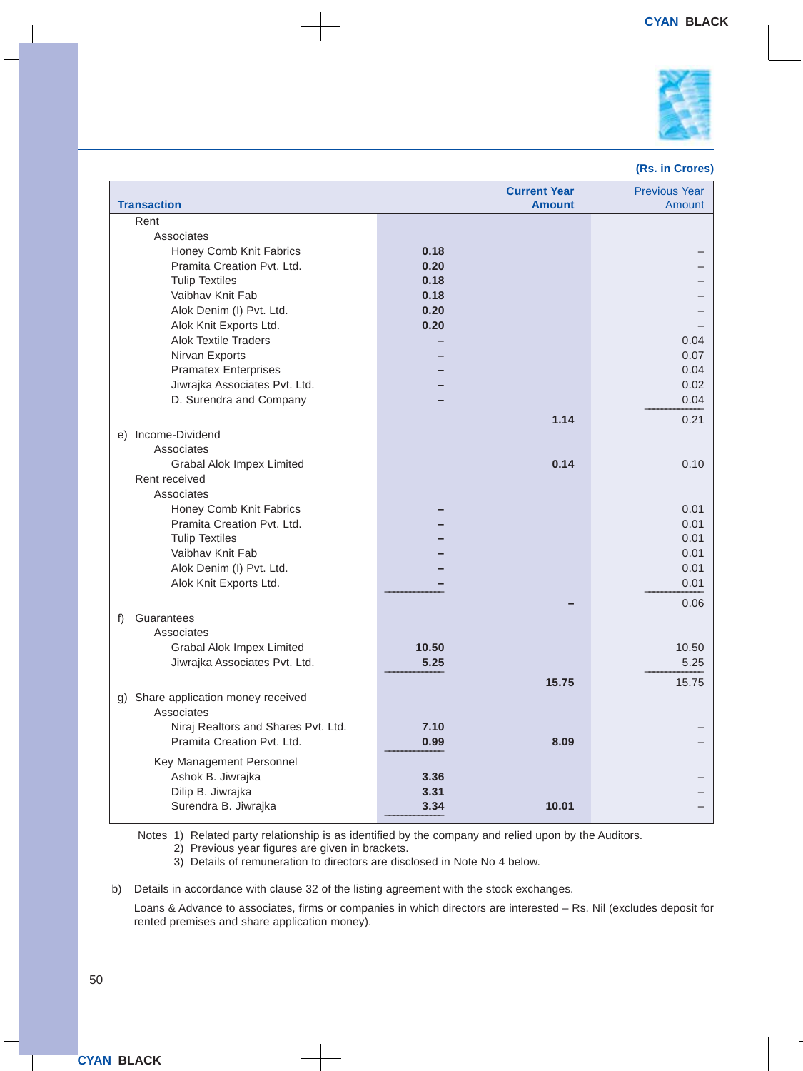(Rs. in Crores)

| Transaction | | Current Year Amount | Previous Year Amount |
|---|---|---|---|
| Rent | | | |
| Associates | | | |
| Honey Comb Knit Fabrics | **0.18** | | – |
| Pramita Creation Pvt. Ltd. | **0.20** | | – |
| Tulip Textiles | **0.18** | | – |
| Vaibhav Knit Fab | **0.18** | | – |
| Alok Denim (I) Pvt. Ltd. | **0.20** | | – |
| Alok Knit Exports Ltd. | **0.20** | | – |
| Alok Textile Traders | **–** | | 0.04 |
| Nirvan Exports | **–** | | 0.07 |
| Pramatex Enterprises | **–** | | 0.04 |
| Jiwrajka Associates Pvt. Ltd. | **–** | | 0.02 |
| D. Surendra and Company | **–** | | 0.04 |
| | | **1.14** | 0.21 |
| e) Income-Dividend | | | |
| Associates | | | |
| Grabal Alok Impex Limited | | **0.14** | 0.10 |
| Rent received | | | |
| Associates | | | |
| Honey Comb Knit Fabrics | **–** | | 0.01 |
| Pramita Creation Pvt. Ltd. | **–** | | 0.01 |
| Tulip Textiles | **–** | | 0.01 |
| Vaibhav Knit Fab | **–** | | 0.01 |
| Alok Denim (I) Pvt. Ltd. | **–** | | 0.01 |
| Alok Knit Exports Ltd. | **–** | | 0.01 |
| | | **–** | 0.06 |
| f) Guarantees | | | |
| Associates | | | |
| Grabal Alok Impex Limited | **10.50** | | 10.50 |
| Jiwrajka Associates Pvt. Ltd. | **5.25** | | 5.25 |
| | | **15.75** | 15.75 |
| g) Share application money received | | | |
| Associates | | | |
| Niraj Realtors and Shares Pvt. Ltd. | **7.10** | | – |
| Pramita Creation Pvt. Ltd. | **0.99** | **8.09** | – |
| Key Management Personnel | | | |
| Ashok B. Jiwrajka | **3.36** | | – |
| Dilip B. Jiwrajka | **3.31** | | – |
| Surendra B. Jiwrajka | **3.34** | **10.01** | – |

Notes 1) Related party relationship is as identified by the company and relied upon by the Auditors.
2) Previous year figures are given in brackets.
3) Details of remuneration to directors are disclosed in Note No 4 below.

b) Details in accordance with clause 32 of the listing agreement with the stock exchanges.

Loans & Advance to associates, firms or companies in which directors are interested – Rs. Nil (excludes deposit for rented premises and share application money).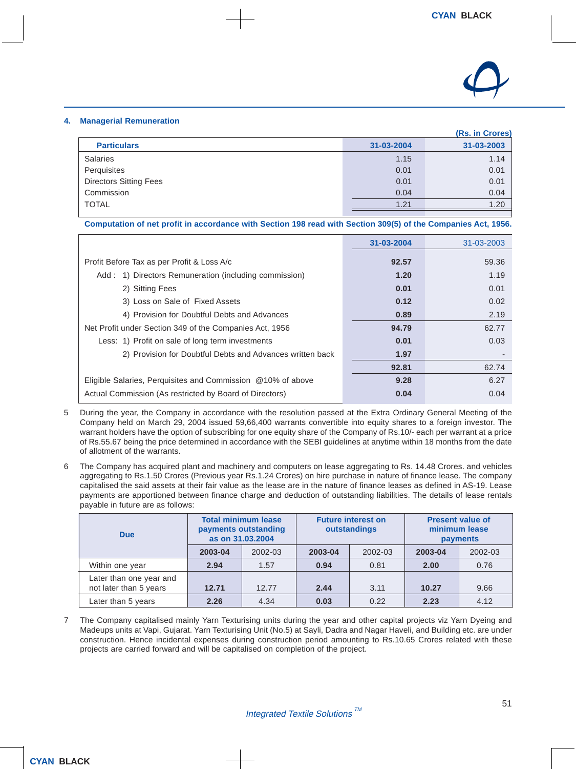## 4. Managerial Remuneration

(Rs. in Crores)

| Particulars | 31-03-2004 | 31-03-2003 |
|---|---|---|
| Salaries | 1.15 | 1.14 |
| Perquisites | 0.01 | 0.01 |
| Directors Sitting Fees | 0.01 | 0.01 |
| Commission | 0.04 | 0.04 |
| TOTAL | 1.21 | 1.20 |

**Computation of net profit in accordance with Section 198 read with Section 309(5) of the Companies Act, 1956.**

| | 31-03-2004 | 31-03-2003 |
|---|---|---|
| Profit Before Tax as per Profit & Loss A/c | **92.57** | 59.36 |
| Add : 1) Directors Remuneration (including commission) | **1.20** | 1.19 |
| 2) Sitting Fees | **0.01** | 0.01 |
| 3) Loss on Sale of Fixed Assets | **0.12** | 0.02 |
| 4) Provision for Doubtful Debts and Advances | **0.89** | 2.19 |
| Net Profit under Section 349 of the Companies Act, 1956 | **94.79** | 62.77 |
| Less: 1) Profit on sale of long term investments | **0.01** | 0.03 |
| 2) Provision for Doubtful Debts and Advances written back | **1.97** | - |
| | **92.81** | 62.74 |
| Eligible Salaries, Perquisites and Commission @10% of above | **9.28** | 6.27 |
| Actual Commission (As restricted by Board of Directors) | **0.04** | 0.04 |

5. During the year, the Company in accordance with the resolution passed at the Extra Ordinary General Meeting of the Company held on March 29, 2004 issued 59,66,400 warrants convertible into equity shares to a foreign investor. The warrant holders have the option of subscribing for one equity share of the Company of Rs.10/- each per warrant at a price of Rs.55.67 being the price determined in accordance with the SEBI guidelines at anytime within 18 months from the date of allotment of the warrants.

6. The Company has acquired plant and machinery and computers on lease aggregating to Rs. 14.48 Crores. and vehicles aggregating to Rs.1.50 Crores (Previous year Rs.1.24 Crores) on hire purchase in nature of finance lease. The company capitalised the said assets at their fair value as the lease are in the nature of finance leases as defined in AS-19. Lease payments are apportioned between finance charge and deduction of outstanding liabilities. The details of lease rentals payable in future are as follows:

| Due | Total minimum lease payments outstanding as on 31.03.2004 | | Future interest on outstandings | | Present value of minimum lease payments | |
|---|---|---|---|---|---|---|
| | 2003-04 | 2002-03 | 2003-04 | 2002-03 | 2003-04 | 2002-03 |
| Within one year | **2.94** | 1.57 | **0.94** | 0.81 | **2.00** | 0.76 |
| Later than one year and not later than 5 years | **12.71** | 12.77 | **2.44** | 3.11 | **10.27** | 9.66 |
| Later than 5 years | **2.26** | 4.34 | **0.03** | 0.22 | **2.23** | 4.12 |

7. The Company capitalised mainly Yarn Texturising units during the year and other capital projects viz Yarn Dyeing and Madeups units at Vapi, Gujarat. Yarn Texturising Unit (No.5) at Sayli, Dadra and Nagar Haveli, and Building etc. are under construction. Hence incidental expenses during construction period amounting to Rs.10.65 Crores related with these projects are carried forward and will be capitalised on completion of the project.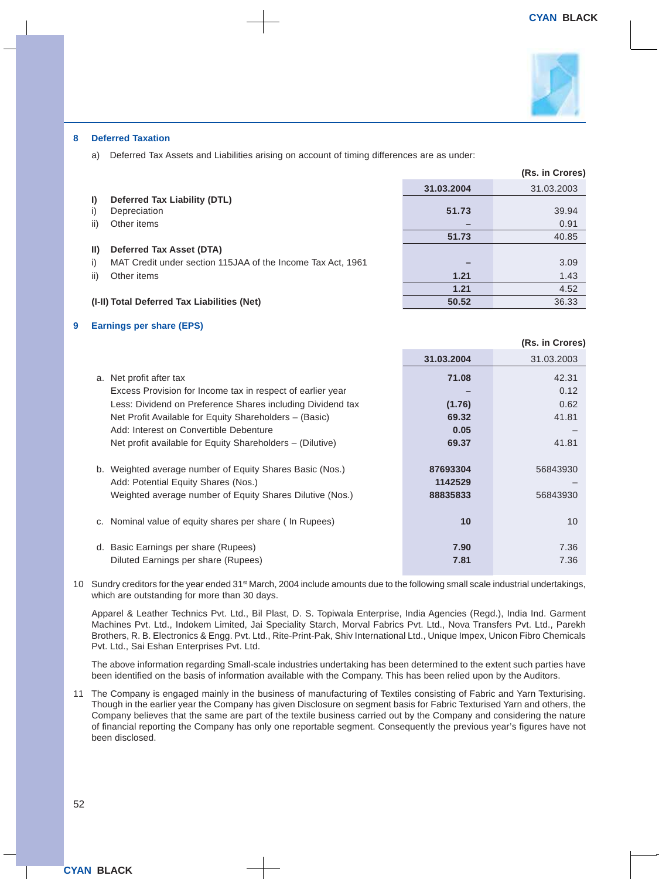## 8 Deferred Taxation

a) Deferred Tax Assets and Liabilities arising on account of timing differences are as under:

(Rs. in Crores)

| | | 31.03.2004 | 31.03.2003 |
|---|---|---|---|
| **I)** | **Deferred Tax Liability (DTL)** | | |
| i) | Depreciation | **51.73** | 39.94 |
| ii) | Other items | **–** | 0.91 |
| | | **51.73** | 40.85 |
| **II)** | **Deferred Tax Asset (DTA)** | | |
| i) | MAT Credit under section 115JAA of the Income Tax Act, 1961 | **–** | 3.09 |
| ii) | Other items | **1.21** | 1.43 |
| | | **1.21** | 4.52 |
| **(I-II)** | **Total Deferred Tax Liabilities (Net)** | **50.52** | 36.33 |

## 9 Earnings per share (EPS)

(Rs. in Crores)

| | | 31.03.2004 | 31.03.2003 |
|---|---|---|---|
| a. | Net profit after tax | **71.08** | 42.31 |
| | Excess Provision for Income tax in respect of earlier year | **–** | 0.12 |
| | Less: Dividend on Preference Shares including Dividend tax | **(1.76)** | 0.62 |
| | Net Profit Available for Equity Shareholders – (Basic) | **69.32** | 41.81 |
| | Add: Interest on Convertible Debenture | **0.05** | – |
| | Net profit available for Equity Shareholders – (Dilutive) | **69.37** | 41.81 |
| b. | Weighted average number of Equity Shares Basic (Nos.) | **87693304** | 56843930 |
| | Add: Potential Equity Shares (Nos.) | **1142529** | – |
| | Weighted average number of Equity Shares Dilutive (Nos.) | **88835833** | 56843930 |
| c. | Nominal value of equity shares per share ( In Rupees) | **10** | 10 |
| d. | Basic Earnings per share (Rupees) | **7.90** | 7.36 |
| | Diluted Earnings per share (Rupees) | **7.81** | 7.36 |

10 Sundry creditors for the year ended 31st March, 2004 include amounts due to the following small scale industrial undertakings, which are outstanding for more than 30 days.

Apparel & Leather Technics Pvt. Ltd., Bil Plast, D. S. Topiwala Enterprise, India Agencies (Regd.), India Ind. Garment Machines Pvt. Ltd., Indokem Limited, Jai Speciality Starch, Morval Fabrics Pvt. Ltd., Nova Transfers Pvt. Ltd., Parekh Brothers, R. B. Electronics & Engg. Pvt. Ltd., Rite-Print-Pak, Shiv International Ltd., Unique Impex, Unicon Fibro Chemicals Pvt. Ltd., Sai Eshan Enterprises Pvt. Ltd.

The above information regarding Small-scale industries undertaking has been determined to the extent such parties have been identified on the basis of information available with the Company. This has been relied upon by the Auditors.

11 The Company is engaged mainly in the business of manufacturing of Textiles consisting of Fabric and Yarn Texturising. Though in the earlier year the Company has given Disclosure on segment basis for Fabric Texturised Yarn and others, the Company believes that the same are part of the textile business carried out by the Company and considering the nature of financial reporting the Company has only one reportable segment. Consequently the previous year's figures have not been disclosed.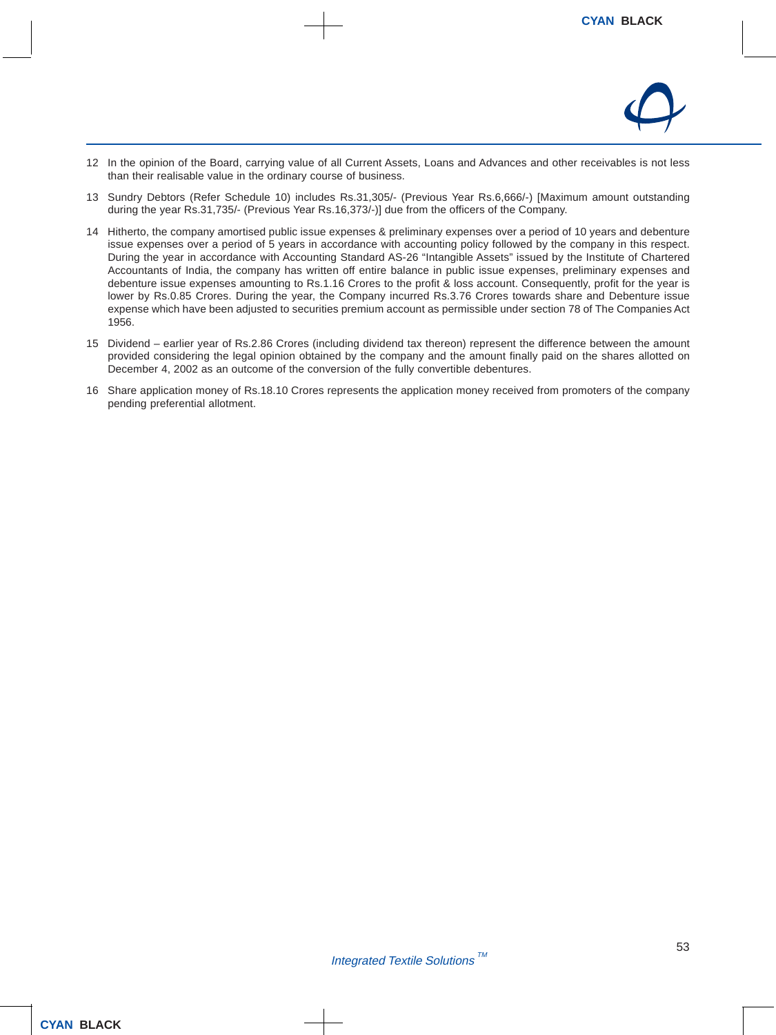12 In the opinion of the Board, carrying value of all Current Assets, Loans and Advances and other receivables is not less than their realisable value in the ordinary course of business.

13 Sundry Debtors (Refer Schedule 10) includes Rs.31,305/- (Previous Year Rs.6,666/-) [Maximum amount outstanding during the year Rs.31,735/- (Previous Year Rs.16,373/-)] due from the officers of the Company.

14 Hitherto, the company amortised public issue expenses & preliminary expenses over a period of 10 years and debenture issue expenses over a period of 5 years in accordance with accounting policy followed by the company in this respect. During the year in accordance with Accounting Standard AS-26 "Intangible Assets" issued by the Institute of Chartered Accountants of India, the company has written off entire balance in public issue expenses, preliminary expenses and debenture issue expenses amounting to Rs.1.16 Crores to the profit & loss account. Consequently, profit for the year is lower by Rs.0.85 Crores. During the year, the Company incurred Rs.3.76 Crores towards share and Debenture issue expense which have been adjusted to securities premium account as permissible under section 78 of The Companies Act 1956.

15 Dividend – earlier year of Rs.2.86 Crores (including dividend tax thereon) represent the difference between the amount provided considering the legal opinion obtained by the company and the amount finally paid on the shares allotted on December 4, 2002 as an outcome of the conversion of the fully convertible debentures.

16 Share application money of Rs.18.10 Crores represents the application money received from promoters of the company pending preferential allotment.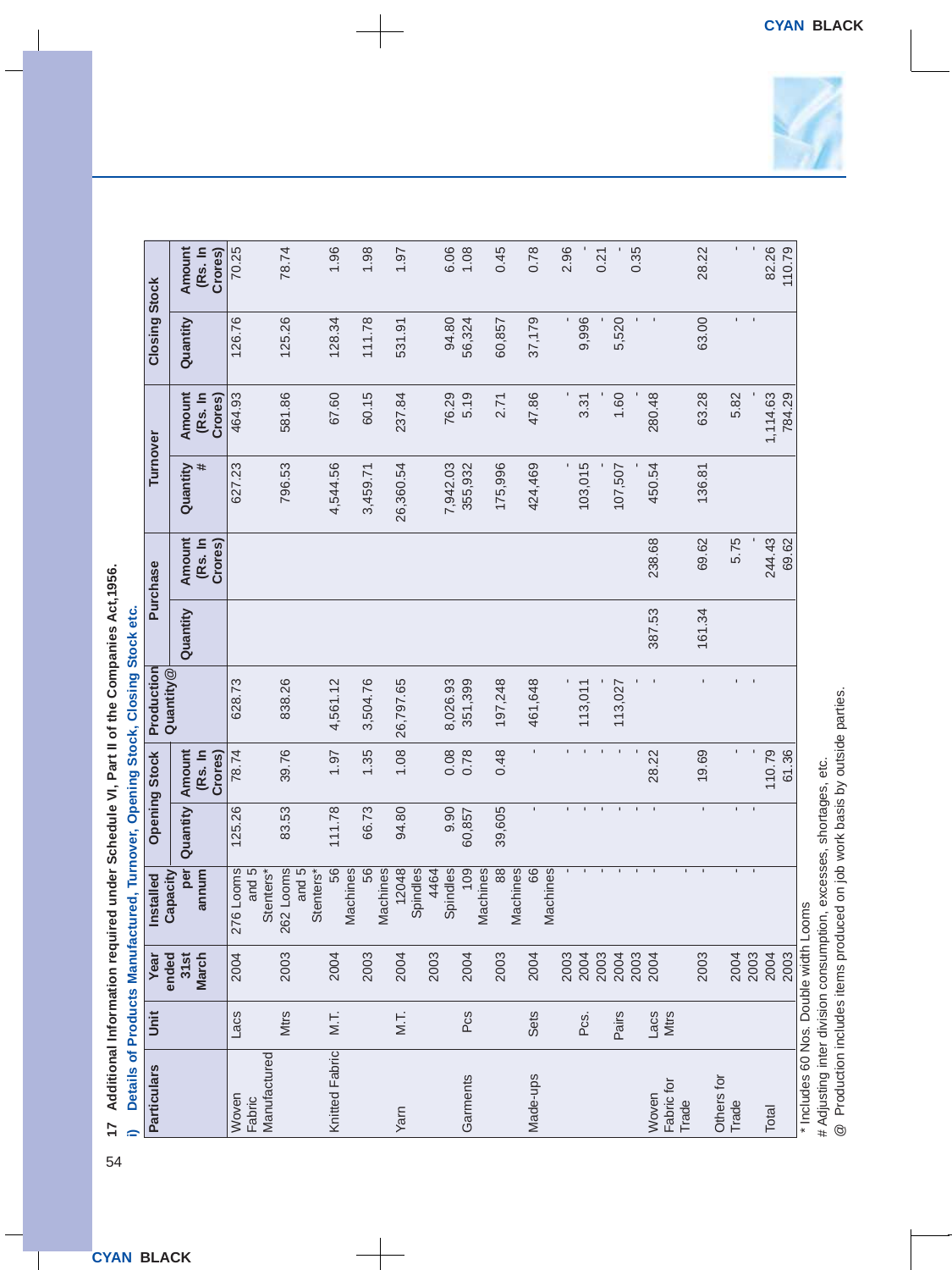**17 Additional Information required under Schedule VI, Part II of the Companies Act,1956.**

**i) Details of Products Manufactured, Turnover, Opening Stock, Closing Stock etc.**

| Particulars | Unit | Year ended 31st March | Installed Capacity per annum | Opening Stock | | Production Quantity@ | Purchase | | Turnover | | Closing Stock | |
|---|---|---|---|---|---|---|---|---|---|---|---|---|
| | | | | Quantity | Amount (Rs. In Crores) | | Quantity | Amount (Rs. In Crores) | Quantity # | Amount (Rs. In Crores) | Quantity | Amount (Rs. In Crores) |
| Woven Fabric Manufactured | Lacs Mtrs | 2004 | 276 Looms and 5 Stenters* | 125.26 | 78.74 | 628.73 | | | 627.23 | 464.93 | 126.76 | 70.25 |
| | | 2003 | 262 Looms and 5 Stenters* | 83.53 | 39.76 | 838.26 | | | 796.53 | 581.86 | 125.26 | 78.74 |
| Knitted Fabric | M.T. | 2004 | 56 Machines | 111.78 | 1.97 | 4,561.12 | | | 4,544.56 | 67.60 | 128.34 | 1.96 |
| | | 2003 | 56 Machines | 66.73 | 1.35 | 3,504.76 | | | 3,459.71 | 60.15 | 111.78 | 1.98 |
| Yarn | M.T. | 2004 | 12048 Spindles | 94.80 | 1.08 | 26,797.65 | | | 26,360.54 | 237.84 | 531.91 | 1.97 |
| | | 2003 | 4464 Spindles | 9.90 | 0.08 | 8,026.93 | | | 7,942.03 | 76.29 | 94.80 | 6.06 |
| Garments | Pcs | 2004 | 109 Machines | 60,857 | 0.78 | 351,399 | | | 355,932 | 5.19 | 56,324 | 1.08 |
| | | 2003 | 88 Machines | 39,605 | 0.48 | 197,248 | | | 175,996 | 2.71 | 60,857 | 0.45 |
| Made-ups | Sets | 2004 | 66 Machines | - | - | 461,648 | | | 424,469 | 47.86 | 37,179 | 0.78 |
| | | 2003 | - | - | - | - | | | - | - | - | 2.96 |
| | Pcs. | 2004 | - | - | - | 113,011 | | | 103,015 | 3.31 | 9,996 | - |
| | | 2003 | - | - | - | - | | | - | - | - | 0.21 |
| | Pairs | 2004 | - | - | - | 113,027 | | | 107,507 | 1.60 | 5,520 | - |
| | | 2003 | - | - | - | - | | | - | - | - | 0.35 |
| Woven Fabric for Trade | Lacs Mtrs | 2004 | | - | 28.22 | - | 387.53 | 238.68 | 450.54 | 280.48 | - | |
| | | 2003 | | - | 19.69 | - | 161.34 | 69.62 | 136.81 | 63.28 | 63.00 | 28.22 |
| Others for Trade | | 2004 | | - | - | - | | 5.75 | | 5.82 | - | - |
| | | 2003 | | - | - | - | | | | | - | - |
| Total | | 2004 | | | 110.79 | | | 244.43 | | 1,114.63 | | 82.26 |
| | | 2003 | | | 61.36 | | | 69.62 | | 784.29 | | 110.79 |

\* Includes 60 Nos. Double width Looms

\# Adjusting inter division consumption, excesses, shortages, etc.

@ Production includes items produced on job work basis by outside parties.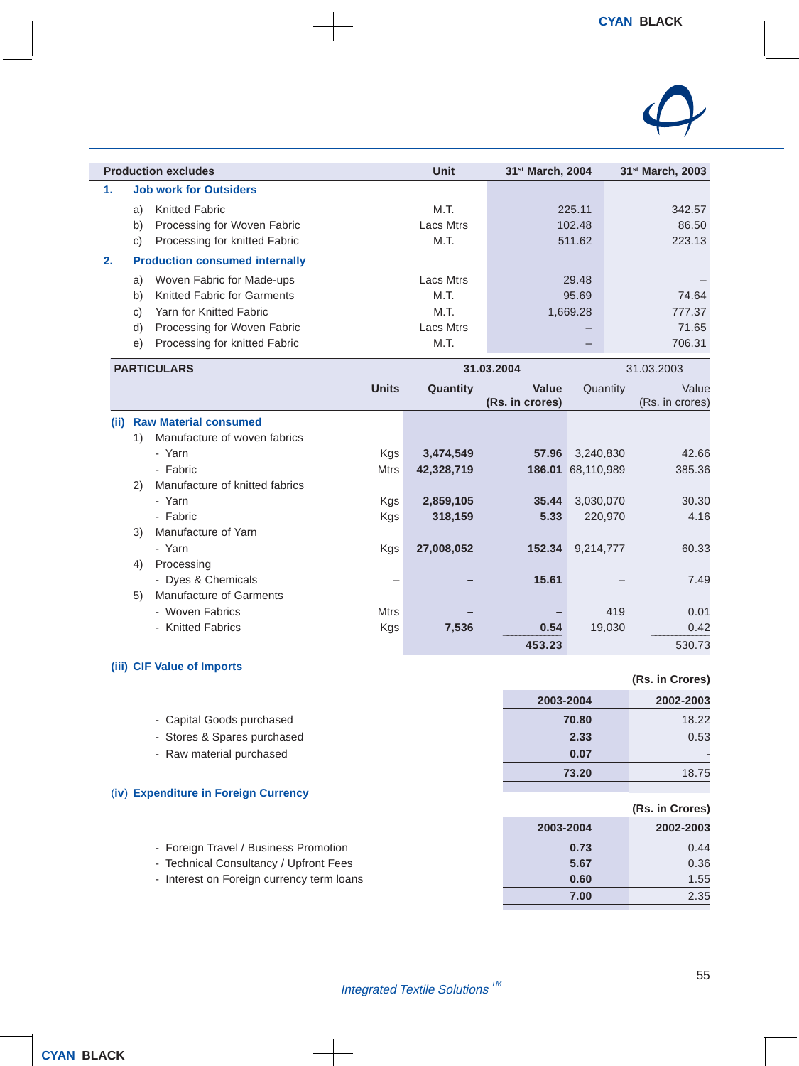| Production excludes | Unit | 31st March, 2004 | 31st March, 2003 |
|---|---|---|---|
| **1. Job work for Outsiders** | | | |
| a) Knitted Fabric | M.T. | 225.11 | 342.57 |
| b) Processing for Woven Fabric | Lacs Mtrs | 102.48 | 86.50 |
| c) Processing for knitted Fabric | M.T. | 511.62 | 223.13 |
| **2. Production consumed internally** | | | |
| a) Woven Fabric for Made-ups | Lacs Mtrs | 29.48 | – |
| b) Knitted Fabric for Garments | M.T. | 95.69 | 74.64 |
| c) Yarn for Knitted Fabric | M.T. | 1,669.28 | 777.37 |
| d) Processing for Woven Fabric | Lacs Mtrs | – | 71.65 |
| e) Processing for knitted Fabric | M.T. | – | 706.31 |

| PARTICULARS | | 31.03.2004 | | 31.03.2003 | |
|---|---|---|---|---|---|
| | Units | Quantity | Value (Rs. in crores) | Quantity | Value (Rs. in crores) |
| **(ii) Raw Material consumed** | | | | | |
| 1) Manufacture of woven fabrics | | | | | |
| - Yarn | Kgs | **3,474,549** | **57.96** | 3,240,830 | 42.66 |
| - Fabric | Mtrs | **42,328,719** | **186.01** | 68,110,989 | 385.36 |
| 2) Manufacture of knitted fabrics | | | | | |
| - Yarn | Kgs | **2,859,105** | **35.44** | 3,030,070 | 30.30 |
| - Fabric | Kgs | **318,159** | **5.33** | 220,970 | 4.16 |
| 3) Manufacture of Yarn | | | | | |
| - Yarn | Kgs | **27,008,052** | **152.34** | 9,214,777 | 60.33 |
| 4) Processing | | | | | |
| - Dyes & Chemicals | – | **–** | **15.61** | – | 7.49 |
| 5) Manufacture of Garments | | | | | |
| - Woven Fabrics | Mtrs | **–** | **–** | 419 | 0.01 |
| - Knitted Fabrics | Kgs | **7,536** | **0.54** | 19,030 | 0.42 |
| | | | **453.23** | | 530.73 |

**(iii) CIF Value of Imports**

(Rs. in Crores)

| | 2003-2004 | 2002-2003 |
|---|---|---|
| - Capital Goods purchased | **70.80** | 18.22 |
| - Stores & Spares purchased | **2.33** | 0.53 |
| - Raw material purchased | **0.07** | - |
| | **73.20** | 18.75 |

**(iv) Expenditure in Foreign Currency**

(Rs. in Crores)

| | 2003-2004 | 2002-2003 |
|---|---|---|
| - Foreign Travel / Business Promotion | **0.73** | 0.44 |
| - Technical Consultancy / Upfront Fees | **5.67** | 0.36 |
| - Interest on Foreign currency term loans | **0.60** | 1.55 |
| | **7.00** | 2.35 |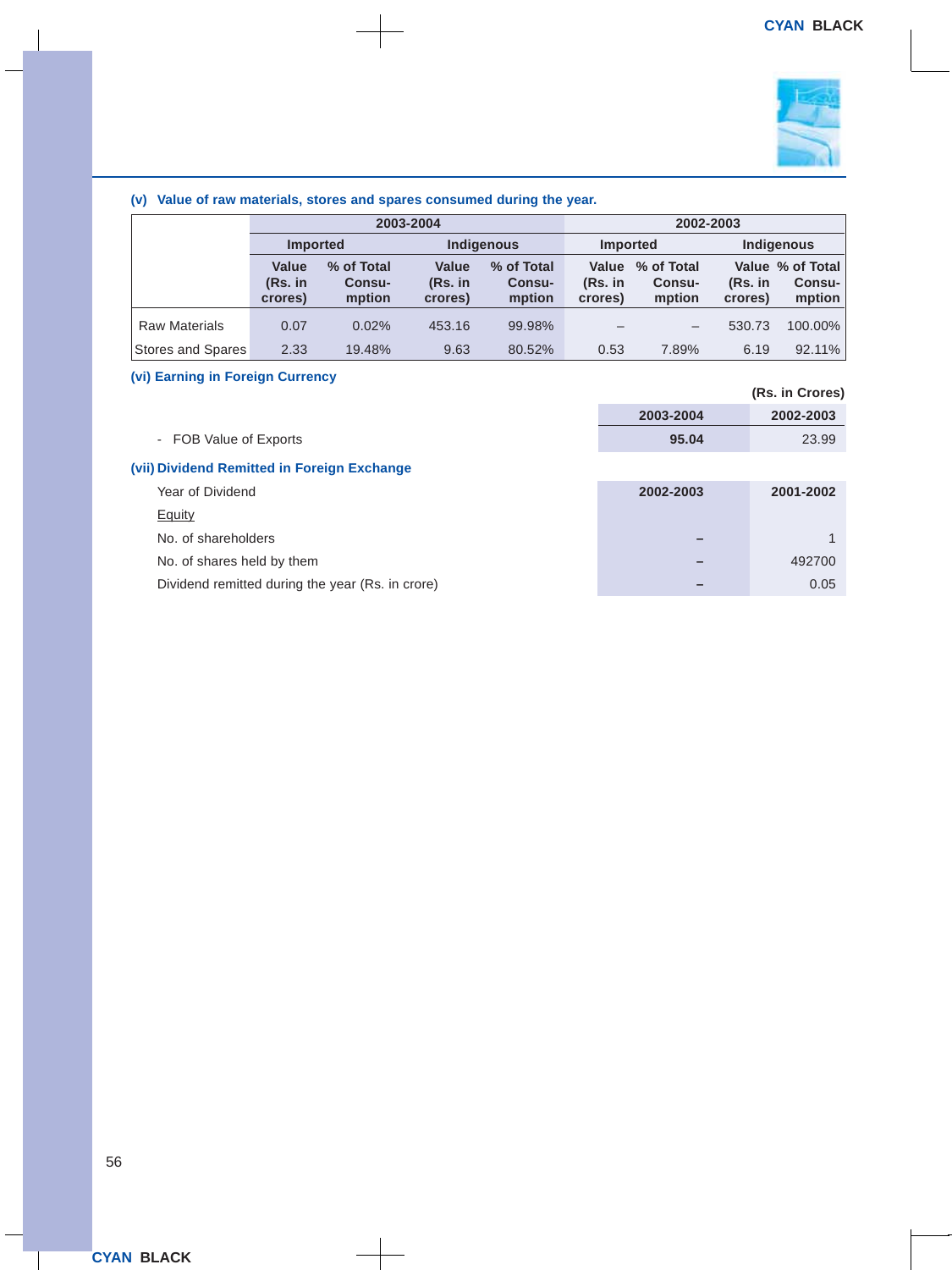**(v) Value of raw materials, stores and spares consumed during the year.**

| | 2003-2004 | | | | 2002-2003 | | | |
|---|---|---|---|---|---|---|---|---|
| | Imported | | Indigenous | | Imported | | Indigenous | |
| | Value (Rs. in crores) | % of Total Consumption | Value (Rs. in crores) | % of Total Consumption | Value (Rs. in crores) | % of Total Consumption | Value (Rs. in crores) | % of Total Consumption |
| Raw Materials | 0.07 | 0.02% | 453.16 | 99.98% | – | – | 530.73 | 100.00% |
| Stores and Spares | 2.33 | 19.48% | 9.63 | 80.52% | 0.53 | 7.89% | 6.19 | 92.11% |

**(vi) Earning in Foreign Currency**

(Rs. in Crores)

| | 2003-2004 | 2002-2003 |
|---|---|---|
| - FOB Value of Exports | 95.04 | 23.99 |

**(vii) Dividend Remitted in Foreign Exchange**

| Year of Dividend | 2002-2003 | 2001-2002 |
|---|---|---|
| Equity | | |
| No. of shareholders | – | 1 |
| No. of shares held by them | – | 492700 |
| Dividend remitted during the year (Rs. in crore) | – | 0.05 |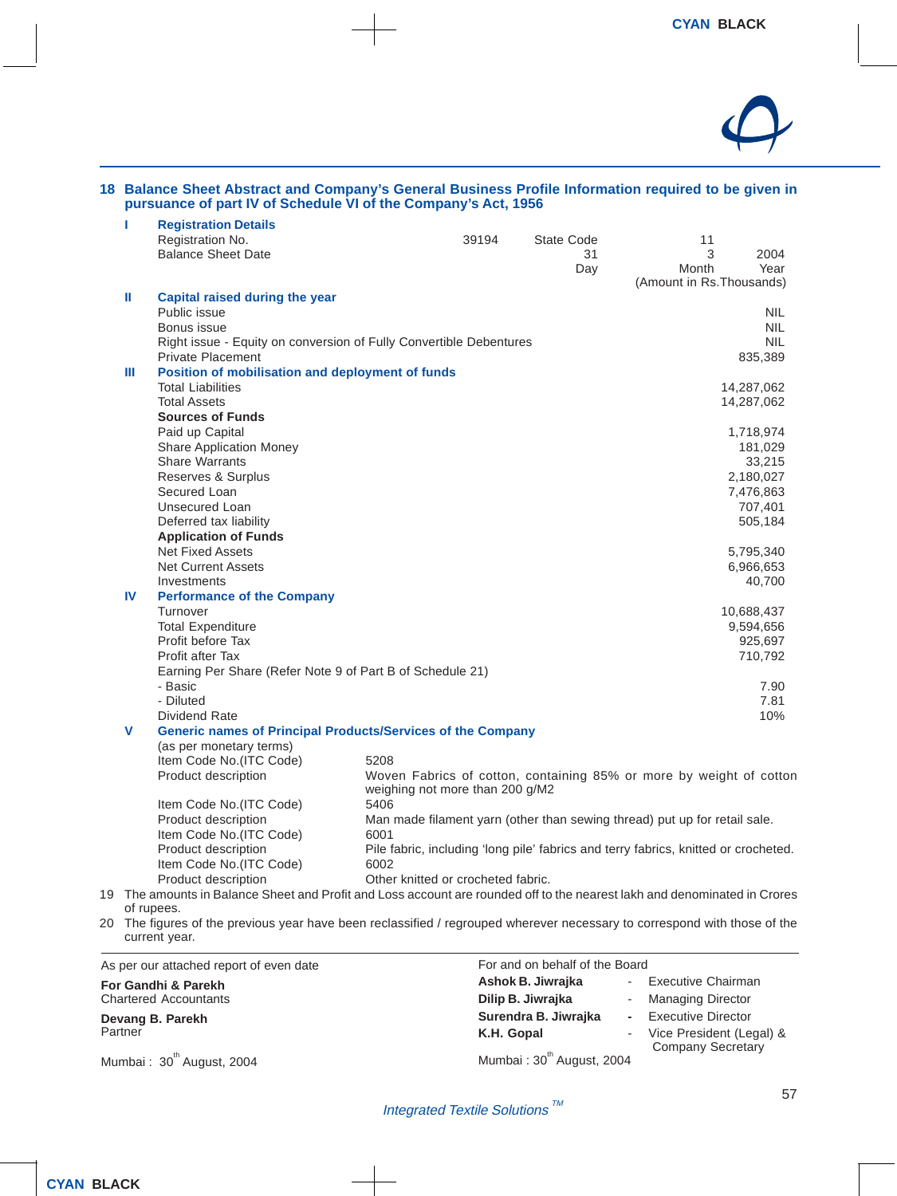## 18 Balance Sheet Abstract and Company's General Business Profile Information required to be given in pursuance of part IV of Schedule VI of the Company's Act, 1956

**I Registration Details**

| | | | | |
|---|---|---|---|---|
| Registration No. | 39194 | State Code | 11 | |
| Balance Sheet Date | | 31 | 3 | 2004 |
| | | Day | Month | Year |

(Amount in Rs.Thousands)

**II Capital raised during the year**

| | |
|---|---|
| Public issue | NIL |
| Bonus issue | NIL |
| Right issue - Equity on conversion of Fully Convertible Debentures | NIL |
| Private Placement | 835,389 |

**III Position of mobilisation and deployment of funds**

| | |
|---|---|
| Total Liabilities | 14,287,062 |
| Total Assets | 14,287,062 |
| **Sources of Funds** | |
| Paid up Capital | 1,718,974 |
| Share Application Money | 181,029 |
| Share Warrants | 33,215 |
| Reserves & Surplus | 2,180,027 |
| Secured Loan | 7,476,863 |
| Unsecured Loan | 707,401 |
| Deferred tax liability | 505,184 |
| **Application of Funds** | |
| Net Fixed Assets | 5,795,340 |
| Net Current Assets | 6,966,653 |
| Investments | 40,700 |

**IV Performance of the Company**

| | |
|---|---|
| Turnover | 10,688,437 |
| Total Expenditure | 9,594,656 |
| Profit before Tax | 925,697 |
| Profit after Tax | 710,792 |
| Earning Per Share (Refer Note 9 of Part B of Schedule 21) | |
| - Basic | 7.90 |
| - Diluted | 7.81 |
| Dividend Rate | 10% |

**V Generic names of Principal Products/Services of the Company**

(as per monetary terms)

| | |
|---|---|
| Item Code No.(ITC Code) | 5208 |
| Product description | Woven Fabrics of cotton, containing 85% or more by weight of cotton weighing not more than 200 g/M2 |
| Item Code No.(ITC Code) | 5406 |
| Product description | Man made filament yarn (other than sewing thread) put up for retail sale. |
| Item Code No.(ITC Code) | 6001 |
| Product description | Pile fabric, including 'long pile' fabrics and terry fabrics, knitted or crocheted. |
| Item Code No.(ITC Code) | 6002 |
| Product description | Other knitted or crocheted fabric. |

19 The amounts in Balance Sheet and Profit and Loss account are rounded off to the nearest lakh and denominated in Crores of rupees.

20 The figures of the previous year have been reclassified / regrouped wherever necessary to correspond with those of the current year.

---

As per our attached report of even date

**For Gandhi & Parekh**
Chartered Accountants

**Devang B. Parekh**
Partner

Mumbai : 30th August, 2004

For and on behalf of the Board

**Ashok B. Jiwrajka** - Executive Chairman
**Dilip B. Jiwrajka** - Managing Director
**Surendra B. Jiwrajka** - Executive Director
**K.H. Gopal** - Vice President (Legal) & Company Secretary

Mumbai : 30th August, 2004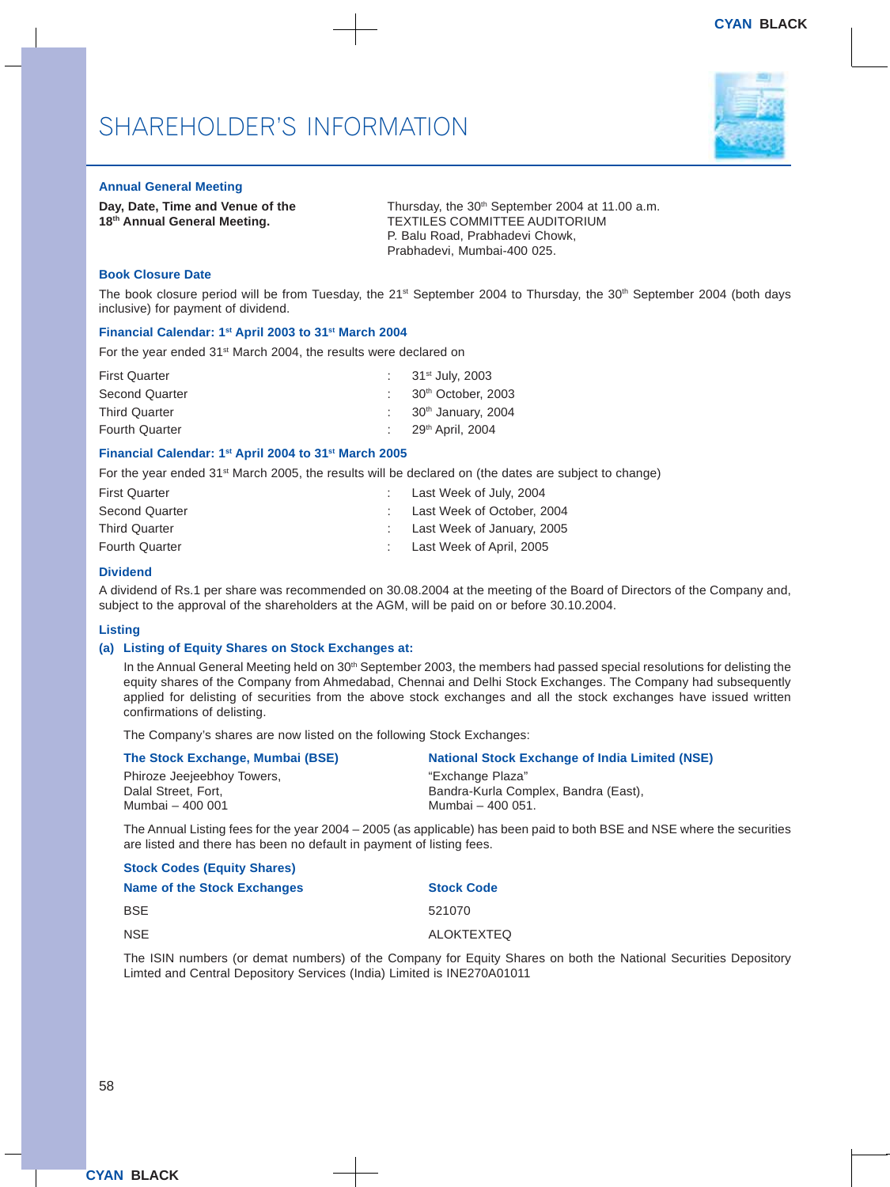# SHAREHOLDER'S INFORMATION

### Annual General Meeting

| | |
|---|---|
| **Day, Date, Time and Venue of the 18th Annual General Meeting.** | Thursday, the 30th September 2004 at 11.00 a.m.<br>TEXTILES COMMITTEE AUDITORIUM<br>P. Balu Road, Prabhadevi Chowk,<br>Prabhadevi, Mumbai-400 025. |

### Book Closure Date

The book closure period will be from Tuesday, the 21st September 2004 to Thursday, the 30th September 2004 (both days inclusive) for payment of dividend.

### Financial Calendar: 1st April 2003 to 31st March 2004

For the year ended 31st March 2004, the results were declared on

| | | |
|---|---|---|
| First Quarter | : | 31st July, 2003 |
| Second Quarter | : | 30th October, 2003 |
| Third Quarter | : | 30th January, 2004 |
| Fourth Quarter | : | 29th April, 2004 |

### Financial Calendar: 1st April 2004 to 31st March 2005

For the year ended 31st March 2005, the results will be declared on (the dates are subject to change)

| | | |
|---|---|---|
| First Quarter | : | Last Week of July, 2004 |
| Second Quarter | : | Last Week of October, 2004 |
| Third Quarter | : | Last Week of January, 2005 |
| Fourth Quarter | : | Last Week of April, 2005 |

### Dividend

A dividend of Rs.1 per share was recommended on 30.08.2004 at the meeting of the Board of Directors of the Company and, subject to the approval of the shareholders at the AGM, will be paid on or before 30.10.2004.

### Listing

**(a) Listing of Equity Shares on Stock Exchanges at:**

In the Annual General Meeting held on 30th September 2003, the members had passed special resolutions for delisting the equity shares of the Company from Ahmedabad, Chennai and Delhi Stock Exchanges. The Company had subsequently applied for delisting of securities from the above stock exchanges and all the stock exchanges have issued written confirmations of delisting.

The Company's shares are now listed on the following Stock Exchanges:

**The Stock Exchange, Mumbai (BSE)**
Phiroze Jeejeebhoy Towers,
Dalal Street, Fort,
Mumbai – 400 001

**National Stock Exchange of India Limited (NSE)**
"Exchange Plaza"
Bandra-Kurla Complex, Bandra (East),
Mumbai – 400 051.

The Annual Listing fees for the year 2004 – 2005 (as applicable) has been paid to both BSE and NSE where the securities are listed and there has been no default in payment of listing fees.

**Stock Codes (Equity Shares)**

| Name of the Stock Exchanges | Stock Code |
|---|---|
| BSE | 521070 |
| NSE | ALOKTEXTEQ |

The ISIN numbers (or demat numbers) of the Company for Equity Shares on both the National Securities Depository Limted and Central Depository Services (India) Limited is INE270A01011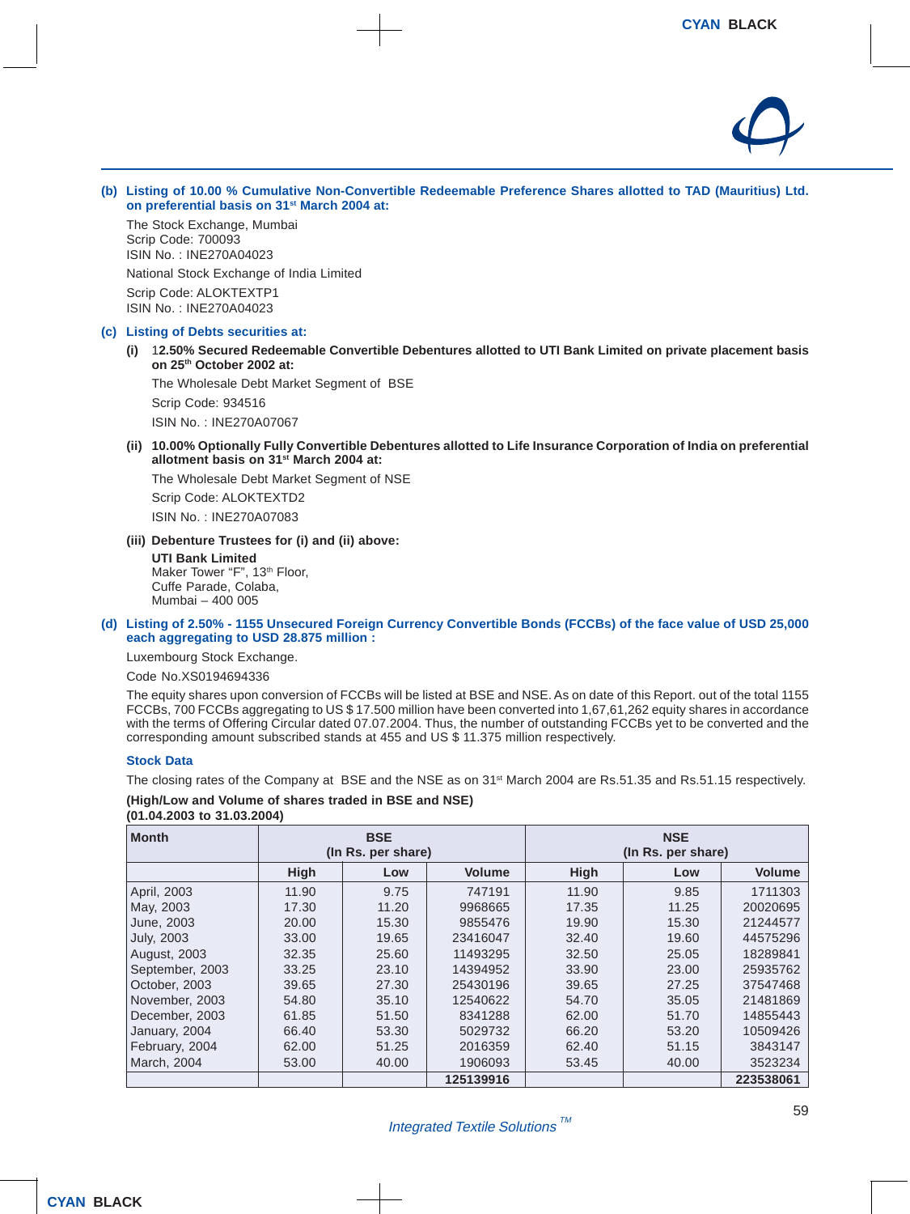**(b) Listing of 10.00 % Cumulative Non-Convertible Redeemable Preference Shares allotted to TAD (Mauritius) Ltd. on preferential basis on 31st March 2004 at:**

The Stock Exchange, Mumbai
Scrip Code: 700093
ISIN No. : INE270A04023

National Stock Exchange of India Limited

Scrip Code: ALOKTEXTP1
ISIN No. : INE270A04023

**(c) Listing of Debts securities at:**

**(i) 12.50% Secured Redeemable Convertible Debentures allotted to UTI Bank Limited on private placement basis on 25th October 2002 at:**

The Wholesale Debt Market Segment of BSE

Scrip Code: 934516

ISIN No. : INE270A07067

**(ii) 10.00% Optionally Fully Convertible Debentures allotted to Life Insurance Corporation of India on preferential allotment basis on 31st March 2004 at:**

The Wholesale Debt Market Segment of NSE

Scrip Code: ALOKTEXTD2

ISIN No. : INE270A07083

**(iii) Debenture Trustees for (i) and (ii) above:**

**UTI Bank Limited**
Maker Tower "F", 13th Floor,
Cuffe Parade, Colaba,
Mumbai – 400 005

**(d) Listing of 2.50% - 1155 Unsecured Foreign Currency Convertible Bonds (FCCBs) of the face value of USD 25,000 each aggregating to USD 28.875 million :**

Luxembourg Stock Exchange.

Code No.XS0194694336

The equity shares upon conversion of FCCBs will be listed at BSE and NSE. As on date of this Report. out of the total 1155 FCCBs, 700 FCCBs aggregating to US $ 17.500 million have been converted into 1,67,61,262 equity shares in accordance with the terms of Offering Circular dated 07.07.2004. Thus, the number of outstanding FCCBs yet to be converted and the corresponding amount subscribed stands at 455 and US $ 11.375 million respectively.

**Stock Data**

The closing rates of the Company at BSE and the NSE as on 31st March 2004 are Rs.51.35 and Rs.51.15 respectively.

**(High/Low and Volume of shares traded in BSE and NSE)**
**(01.04.2003 to 31.03.2004)**

| Month | BSE (In Rs. per share) | | | NSE (In Rs. per share) | | |
|---|---|---|---|---|---|---|
| | High | Low | Volume | High | Low | Volume |
| April, 2003 | 11.90 | 9.75 | 747191 | 11.90 | 9.85 | 1711303 |
| May, 2003 | 17.30 | 11.20 | 9968665 | 17.35 | 11.25 | 20020695 |
| June, 2003 | 20.00 | 15.30 | 9855476 | 19.90 | 15.30 | 21244577 |
| July, 2003 | 33.00 | 19.65 | 23416047 | 32.40 | 19.60 | 44575296 |
| August, 2003 | 32.35 | 25.60 | 11493295 | 32.50 | 25.05 | 18289841 |
| September, 2003 | 33.25 | 23.10 | 14394952 | 33.90 | 23.00 | 25935762 |
| October, 2003 | 39.65 | 27.30 | 25430196 | 39.65 | 27.25 | 37547468 |
| November, 2003 | 54.80 | 35.10 | 12540622 | 54.70 | 35.05 | 21481869 |
| December, 2003 | 61.85 | 51.50 | 8341288 | 62.00 | 51.70 | 14855443 |
| January, 2004 | 66.40 | 53.30 | 5029732 | 66.20 | 53.20 | 10509426 |
| February, 2004 | 62.00 | 51.25 | 2016359 | 62.40 | 51.15 | 3843147 |
| March, 2004 | 53.00 | 40.00 | 1906093 | 53.45 | 40.00 | 3523234 |
| | | | **125139916** | | | **223538061** |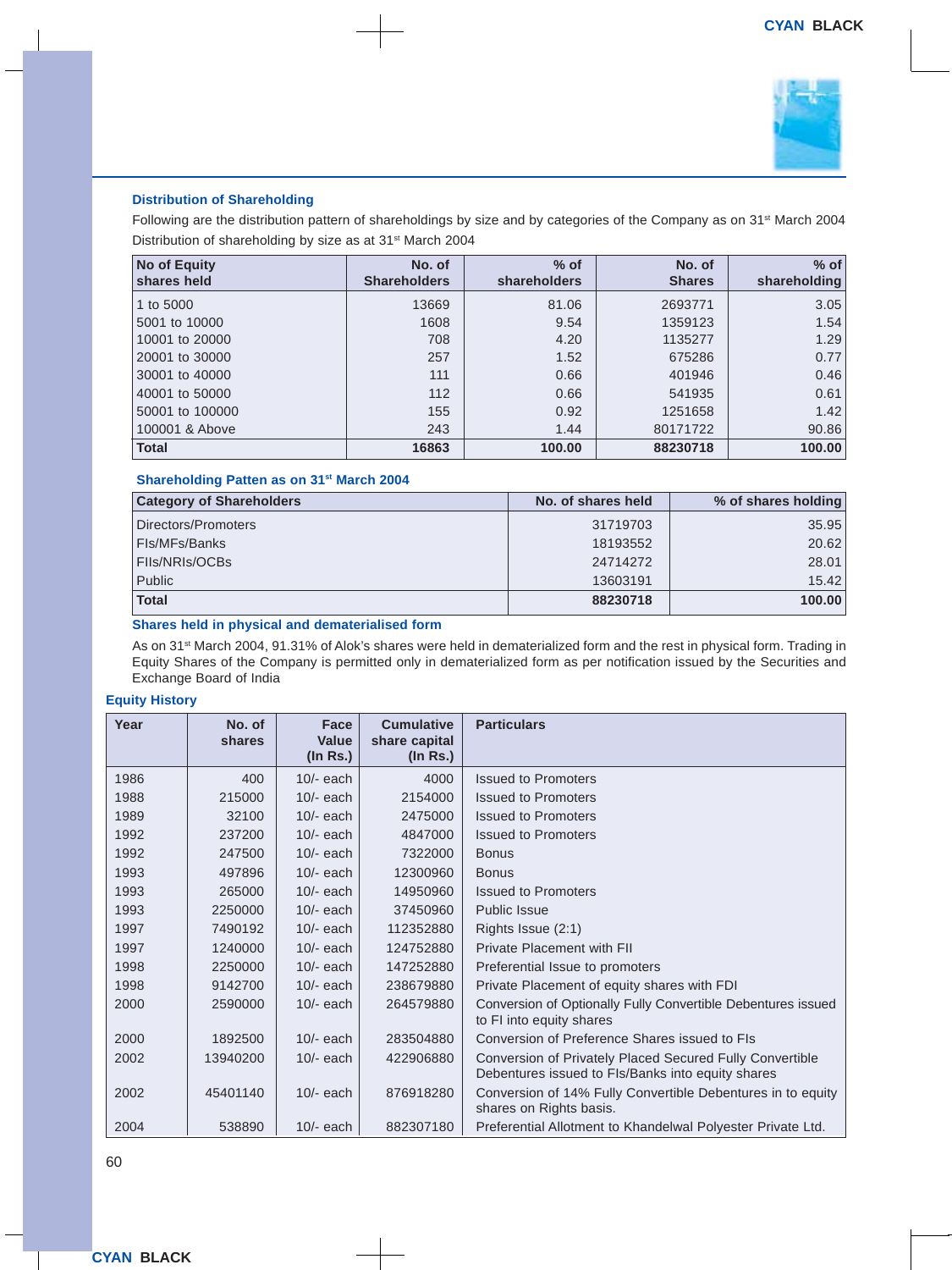### Distribution of Shareholding

Following are the distribution pattern of shareholdings by size and by categories of the Company as on 31st March 2004

Distribution of shareholding by size as at 31st March 2004

| No of Equity shares held | No. of Shareholders | % of shareholders | No. of Shares | % of shareholding |
|---|---|---|---|---|
| 1 to 5000 | 13669 | 81.06 | 2693771 | 3.05 |
| 5001 to 10000 | 1608 | 9.54 | 1359123 | 1.54 |
| 10001 to 20000 | 708 | 4.20 | 1135277 | 1.29 |
| 20001 to 30000 | 257 | 1.52 | 675286 | 0.77 |
| 30001 to 40000 | 111 | 0.66 | 401946 | 0.46 |
| 40001 to 50000 | 112 | 0.66 | 541935 | 0.61 |
| 50001 to 100000 | 155 | 0.92 | 1251658 | 1.42 |
| 100001 & Above | 243 | 1.44 | 80171722 | 90.86 |
| **Total** | **16863** | **100.00** | **88230718** | **100.00** |

### Shareholding Patten as on 31st March 2004

| Category of Shareholders | No. of shares held | % of shares holding |
|---|---|---|
| Directors/Promoters | 31719703 | 35.95 |
| FIs/MFs/Banks | 18193552 | 20.62 |
| FIIs/NRIs/OCBs | 24714272 | 28.01 |
| Public | 13603191 | 15.42 |
| **Total** | **88230718** | **100.00** |

### Shares held in physical and dematerialised form

As on 31st March 2004, 91.31% of Alok's shares were held in dematerialized form and the rest in physical form. Trading in Equity Shares of the Company is permitted only in dematerialized form as per notification issued by the Securities and Exchange Board of India

### Equity History

| Year | No. of shares | Face Value (In Rs.) | Cumulative share capital (In Rs.) | Particulars |
|---|---|---|---|---|
| 1986 | 400 | 10/- each | 4000 | Issued to Promoters |
| 1988 | 215000 | 10/- each | 2154000 | Issued to Promoters |
| 1989 | 32100 | 10/- each | 2475000 | Issued to Promoters |
| 1992 | 237200 | 10/- each | 4847000 | Issued to Promoters |
| 1992 | 247500 | 10/- each | 7322000 | Bonus |
| 1993 | 497896 | 10/- each | 12300960 | Bonus |
| 1993 | 265000 | 10/- each | 14950960 | Issued to Promoters |
| 1993 | 2250000 | 10/- each | 37450960 | Public Issue |
| 1997 | 7490192 | 10/- each | 112352880 | Rights Issue (2:1) |
| 1997 | 1240000 | 10/- each | 124752880 | Private Placement with FII |
| 1998 | 2250000 | 10/- each | 147252880 | Preferential Issue to promoters |
| 1998 | 9142700 | 10/- each | 238679880 | Private Placement of equity shares with FDI |
| 2000 | 2590000 | 10/- each | 264579880 | Conversion of Optionally Fully Convertible Debentures issued to FI into equity shares |
| 2000 | 1892500 | 10/- each | 283504880 | Conversion of Preference Shares issued to FIs |
| 2002 | 13940200 | 10/- each | 422906880 | Conversion of Privately Placed Secured Fully Convertible Debentures issued to FIs/Banks into equity shares |
| 2002 | 45401140 | 10/- each | 876918280 | Conversion of 14% Fully Convertible Debentures in to equity shares on Rights basis. |
| 2004 | 538890 | 10/- each | 882307180 | Preferential Allotment to Khandelwal Polyester Private Ltd. |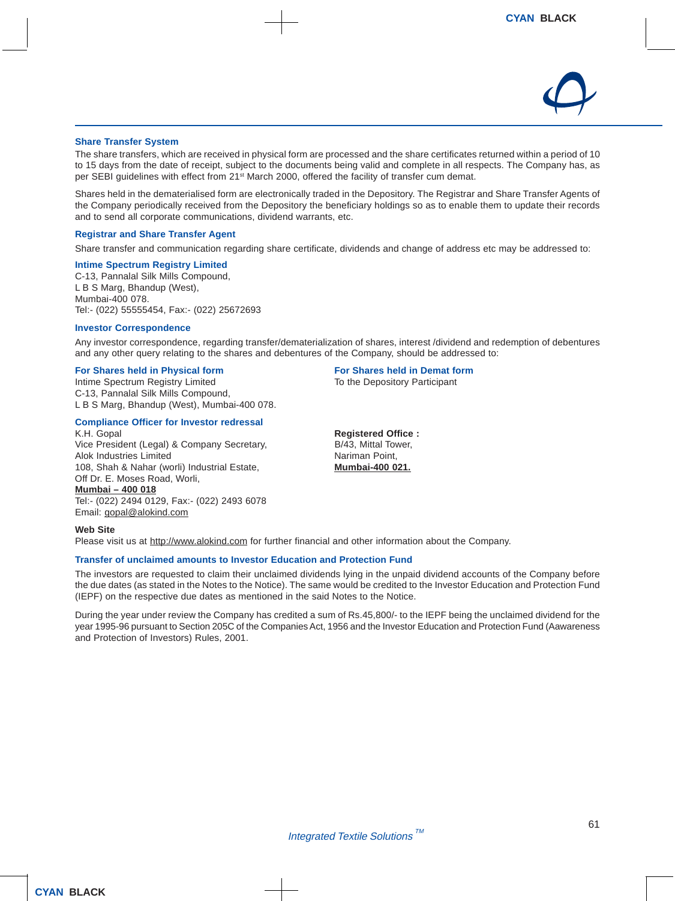### Share Transfer System

The share transfers, which are received in physical form are processed and the share certificates returned within a period of 10 to 15 days from the date of receipt, subject to the documents being valid and complete in all respects. The Company has, as per SEBI guidelines with effect from 21st March 2000, offered the facility of transfer cum demat.

Shares held in the dematerialised form are electronically traded in the Depository. The Registrar and Share Transfer Agents of the Company periodically received from the Depository the beneficiary holdings so as to enable them to update their records and to send all corporate communications, dividend warrants, etc.

### Registrar and Share Transfer Agent

Share transfer and communication regarding share certificate, dividends and change of address etc may be addressed to:

**Intime Spectrum Registry Limited**
C-13, Pannalal Silk Mills Compound,
L B S Marg, Bhandup (West),
Mumbai-400 078.
Tel:- (022) 55555454, Fax:- (022) 25672693

### Investor Correspondence

Any investor correspondence, regarding transfer/dematerialization of shares, interest /dividend and redemption of debentures and any other query relating to the shares and debentures of the Company, should be addressed to:

**For Shares held in Physical form**
Intime Spectrum Registry Limited
C-13, Pannalal Silk Mills Compound,
L B S Marg, Bhandup (West), Mumbai-400 078.

**For Shares held in Demat form**
To the Depository Participant

### Compliance Officer for Investor redressal

K.H. Gopal
Vice President (Legal) & Company Secretary,
Alok Industries Limited
108, Shah & Nahar (worli) Industrial Estate,
Off Dr. E. Moses Road, Worli,
**Mumbai – 400 018**
Tel:- (022) 2494 0129, Fax:- (022) 2493 6078
Email: gopal@alokind.com

**Registered Office :**
B/43, Mittal Tower,
Nariman Point,
**Mumbai-400 021.**

### Web Site

Please visit us at http://www.alokind.com for further financial and other information about the Company.

### Transfer of unclaimed amounts to Investor Education and Protection Fund

The investors are requested to claim their unclaimed dividends lying in the unpaid dividend accounts of the Company before the due dates (as stated in the Notes to the Notice). The same would be credited to the Investor Education and Protection Fund (IEPF) on the respective due dates as mentioned in the said Notes to the Notice.

During the year under review the Company has credited a sum of Rs.45,800/- to the IEPF being the unclaimed dividend for the year 1995-96 pursuant to Section 205C of the Companies Act, 1956 and the Investor Education and Protection Fund (Aawareness and Protection of Investors) Rules, 2001.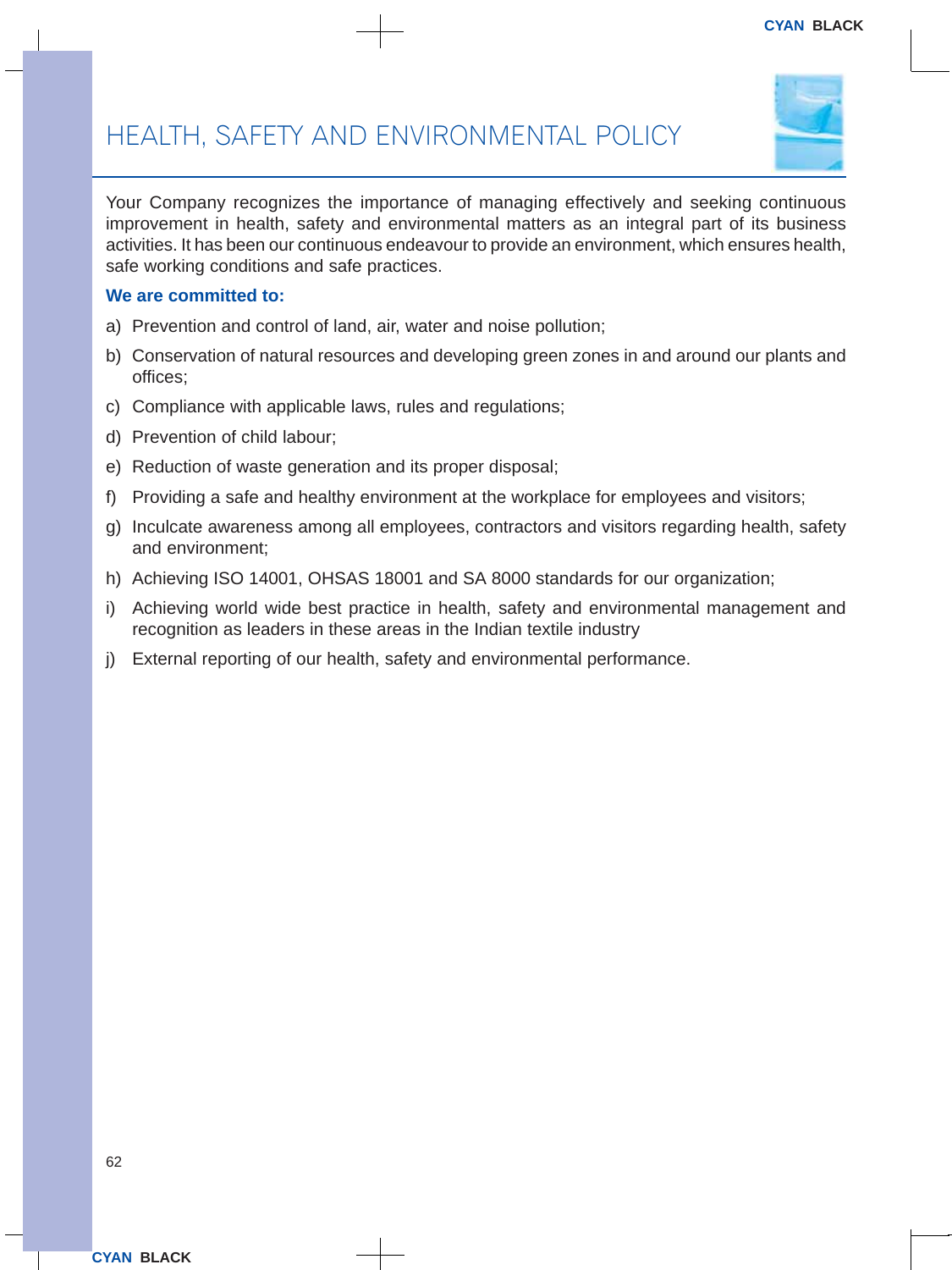# HEALTH, SAFETY AND ENVIRONMENTAL POLICY

Your Company recognizes the importance of managing effectively and seeking continuous improvement in health, safety and environmental matters as an integral part of its business activities. It has been our continuous endeavour to provide an environment, which ensures health, safe working conditions and safe practices.

**We are committed to:**

a) Prevention and control of land, air, water and noise pollution;

b) Conservation of natural resources and developing green zones in and around our plants and offices;

c) Compliance with applicable laws, rules and regulations;

d) Prevention of child labour;

e) Reduction of waste generation and its proper disposal;

f) Providing a safe and healthy environment at the workplace for employees and visitors;

g) Inculcate awareness among all employees, contractors and visitors regarding health, safety and environment;

h) Achieving ISO 14001, OHSAS 18001 and SA 8000 standards for our organization;

i) Achieving world wide best practice in health, safety and environmental management and recognition as leaders in these areas in the Indian textile industry

j) External reporting of our health, safety and environmental performance.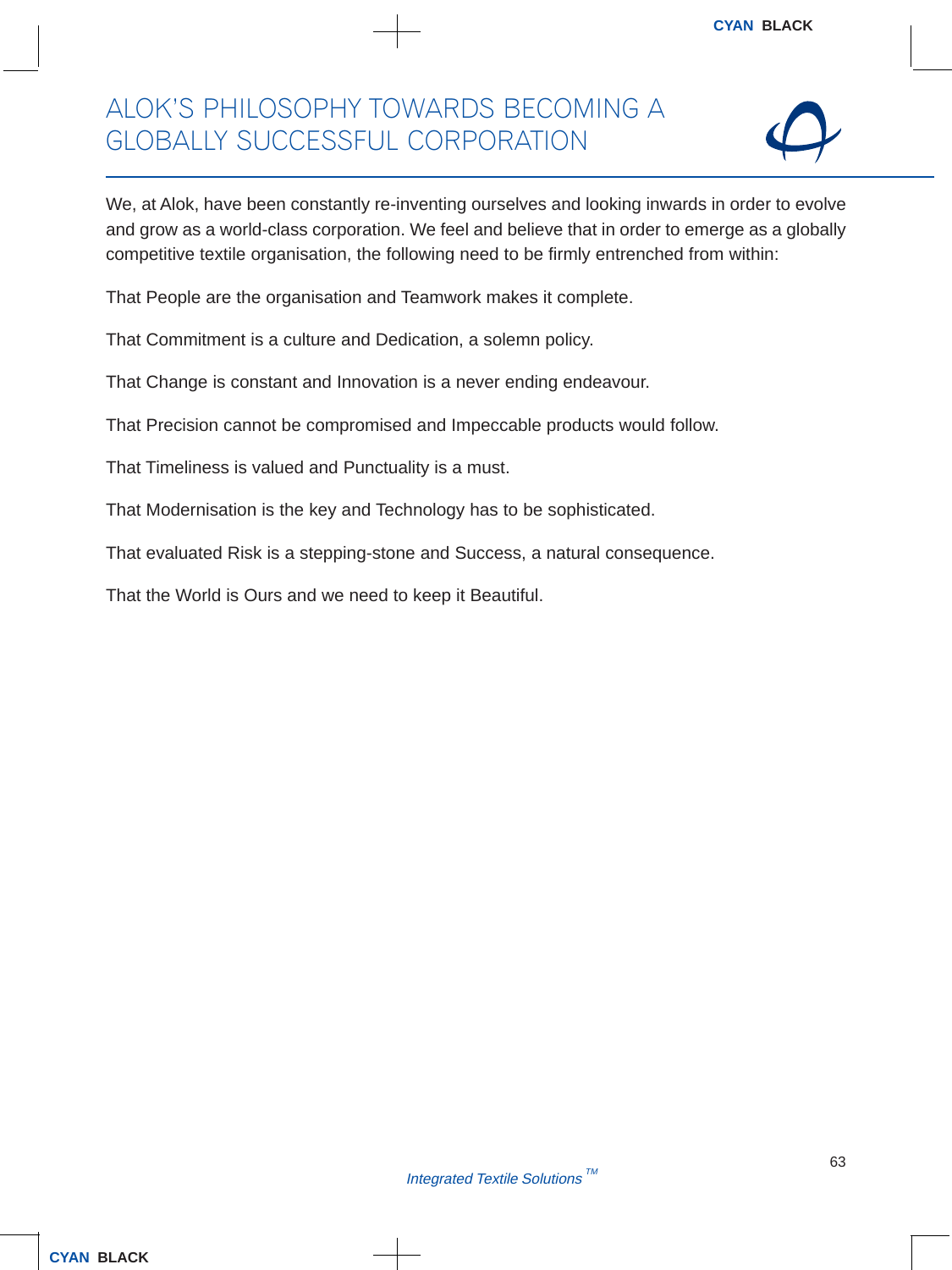# ALOK'S PHILOSOPHY TOWARDS BECOMING A GLOBALLY SUCCESSFUL CORPORATION

We, at Alok, have been constantly re-inventing ourselves and looking inwards in order to evolve and grow as a world-class corporation. We feel and believe that in order to emerge as a globally competitive textile organisation, the following need to be firmly entrenched from within:

That People are the organisation and Teamwork makes it complete.

That Commitment is a culture and Dedication, a solemn policy.

That Change is constant and Innovation is a never ending endeavour.

That Precision cannot be compromised and Impeccable products would follow.

That Timeliness is valued and Punctuality is a must.

That Modernisation is the key and Technology has to be sophisticated.

That evaluated Risk is a stepping-stone and Success, a natural consequence.

That the World is Ours and we need to keep it Beautiful.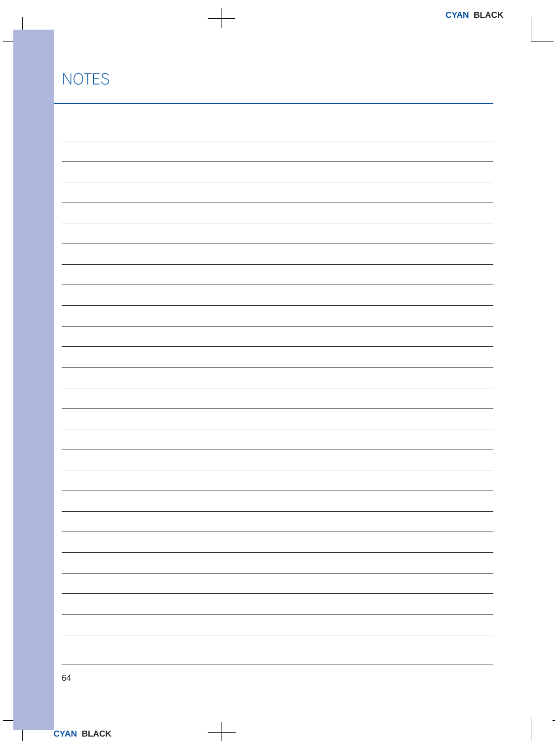# NOTES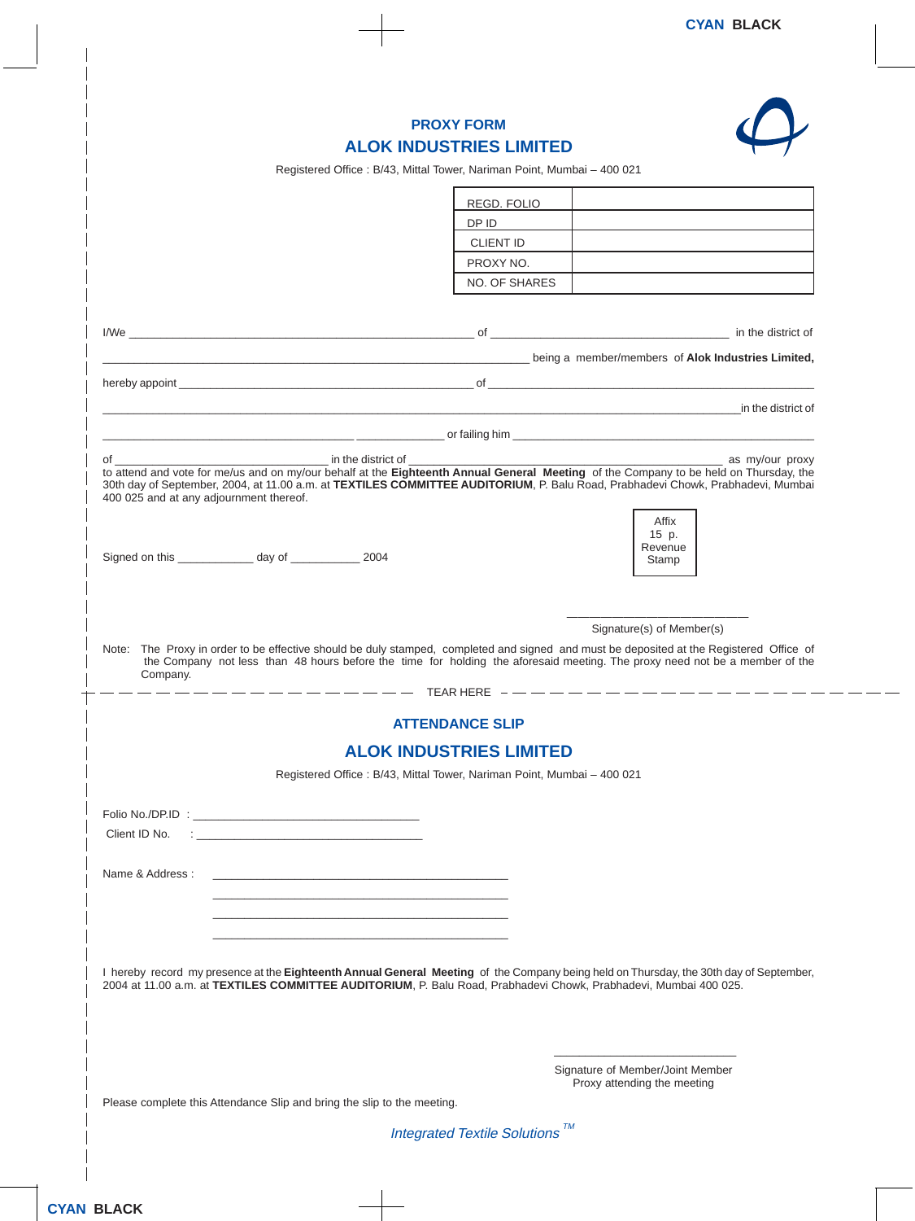# PROXY FORM

## ALOK INDUSTRIES LIMITED

Registered Office : B/43, Mittal Tower, Nariman Point, Mumbai – 400 021

| REGD. FOLIO | |
|---|---|
| DP ID | |
| CLIENT ID | |
| PROXY NO. | |
| NO. OF SHARES | |

I/We _______________________________________________ of ________________________________ in the district of

____________________________________________________________ being a member/members of **Alok Industries Limited,**

hereby appoint ________________________________________ of ____________________________________________

________________________________________________________________________________________in the district of

___________________________________ ____________ or failing him ________________________________________

of ______________________________ in the district of ____________________________________________ as my/our proxy to attend and vote for me/us and on my/our behalf at the **Eighteenth Annual General Meeting** of the Company to be held on Thursday, the 30th day of September, 2004, at 11.00 a.m. at **TEXTILES COMMITTEE AUDITORIUM**, P. Balu Road, Prabhadevi Chowk, Prabhadevi, Mumbai 400 025 and at any adjournment thereof.

Signed on this ___________ day of ___________ 2004

Affix 15 p. Revenue Stamp

_________________________

Signature(s) of Member(s)

Note: The Proxy in order to be effective should be duly stamped, completed and signed and must be deposited at the Registered Office of the Company not less than 48 hours before the time for holding the aforesaid meeting. The proxy need not be a member of the Company.

– – – – – – – – – – – – – – – – – – TEAR HERE – – – – – – – – – – – – – – – – – – – – – – – –

# ATTENDANCE SLIP

## ALOK INDUSTRIES LIMITED

Registered Office : B/43, Mittal Tower, Nariman Point, Mumbai – 400 021

Folio No./DP.ID : _________________________________

Client ID No. : _________________________________

Name & Address : _________________________________________

_________________________________________

_________________________________________

_________________________________________

I hereby record my presence at the **Eighteenth Annual General Meeting** of the Company being held on Thursday, the 30th day of September, 2004 at 11.00 a.m. at **TEXTILES COMMITTEE AUDITORIUM**, P. Balu Road, Prabhadevi Chowk, Prabhadevi, Mumbai 400 025.

_________________________

Signature of Member/Joint Member Proxy attending the meeting

Please complete this Attendance Slip and bring the slip to the meeting.

*Integrated Textile Solutions* TM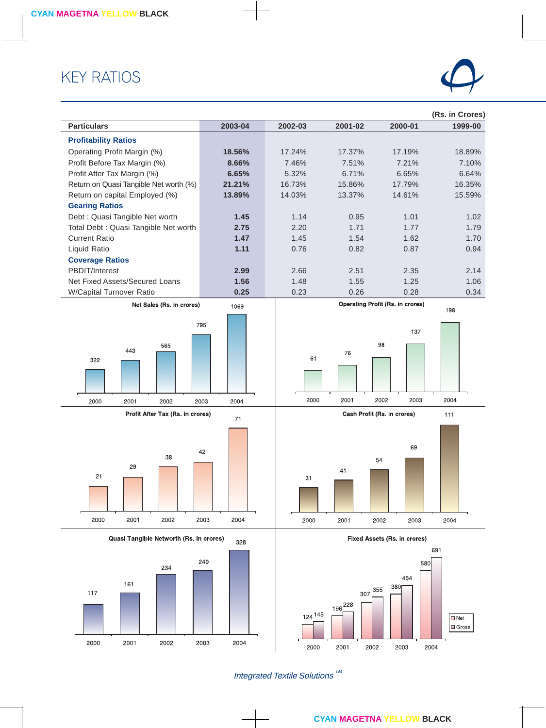# KEY RATIOS

(Rs. in Crores)

| Particulars | 2003-04 | 2002-03 | 2001-02 | 2000-01 | 1999-00 |
|---|---|---|---|---|---|
| **Profitability Ratios** | | | | | |
| Operating Profit Margin (%) | **18.56%** | 17.24% | 17.37% | 17.19% | 18.89% |
| Profit Before Tax Margin (%) | **8.66%** | 7.46% | 7.51% | 7.21% | 7.10% |
| Profit After Tax Margin (%) | **6.65%** | 5.32% | 6.71% | 6.65% | 6.64% |
| Return on Quasi Tangible Net worth (%) | **21.21%** | 16.73% | 15.86% | 17.79% | 16.35% |
| Return on capital Employed (%) | **13.89%** | 14.03% | 13.37% | 14.61% | 15.59% |
| **Gearing Ratios** | | | | | |
| Debt : Quasi Tangible Net worth | **1.45** | 1.14 | 0.95 | 1.01 | 1.02 |
| Total Debt : Quasi Tangible Net worth | **2.75** | 2.20 | 1.71 | 1.77 | 1.79 |
| Current Ratio | **1.47** | 1.45 | 1.54 | 1.62 | 1.70 |
| Liquid Ratio | **1.11** | 0.76 | 0.82 | 0.87 | 0.94 |
| **Coverage Ratios** | | | | | |
| PBDIT/Interest | **2.99** | 2.66 | 2.51 | 2.35 | 2.14 |
| Net Fixed Assets/Secured Loans | **1.56** | 1.48 | 1.55 | 1.25 | 1.06 |
| W/Capital Turnover Ratio | **0.25** | 0.23 | 0.26 | 0.28 | 0.34 |

**Net Sales (Rs. in crores)**

| 2000 | 2001 | 2002 | 2003 | 2004 |
|---|---|---|---|---|
| 322 | 443 | 565 | 795 | 1069 |

**Operating Profit (Rs. in crores)**

| 2000 | 2001 | 2002 | 2003 | 2004 |
|---|---|---|---|---|
| 61 | 76 | 98 | 137 | 198 |

**Profit After Tax (Rs. in crores)**

| 2000 | 2001 | 2002 | 2003 | 2004 |
|---|---|---|---|---|
| 21 | 29 | 38 | 42 | 71 |

**Cash Profit (Rs. in crores)**

| 2000 | 2001 | 2002 | 2003 | 2004 |
|---|---|---|---|---|
| 31 | 41 | 54 | 69 | 111 |

**Quasi Tangible Networth (Rs. in crores)**

| 2000 | 2001 | 2002 | 2003 | 2004 |
|---|---|---|---|---|
| 117 | 161 | 234 | 249 | 328 |

**Fixed Assets (Rs. in crores)**

| | 2000 | 2001 | 2002 | 2003 | 2004 |
|---|---|---|---|---|---|
| Net | 124 | 196 | 307 | 380 | 580 |
| Gross | 145 | 228 | 355 | 454 | 691 |

*Integrated Textile Solutions* TM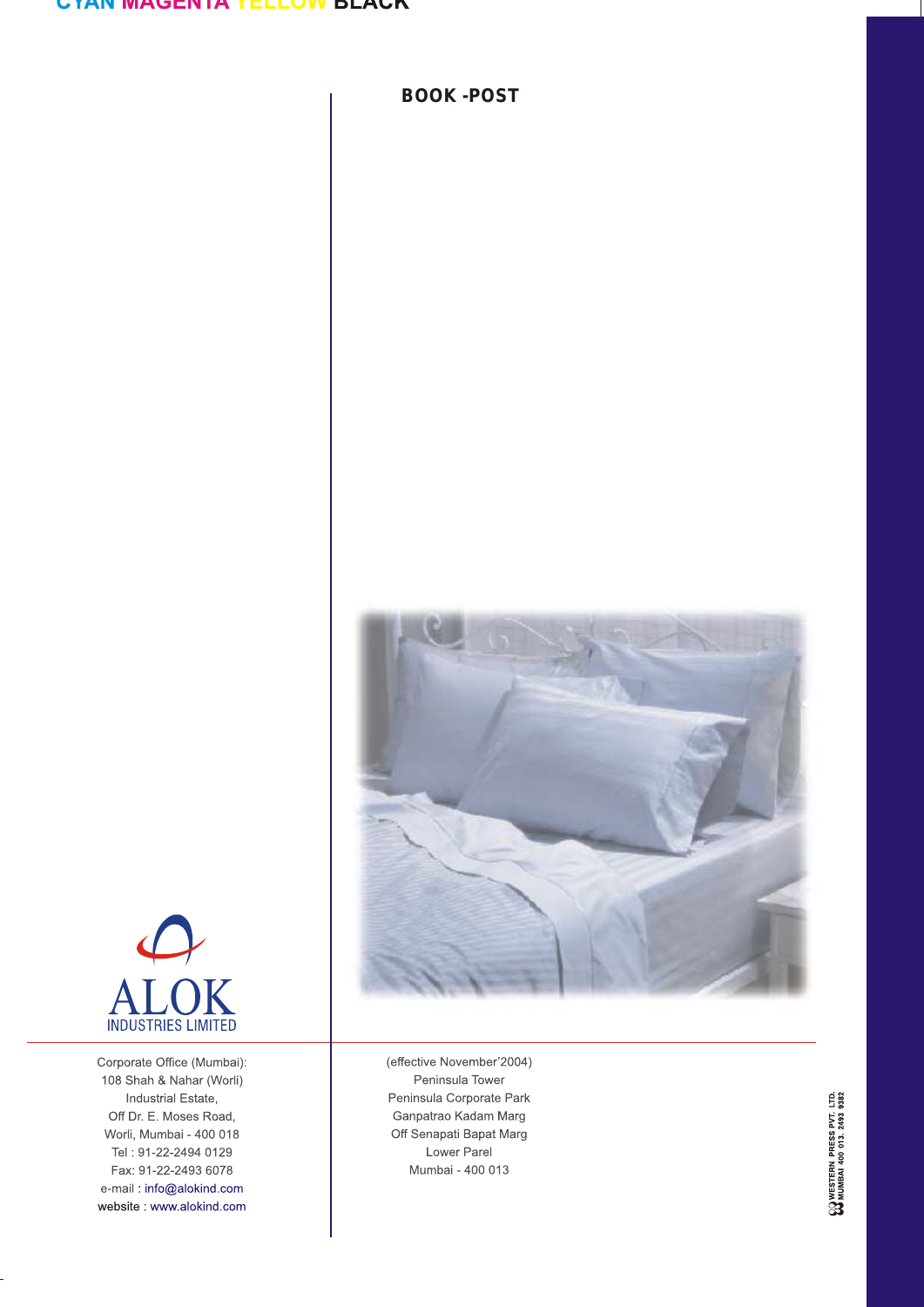**BOOK -POST**

ALOK
INDUSTRIES LIMITED

Corporate Office (Mumbai):
108 Shah & Nahar (Worli)
Industrial Estate,
Off Dr. E. Moses Road,
Worli, Mumbai - 400 018
Tel : 91-22-2494 0129
Fax: 91-22-2493 6078
e-mail : info@alokind.com
website : www.alokind.com

(effective November'2004)
Peninsula Tower
Peninsula Corporate Park
Ganpatrao Kadam Marg
Off Senapati Bapat Marg
Lower Parel
Mumbai - 400 013

WESTERN PRESS PVT. LTD.
MUMBAI 400 013. 2493 9382